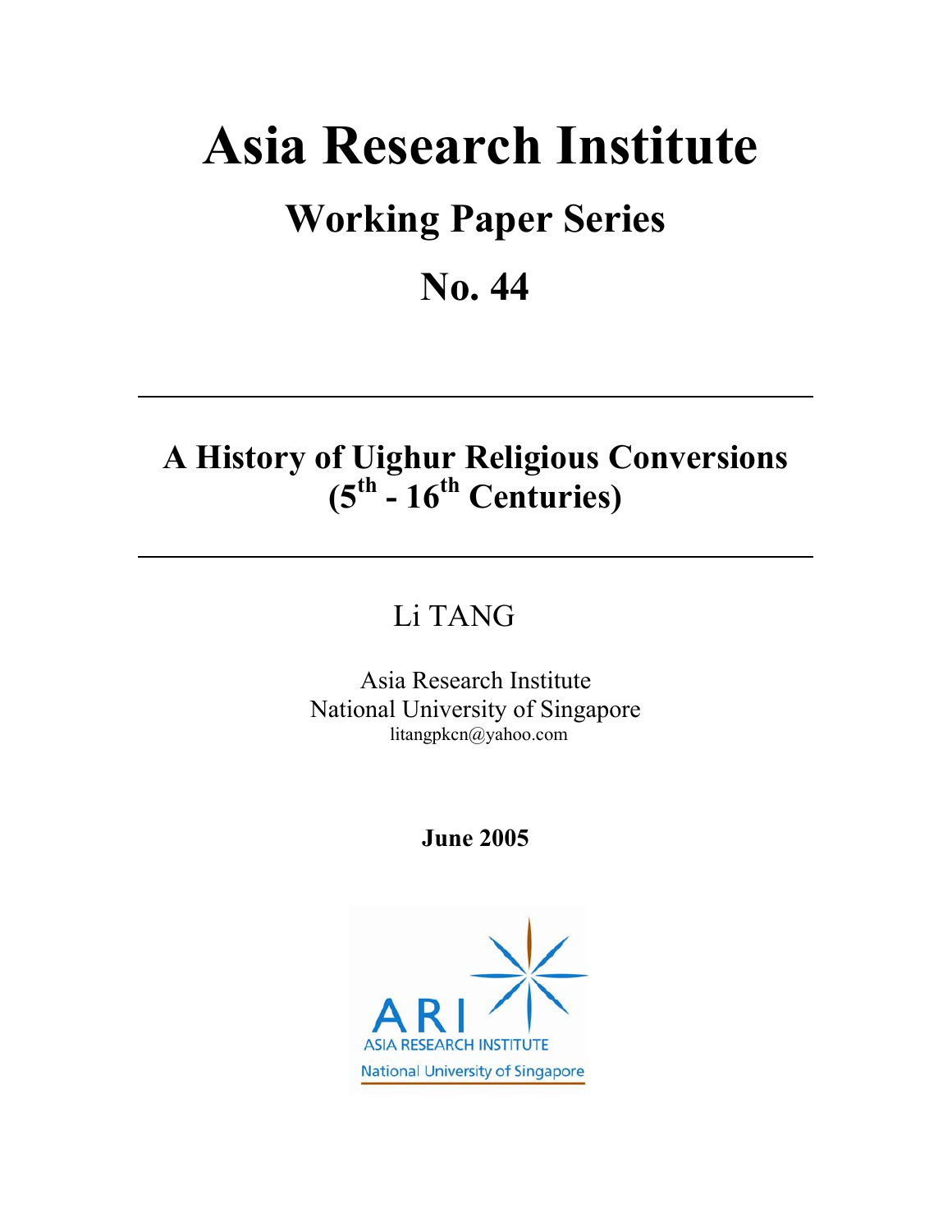# Asia Research Institute

## Working Paper Series

## No. 44

---

## A History of Uighur Religious Conversions ($5^{th}$ - $16^{th}$ Centuries)

---

Li TANG

Asia Research Institute
National University of Singapore
litangpkcn@yahoo.com

**June 2005**

ARI
ASIA RESEARCH INSTITUTE
National University of Singapore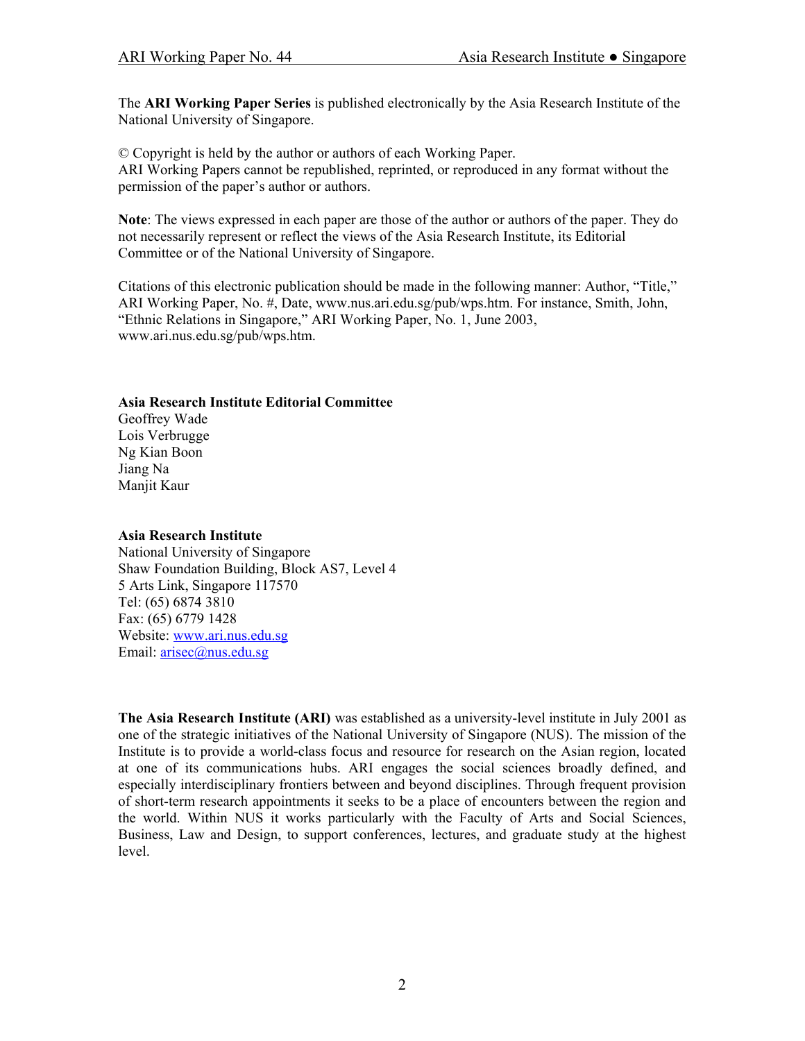The **ARI Working Paper Series** is published electronically by the Asia Research Institute of the National University of Singapore.

© Copyright is held by the author or authors of each Working Paper.
ARI Working Papers cannot be republished, reprinted, or reproduced in any format without the permission of the paper's author or authors.

**Note**: The views expressed in each paper are those of the author or authors of the paper. They do not necessarily represent or reflect the views of the Asia Research Institute, its Editorial Committee or of the National University of Singapore.

Citations of this electronic publication should be made in the following manner: Author, "Title," ARI Working Paper, No. #, Date, www.nus.ari.edu.sg/pub/wps.htm. For instance, Smith, John, "Ethnic Relations in Singapore," ARI Working Paper, No. 1, June 2003, www.ari.nus.edu.sg/pub/wps.htm.

**Asia Research Institute Editorial Committee**
Geoffrey Wade
Lois Verbrugge
Ng Kian Boon
Jiang Na
Manjit Kaur

**Asia Research Institute**
National University of Singapore
Shaw Foundation Building, Block AS7, Level 4
5 Arts Link, Singapore 117570
Tel: (65) 6874 3810
Fax: (65) 6779 1428
Website: www.ari.nus.edu.sg
Email: arisec@nus.edu.sg

**The Asia Research Institute (ARI)** was established as a university-level institute in July 2001 as one of the strategic initiatives of the National University of Singapore (NUS). The mission of the Institute is to provide a world-class focus and resource for research on the Asian region, located at one of its communications hubs. ARI engages the social sciences broadly defined, and especially interdisciplinary frontiers between and beyond disciplines. Through frequent provision of short-term research appointments it seeks to be a place of encounters between the region and the world. Within NUS it works particularly with the Faculty of Arts and Social Sciences, Business, Law and Design, to support conferences, lectures, and graduate study at the highest level.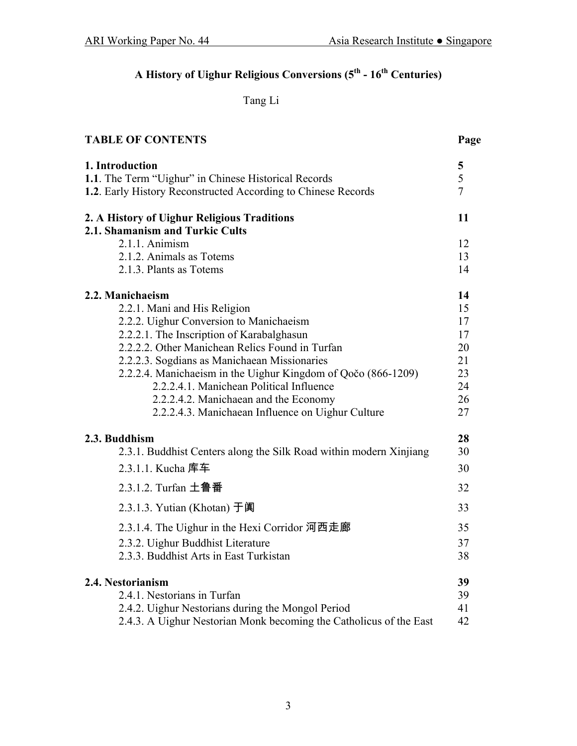# A History of Uighur Religious Conversions (5th - 16th Centuries)

Tang Li

| TABLE OF CONTENTS | Page |
|---|---|
| **1. Introduction** | **5** |
| **1.1**. The Term "Uighur" in Chinese Historical Records | 5 |
| **1.2**. Early History Reconstructed According to Chinese Records | 7 |
| | |
| **2. A History of Uighur Religious Traditions** | **11** |
| **2.1. Shamanism and Turkic Cults** | |
| 2.1.1. Animism | 12 |
| 2.1.2. Animals as Totems | 13 |
| 2.1.3. Plants as Totems | 14 |
| | |
| **2.2. Manichaeism** | **14** |
| 2.2.1. Mani and His Religion | 15 |
| 2.2.2. Uighur Conversion to Manichaeism | 17 |
| 2.2.2.1. The Inscription of Karabalghasun | 17 |
| 2.2.2.2. Other Manichean Relics Found in Turfan | 20 |
| 2.2.2.3. Sogdians as Manichaean Missionaries | 21 |
| 2.2.2.4. Manichaeism in the Uighur Kingdom of Qočo (866-1209) | 23 |
| 2.2.2.4.1. Manichean Political Influence | 24 |
| 2.2.2.4.2. Manichaean and the Economy | 26 |
| 2.2.2.4.3. Manichaean Influence on Uighur Culture | 27 |
| | |
| **2.3. Buddhism** | **28** |
| 2.3.1. Buddhist Centers along the Silk Road within modern Xinjiang | 30 |
| 2.3.1.1. Kucha 库车 | 30 |
| 2.3.1.2. Turfan 土鲁番 | 32 |
| 2.3.1.3. Yutian (Khotan) 于阗 | 33 |
| 2.3.1.4. The Uighur in the Hexi Corridor 河西走廊 | 35 |
| 2.3.2. Uighur Buddhist Literature | 37 |
| 2.3.3. Buddhist Arts in East Turkistan | 38 |
| | |
| **2.4. Nestorianism** | **39** |
| 2.4.1. Nestorians in Turfan | 39 |
| 2.4.2. Uighur Nestorians during the Mongol Period | 41 |
| 2.4.3. A Uighur Nestorian Monk becoming the Catholicus of the East | 42 |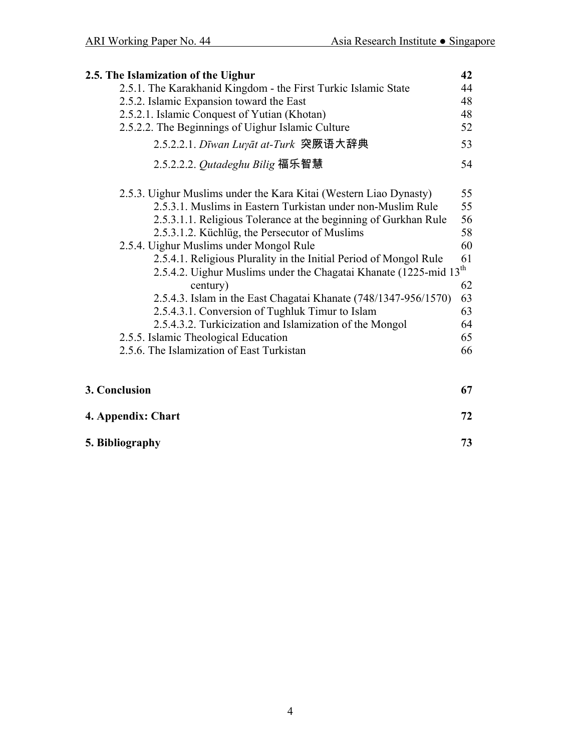**2.5. The Islamization of the Uighur** 42

2.5.1. The Karakhanid Kingdom - the First Turkic Islamic State 44

2.5.2. Islamic Expansion toward the East 48

2.5.2.1. Islamic Conquest of Yutian (Khotan) 48

2.5.2.2. The Beginnings of Uighur Islamic Culture 52

2.5.2.2.1. *Dīwan Luγāt at-Turk* 突厥语大辞典 53

2.5.2.2.2. *Qutadeghu Bilig* 福乐智慧 54

2.5.3. Uighur Muslims under the Kara Kitai (Western Liao Dynasty) 55

2.5.3.1. Muslims in Eastern Turkistan under non-Muslim Rule 55

2.5.3.1.1. Religious Tolerance at the beginning of Gurkhan Rule 56

2.5.3.1.2. Küchlüg, the Persecutor of Muslims 58

2.5.4. Uighur Muslims under Mongol Rule 60

2.5.4.1. Religious Plurality in the Initial Period of Mongol Rule 61

2.5.4.2. Uighur Muslims under the Chagatai Khanate (1225-mid 13th century) 62

2.5.4.3. Islam in the East Chagatai Khanate (748/1347-956/1570) 63

2.5.4.3.1. Conversion of Tughluk Timur to Islam 63

2.5.4.3.2. Turkicization and Islamization of the Mongol 64

2.5.5. Islamic Theological Education 65

2.5.6. The Islamization of East Turkistan 66

**3. Conclusion** 67

**4. Appendix: Chart** 72

**5. Bibliography** 73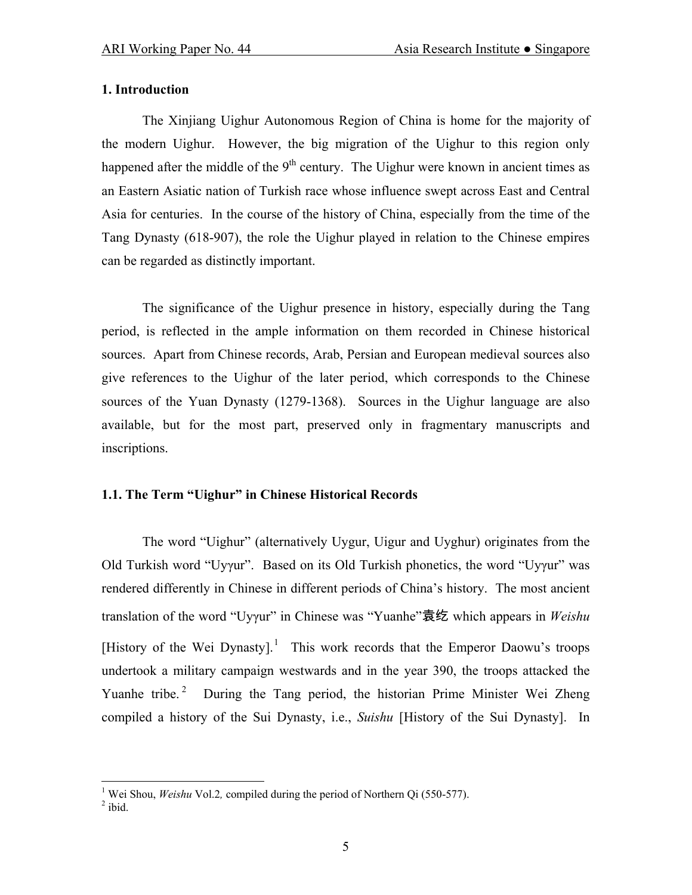## 1. Introduction

The Xinjiang Uighur Autonomous Region of China is home for the majority of the modern Uighur. However, the big migration of the Uighur to this region only happened after the middle of the 9th century. The Uighur were known in ancient times as an Eastern Asiatic nation of Turkish race whose influence swept across East and Central Asia for centuries. In the course of the history of China, especially from the time of the Tang Dynasty (618-907), the role the Uighur played in relation to the Chinese empires can be regarded as distinctly important.

The significance of the Uighur presence in history, especially during the Tang period, is reflected in the ample information on them recorded in Chinese historical sources. Apart from Chinese records, Arab, Persian and European medieval sources also give references to the Uighur of the later period, which corresponds to the Chinese sources of the Yuan Dynasty (1279-1368). Sources in the Uighur language are also available, but for the most part, preserved only in fragmentary manuscripts and inscriptions.

### 1.1. The Term "Uighur" in Chinese Historical Records

The word "Uighur" (alternatively Uygur, Uigur and Uyghur) originates from the Old Turkish word "Uyγur". Based on its Old Turkish phonetics, the word "Uyγur" was rendered differently in Chinese in different periods of China's history. The most ancient translation of the word "Uyγur" in Chinese was "Yuanhe"袁纥 which appears in *Weishu* [History of the Wei Dynasty].[1] This work records that the Emperor Daowu's troops undertook a military campaign westwards and in the year 390, the troops attacked the Yuanhe tribe.[2] During the Tang period, the historian Prime Minister Wei Zheng compiled a history of the Sui Dynasty, i.e., *Suishu* [History of the Sui Dynasty]. In

---

[1] Wei Shou, *Weishu* Vol.2, compiled during the period of Northern Qi (550-577).

[2] ibid.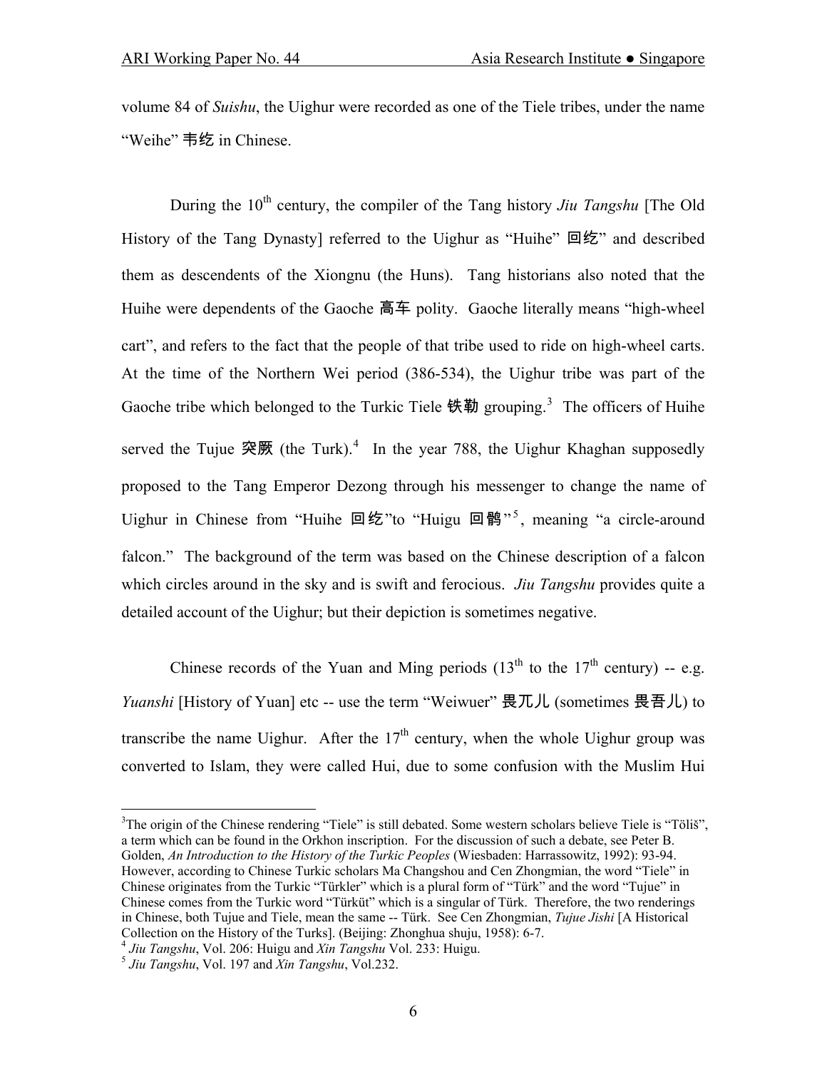volume 84 of *Suishu*, the Uighur were recorded as one of the Tiele tribes, under the name "Weihe" 韦纥 in Chinese.

During the 10th century, the compiler of the Tang history *Jiu Tangshu* [The Old History of the Tang Dynasty] referred to the Uighur as "Huihe" 回纥" and described them as descendents of the Xiongnu (the Huns). Tang historians also noted that the Huihe were dependents of the Gaoche 高车 polity. Gaoche literally means "high-wheel cart", and refers to the fact that the people of that tribe used to ride on high-wheel carts. At the time of the Northern Wei period (386-534), the Uighur tribe was part of the Gaoche tribe which belonged to the Turkic Tiele 铁勒 grouping.[3] The officers of Huihe served the Tujue 突厥 (the Turk).[4] In the year 788, the Uighur Khaghan supposedly proposed to the Tang Emperor Dezong through his messenger to change the name of Uighur in Chinese from "Huihe 回纥"to "Huigu 回鹘"[5], meaning "a circle-around falcon." The background of the term was based on the Chinese description of a falcon which circles around in the sky and is swift and ferocious. *Jiu Tangshu* provides quite a detailed account of the Uighur; but their depiction is sometimes negative.

Chinese records of the Yuan and Ming periods (13th to the 17th century) -- e.g. *Yuanshi* [History of Yuan] etc -- use the term "Weiwuer" 畏兀儿 (sometimes 畏吾儿) to transcribe the name Uighur. After the 17th century, when the whole Uighur group was converted to Islam, they were called Hui, due to some confusion with the Muslim Hui

---

[3]The origin of the Chinese rendering "Tiele" is still debated. Some western scholars believe Tiele is "Töliš", a term which can be found in the Orkhon inscription. For the discussion of such a debate, see Peter B. Golden, *An Introduction to the History of the Turkic Peoples* (Wiesbaden: Harrassowitz, 1992): 93-94. However, according to Chinese Turkic scholars Ma Changshou and Cen Zhongmian, the word "Tiele" in Chinese originates from the Turkic "Türkler" which is a plural form of "Türk" and the word "Tujue" in Chinese comes from the Turkic word "Türküt" which is a singular of Türk. Therefore, the two renderings in Chinese, both Tujue and Tiele, mean the same -- Türk. See Cen Zhongmian, *Tujue Jishi* [A Historical Collection on the History of the Turks]. (Beijing: Zhonghua shuju, 1958): 6-7.

[4] *Jiu Tangshu*, Vol. 206: Huigu and *Xin Tangshu* Vol. 233: Huigu.

[5] *Jiu Tangshu*, Vol. 197 and *Xin Tangshu*, Vol.232.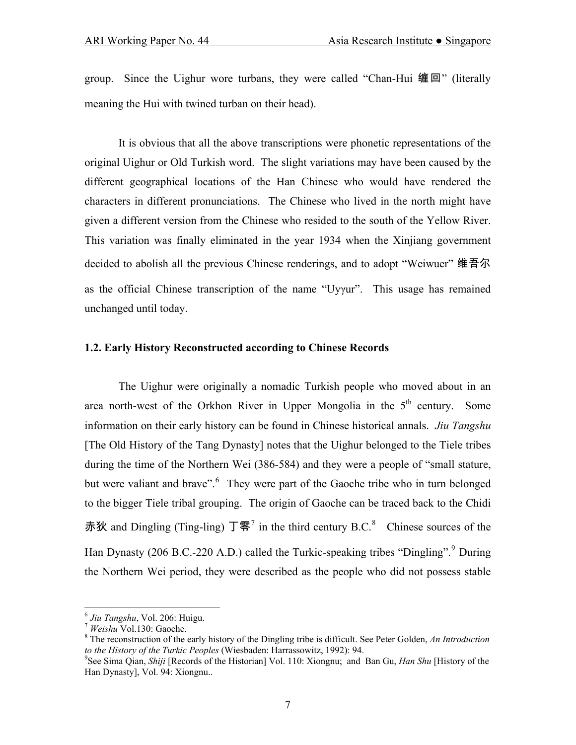group. Since the Uighur wore turbans, they were called "Chan-Hui 缠回" (literally meaning the Hui with twined turban on their head).

It is obvious that all the above transcriptions were phonetic representations of the original Uighur or Old Turkish word. The slight variations may have been caused by the different geographical locations of the Han Chinese who would have rendered the characters in different pronunciations. The Chinese who lived in the north might have given a different version from the Chinese who resided to the south of the Yellow River. This variation was finally eliminated in the year 1934 when the Xinjiang government decided to abolish all the previous Chinese renderings, and to adopt "Weiwuer" 维吾尔 as the official Chinese transcription of the name "Uyγur". This usage has remained unchanged until today.

### 1.2. Early History Reconstructed according to Chinese Records

The Uighur were originally a nomadic Turkish people who moved about in an area north-west of the Orkhon River in Upper Mongolia in the 5th century. Some information on their early history can be found in Chinese historical annals. *Jiu Tangshu* [The Old History of the Tang Dynasty] notes that the Uighur belonged to the Tiele tribes during the time of the Northern Wei (386-584) and they were a people of "small stature, but were valiant and brave".[6] They were part of the Gaoche tribe who in turn belonged to the bigger Tiele tribal grouping. The origin of Gaoche can be traced back to the Chidi 赤狄 and Dingling (Ting-ling) 丁零[7] in the third century B.C.[8] Chinese sources of the Han Dynasty (206 B.C.-220 A.D.) called the Turkic-speaking tribes "Dingling".[9] During the Northern Wei period, they were described as the people who did not possess stable

---

[6] *Jiu Tangshu*, Vol. 206: Huigu.

[7] *Weishu* Vol.130: Gaoche.

[8] The reconstruction of the early history of the Dingling tribe is difficult. See Peter Golden, *An Introduction to the History of the Turkic Peoples* (Wiesbaden: Harrassowitz, 1992): 94.

[9] See Sima Qian, *Shiji* [Records of the Historian] Vol. 110: Xiongnu; and Ban Gu, *Han Shu* [History of the Han Dynasty], Vol. 94: Xiongnu..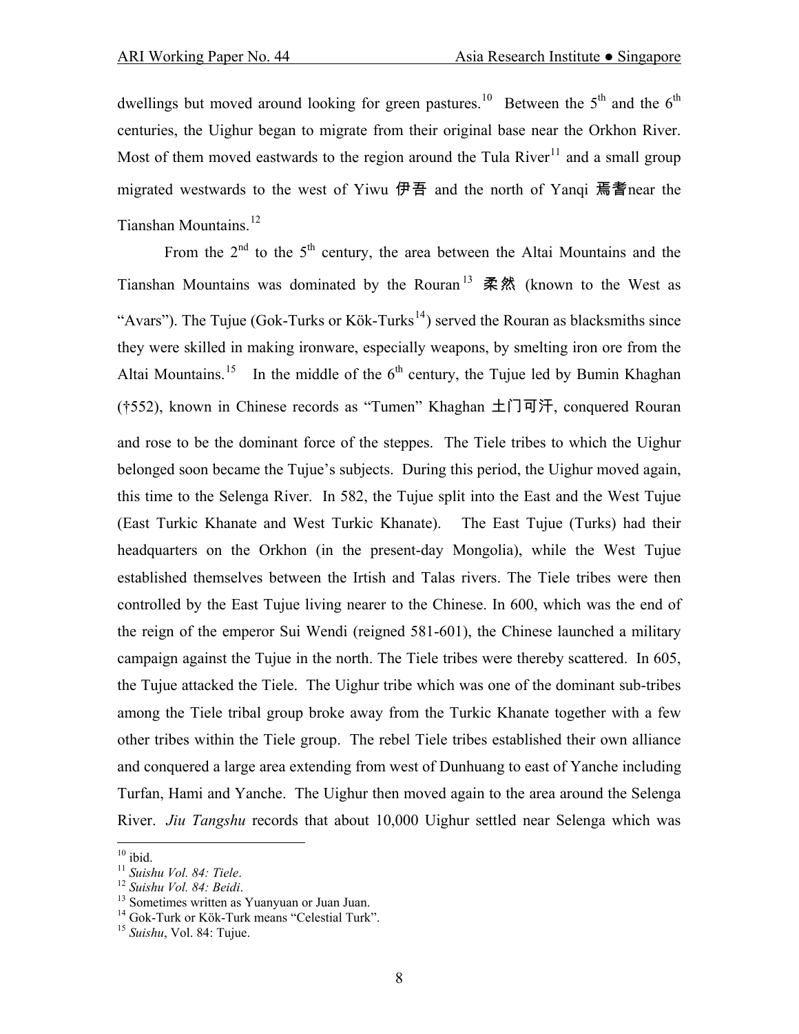dwellings but moved around looking for green pastures.[10] Between the 5th and the 6th centuries, the Uighur began to migrate from their original base near the Orkhon River. Most of them moved eastwards to the region around the Tula River[11] and a small group migrated westwards to the west of Yiwu 伊吾 and the north of Yanqi 焉耆near the Tianshan Mountains.[12]

From the 2nd to the 5th century, the area between the Altai Mountains and the Tianshan Mountains was dominated by the Rouran[13] 柔然 (known to the West as "Avars"). The Tujue (Gok-Turks or Kök-Turks[14]) served the Rouran as blacksmiths since they were skilled in making ironware, especially weapons, by smelting iron ore from the Altai Mountains.[15] In the middle of the 6th century, the Tujue led by Bumin Khaghan (†552), known in Chinese records as "Tumen" Khaghan 土门可汗, conquered Rouran and rose to be the dominant force of the steppes. The Tiele tribes to which the Uighur belonged soon became the Tujue's subjects. During this period, the Uighur moved again, this time to the Selenga River. In 582, the Tujue split into the East and the West Tujue (East Turkic Khanate and West Turkic Khanate). The East Tujue (Turks) had their headquarters on the Orkhon (in the present-day Mongolia), while the West Tujue established themselves between the Irtish and Talas rivers. The Tiele tribes were then controlled by the East Tujue living nearer to the Chinese. In 600, which was the end of the reign of the emperor Sui Wendi (reigned 581-601), the Chinese launched a military campaign against the Tujue in the north. The Tiele tribes were thereby scattered. In 605, the Tujue attacked the Tiele. The Uighur tribe which was one of the dominant sub-tribes among the Tiele tribal group broke away from the Turkic Khanate together with a few other tribes within the Tiele group. The rebel Tiele tribes established their own alliance and conquered a large area extending from west of Dunhuang to east of Yanche including Turfan, Hami and Yanche. The Uighur then moved again to the area around the Selenga River. *Jiu Tangshu* records that about 10,000 Uighur settled near Selenga which was

---

[10] ibid.

[11] *Suishu Vol. 84: Tiele*.

[12] *Suishu Vol. 84: Beidi*.

[13] Sometimes written as Yuanyuan or Juan Juan.

[14] Gok-Turk or Kök-Turk means "Celestial Turk".

[15] *Suishu*, Vol. 84: Tujue.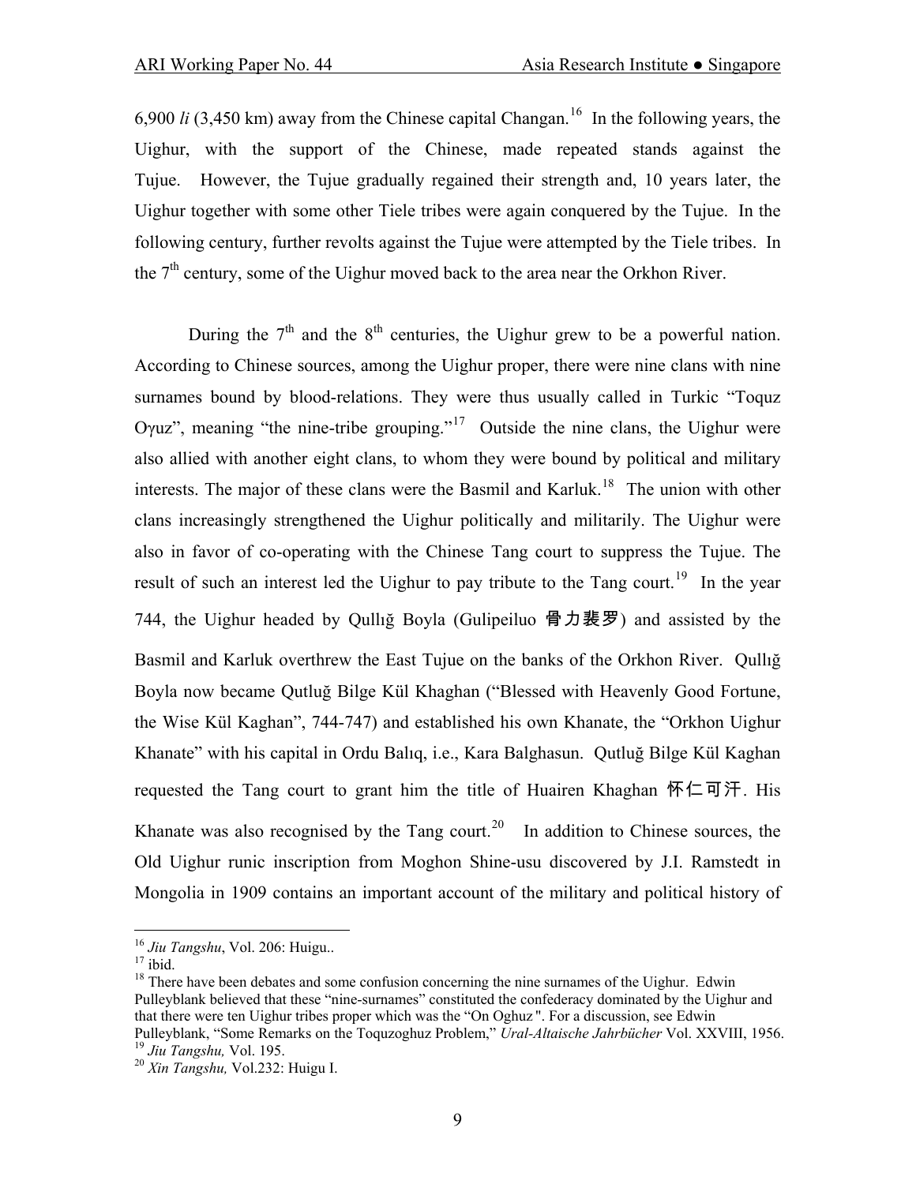6,900 *li* (3,450 km) away from the Chinese capital Changan.[16] In the following years, the Uighur, with the support of the Chinese, made repeated stands against the Tujue. However, the Tujue gradually regained their strength and, 10 years later, the Uighur together with some other Tiele tribes were again conquered by the Tujue. In the following century, further revolts against the Tujue were attempted by the Tiele tribes. In the 7th century, some of the Uighur moved back to the area near the Orkhon River.

During the 7th and the 8th centuries, the Uighur grew to be a powerful nation. According to Chinese sources, among the Uighur proper, there were nine clans with nine surnames bound by blood-relations. They were thus usually called in Turkic "Toquz Oγuz", meaning "the nine-tribe grouping."[17] Outside the nine clans, the Uighur were also allied with another eight clans, to whom they were bound by political and military interests. The major of these clans were the Basmil and Karluk.[18] The union with other clans increasingly strengthened the Uighur politically and militarily. The Uighur were also in favor of co-operating with the Chinese Tang court to suppress the Tujue. The result of such an interest led the Uighur to pay tribute to the Tang court.[19] In the year 744, the Uighur headed by Qullıǧ Boyla (Gulipeiluo 骨力裴罗) and assisted by the Basmil and Karluk overthrew the East Tujue on the banks of the Orkhon River. Qullıǧ Boyla now became Qutluǧ Bilge Kül Khaghan ("Blessed with Heavenly Good Fortune, the Wise Kül Kaghan", 744-747) and established his own Khanate, the "Orkhon Uighur Khanate" with his capital in Ordu Balıq, i.e., Kara Balghasun. Qutluǧ Bilge Kül Kaghan requested the Tang court to grant him the title of Huairen Khaghan 怀仁可汗. His Khanate was also recognised by the Tang court.[20] In addition to Chinese sources, the Old Uighur runic inscription from Moghon Shine-usu discovered by J.I. Ramstedt in Mongolia in 1909 contains an important account of the military and political history of

---

[16] *Jiu Tangshu*, Vol. 206: Huigu..

[17] ibid.

[18] There have been debates and some confusion concerning the nine surnames of the Uighur. Edwin Pulleyblank believed that these "nine-surnames" constituted the confederacy dominated by the Uighur and that there were ten Uighur tribes proper which was the "On Oghuz". For a discussion, see Edwin Pulleyblank, "Some Remarks on the Toquzoghuz Problem," *Ural-Altaische Jahrbücher* Vol. XXVIII, 1956.

[19] *Jiu Tangshu,* Vol. 195.

[20] *Xin Tangshu,* Vol.232: Huigu I.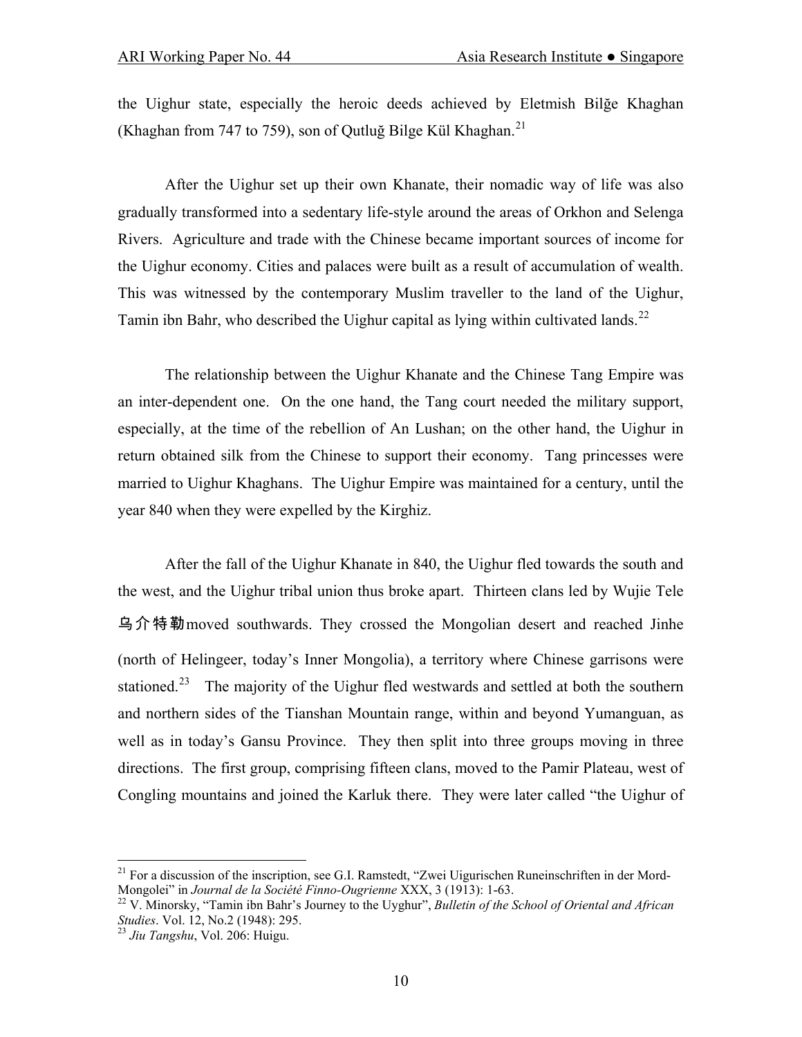the Uighur state, especially the heroic deeds achieved by Eletmish Bilğe Khaghan (Khaghan from 747 to 759), son of Qutluğ Bilge Kül Khaghan.[21]

After the Uighur set up their own Khanate, their nomadic way of life was also gradually transformed into a sedentary life-style around the areas of Orkhon and Selenga Rivers. Agriculture and trade with the Chinese became important sources of income for the Uighur economy. Cities and palaces were built as a result of accumulation of wealth. This was witnessed by the contemporary Muslim traveller to the land of the Uighur, Tamin ibn Bahr, who described the Uighur capital as lying within cultivated lands.[22]

The relationship between the Uighur Khanate and the Chinese Tang Empire was an inter-dependent one. On the one hand, the Tang court needed the military support, especially, at the time of the rebellion of An Lushan; on the other hand, the Uighur in return obtained silk from the Chinese to support their economy. Tang princesses were married to Uighur Khaghans. The Uighur Empire was maintained for a century, until the year 840 when they were expelled by the Kirghiz.

After the fall of the Uighur Khanate in 840, the Uighur fled towards the south and the west, and the Uighur tribal union thus broke apart. Thirteen clans led by Wujie Tele 乌介特勒moved southwards. They crossed the Mongolian desert and reached Jinhe (north of Helingeer, today's Inner Mongolia), a territory where Chinese garrisons were stationed.[23] The majority of the Uighur fled westwards and settled at both the southern and northern sides of the Tianshan Mountain range, within and beyond Yumanguan, as well as in today's Gansu Province. They then split into three groups moving in three directions. The first group, comprising fifteen clans, moved to the Pamir Plateau, west of Congling mountains and joined the Karluk there. They were later called "the Uighur of

---

[21] For a discussion of the inscription, see G.I. Ramstedt, "Zwei Uigurischen Runeinschriften in der Mord-Mongolei" in *Journal de la Société Finno-Ougrienne* XXX, 3 (1913): 1-63.

[22] V. Minorsky, "Tamin ibn Bahr's Journey to the Uyghur", *Bulletin of the School of Oriental and African Studies*. Vol. 12, No.2 (1948): 295.

[23] *Jiu Tangshu*, Vol. 206: Huigu.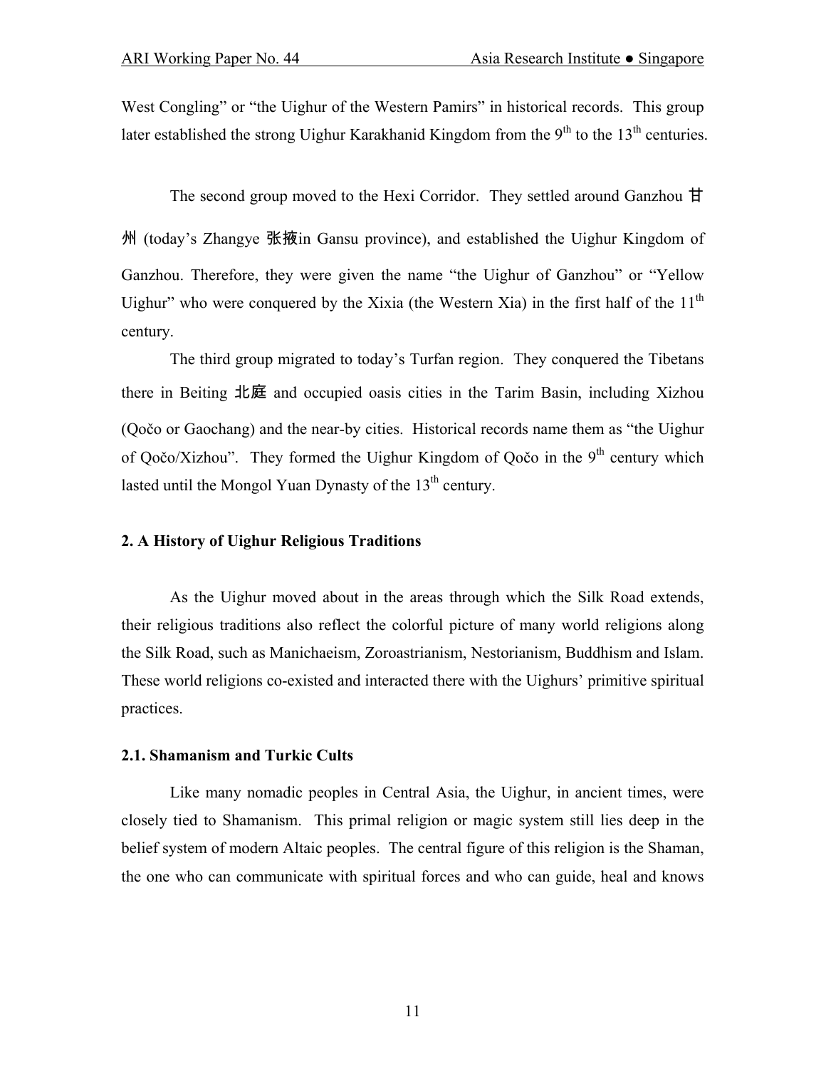West Congling" or "the Uighur of the Western Pamirs" in historical records. This group later established the strong Uighur Karakhanid Kingdom from the 9th to the 13th centuries.

The second group moved to the Hexi Corridor. They settled around Ganzhou 甘州 (today's Zhangye 张掖in Gansu province), and established the Uighur Kingdom of Ganzhou. Therefore, they were given the name "the Uighur of Ganzhou" or "Yellow Uighur" who were conquered by the Xixia (the Western Xia) in the first half of the 11th century.

The third group migrated to today's Turfan region. They conquered the Tibetans there in Beiting 北庭 and occupied oasis cities in the Tarim Basin, including Xizhou (Qočo or Gaochang) and the near-by cities. Historical records name them as "the Uighur of Qočo/Xizhou". They formed the Uighur Kingdom of Qočo in the 9th century which lasted until the Mongol Yuan Dynasty of the 13th century.

## 2. A History of Uighur Religious Traditions

As the Uighur moved about in the areas through which the Silk Road extends, their religious traditions also reflect the colorful picture of many world religions along the Silk Road, such as Manichaeism, Zoroastrianism, Nestorianism, Buddhism and Islam. These world religions co-existed and interacted there with the Uighurs' primitive spiritual practices.

### 2.1. Shamanism and Turkic Cults

Like many nomadic peoples in Central Asia, the Uighur, in ancient times, were closely tied to Shamanism. This primal religion or magic system still lies deep in the belief system of modern Altaic peoples. The central figure of this religion is the Shaman, the one who can communicate with spiritual forces and who can guide, heal and knows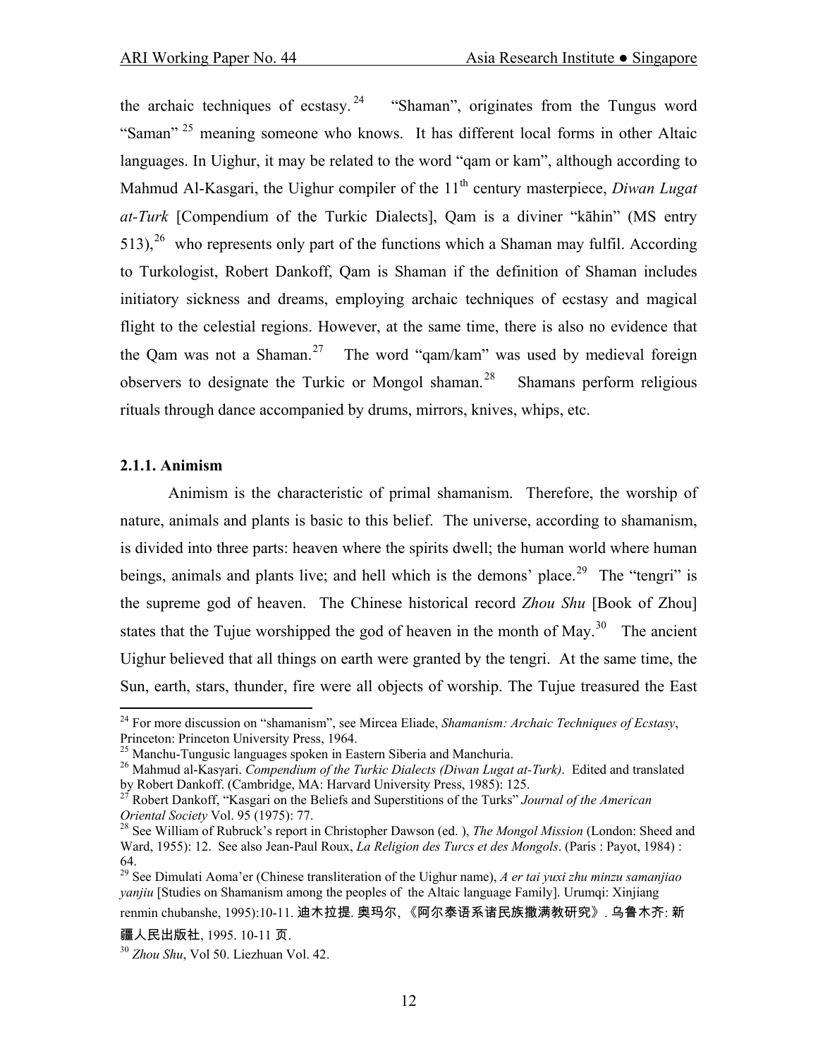the archaic techniques of ecstasy.[24] "Shaman", originates from the Tungus word "Saman"[25] meaning someone who knows. It has different local forms in other Altaic languages. In Uighur, it may be related to the word "qam or kam", although according to Mahmud Al-Kasgari, the Uighur compiler of the 11th century masterpiece, *Diwan Lugat at-Turk* [Compendium of the Turkic Dialects], Qam is a diviner "kāhin" (MS entry 513),[26] who represents only part of the functions which a Shaman may fulfil. According to Turkologist, Robert Dankoff, Qam is Shaman if the definition of Shaman includes initiatory sickness and dreams, employing archaic techniques of ecstasy and magical flight to the celestial regions. However, at the same time, there is also no evidence that the Qam was not a Shaman.[27] The word "qam/kam" was used by medieval foreign observers to designate the Turkic or Mongol shaman.[28] Shamans perform religious rituals through dance accompanied by drums, mirrors, knives, whips, etc.

### 2.1.1. Animism

Animism is the characteristic of primal shamanism. Therefore, the worship of nature, animals and plants is basic to this belief. The universe, according to shamanism, is divided into three parts: heaven where the spirits dwell; the human world where human beings, animals and plants live; and hell which is the demons' place.[29] The "tengri" is the supreme god of heaven. The Chinese historical record *Zhou Shu* [Book of Zhou] states that the Tujue worshipped the god of heaven in the month of May.[30] The ancient Uighur believed that all things on earth were granted by the tengri. At the same time, the Sun, earth, stars, thunder, fire were all objects of worship. The Tujue treasured the East

---

[24] For more discussion on "shamanism", see Mircea Eliade, *Shamanism: Archaic Techniques of Ecstasy*, Princeton: Princeton University Press, 1964.

[25] Manchu-Tungusic languages spoken in Eastern Siberia and Manchuria.

[26] Mahmud al-Kasγari. *Compendium of the Turkic Dialects (Diwan Lugat at-Turk)*. Edited and translated by Robert Dankoff. (Cambridge, MA: Harvard University Press, 1985): 125.

[27] Robert Dankoff, "Kasgari on the Beliefs and Superstitions of the Turks" *Journal of the American Oriental Society* Vol. 95 (1975): 77.

[28] See William of Rubruck's report in Christopher Dawson (ed. ), *The Mongol Mission* (London: Sheed and Ward, 1955): 12. See also Jean-Paul Roux, *La Religion des Turcs et des Mongols*. (Paris : Payot, 1984) : 64.

[29] See Dimulati Aoma'er (Chinese transliteration of the Uighur name), *A er tai yuxi zhu minzu samanjiao yanjiu* [Studies on Shamanism among the peoples of the Altaic language Family]. Urumqi: Xinjiang renmin chubanshe, 1995):10-11. 迪木拉提. 奥玛尔, 《阿尔泰语系诸民族撒满教研究》. 乌鲁木齐: 新疆人民出版社, 1995. 10-11 页.

[30] *Zhou Shu*, Vol 50. Liezhuan Vol. 42.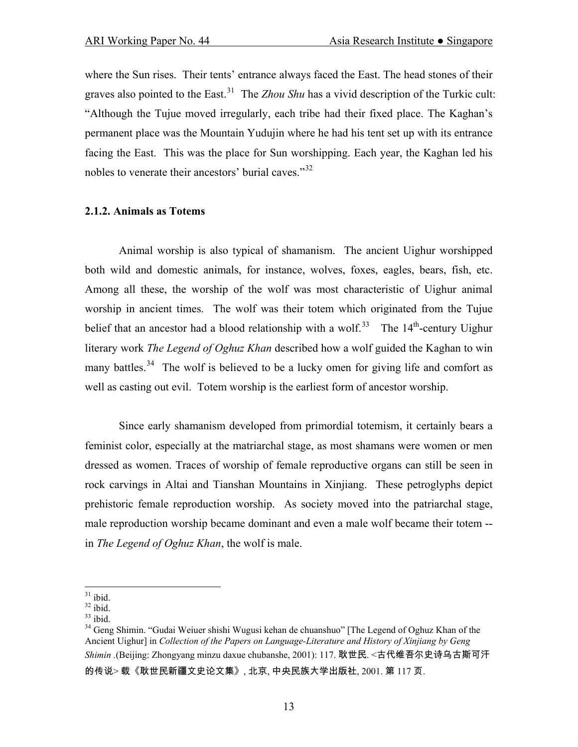where the Sun rises. Their tents' entrance always faced the East. The head stones of their graves also pointed to the East.[31] The *Zhou Shu* has a vivid description of the Turkic cult: "Although the Tujue moved irregularly, each tribe had their fixed place. The Kaghan's permanent place was the Mountain Yudujin where he had his tent set up with its entrance facing the East. This was the place for Sun worshipping. Each year, the Kaghan led his nobles to venerate their ancestors' burial caves."[32]

### 2.1.2. Animals as Totems

Animal worship is also typical of shamanism. The ancient Uighur worshipped both wild and domestic animals, for instance, wolves, foxes, eagles, bears, fish, etc. Among all these, the worship of the wolf was most characteristic of Uighur animal worship in ancient times. The wolf was their totem which originated from the Tujue belief that an ancestor had a blood relationship with a wolf.[33] The 14th-century Uighur literary work *The Legend of Oghuz Khan* described how a wolf guided the Kaghan to win many battles.[34] The wolf is believed to be a lucky omen for giving life and comfort as well as casting out evil. Totem worship is the earliest form of ancestor worship.

Since early shamanism developed from primordial totemism, it certainly bears a feminist color, especially at the matriarchal stage, as most shamans were women or men dressed as women. Traces of worship of female reproductive organs can still be seen in rock carvings in Altai and Tianshan Mountains in Xinjiang. These petroglyphs depict prehistoric female reproduction worship. As society moved into the patriarchal stage, male reproduction worship became dominant and even a male wolf became their totem -- in *The Legend of Oghuz Khan*, the wolf is male.

---

[31] ibid.

[32] ibid.

[33] ibid.

[34] Geng Shimin. "Gudai Weiuer shishi Wugusi kehan de chuanshuo" [The Legend of Oghuz Khan of the Ancient Uighur] in *Collection of the Papers on Language-Literature and History of Xinjiang by Geng Shimin* .(Beijing: Zhongyang minzu daxue chubanshe, 2001): 117. 耿世民. <古代维吾尔史诗乌古斯可汗的传说> 载《耿世民新疆文史论文集》, 北京, 中央民族大学出版社, 2001. 第 117 页.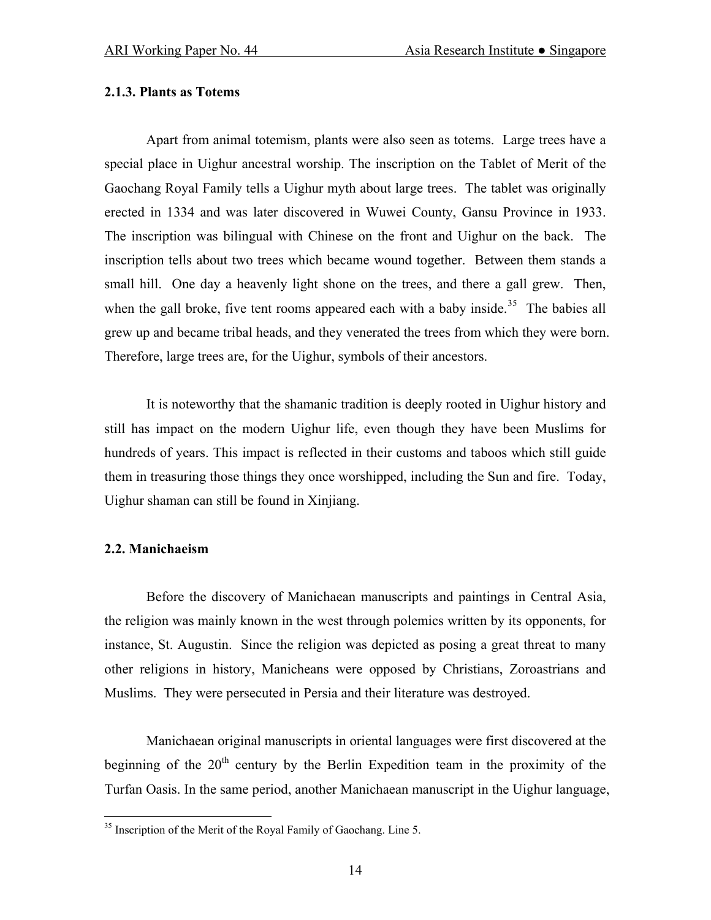#### 2.1.3. Plants as Totems

Apart from animal totemism, plants were also seen as totems. Large trees have a special place in Uighur ancestral worship. The inscription on the Tablet of Merit of the Gaochang Royal Family tells a Uighur myth about large trees. The tablet was originally erected in 1334 and was later discovered in Wuwei County, Gansu Province in 1933. The inscription was bilingual with Chinese on the front and Uighur on the back. The inscription tells about two trees which became wound together. Between them stands a small hill. One day a heavenly light shone on the trees, and there a gall grew. Then, when the gall broke, five tent rooms appeared each with a baby inside.[35] The babies all grew up and became tribal heads, and they venerated the trees from which they were born. Therefore, large trees are, for the Uighur, symbols of their ancestors.

It is noteworthy that the shamanic tradition is deeply rooted in Uighur history and still has impact on the modern Uighur life, even though they have been Muslims for hundreds of years. This impact is reflected in their customs and taboos which still guide them in treasuring those things they once worshipped, including the Sun and fire. Today, Uighur shaman can still be found in Xinjiang.

### 2.2. Manichaeism

Before the discovery of Manichaean manuscripts and paintings in Central Asia, the religion was mainly known in the west through polemics written by its opponents, for instance, St. Augustin. Since the religion was depicted as posing a great threat to many other religions in history, Manicheans were opposed by Christians, Zoroastrians and Muslims. They were persecuted in Persia and their literature was destroyed.

Manichaean original manuscripts in oriental languages were first discovered at the beginning of the 20th century by the Berlin Expedition team in the proximity of the Turfan Oasis. In the same period, another Manichaean manuscript in the Uighur language,

---

[35] Inscription of the Merit of the Royal Family of Gaochang. Line 5.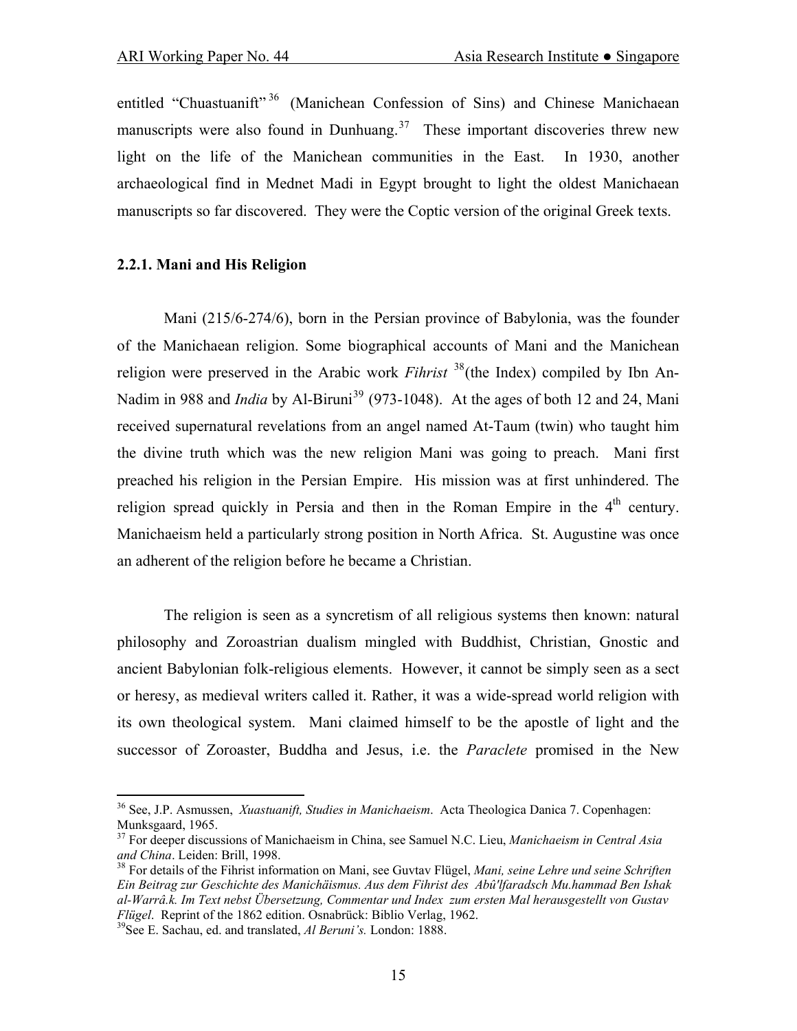entitled "Chuastuanift"[36] (Manichean Confession of Sins) and Chinese Manichaean manuscripts were also found in Dunhuang.[37] These important discoveries threw new light on the life of the Manichean communities in the East. In 1930, another archaeological find in Mednet Madi in Egypt brought to light the oldest Manichaean manuscripts so far discovered. They were the Coptic version of the original Greek texts.

### 2.2.1. Mani and His Religion

Mani (215/6-274/6), born in the Persian province of Babylonia, was the founder of the Manichaean religion. Some biographical accounts of Mani and the Manichean religion were preserved in the Arabic work *Fihrist* [38](the Index) compiled by Ibn An-Nadim in 988 and *India* by Al-Biruni[39] (973-1048). At the ages of both 12 and 24, Mani received supernatural revelations from an angel named At-Taum (twin) who taught him the divine truth which was the new religion Mani was going to preach. Mani first preached his religion in the Persian Empire. His mission was at first unhindered. The religion spread quickly in Persia and then in the Roman Empire in the 4th century. Manichaeism held a particularly strong position in North Africa. St. Augustine was once an adherent of the religion before he became a Christian.

The religion is seen as a syncretism of all religious systems then known: natural philosophy and Zoroastrian dualism mingled with Buddhist, Christian, Gnostic and ancient Babylonian folk-religious elements. However, it cannot be simply seen as a sect or heresy, as medieval writers called it. Rather, it was a wide-spread world religion with its own theological system. Mani claimed himself to be the apostle of light and the successor of Zoroaster, Buddha and Jesus, i.e. the *Paraclete* promised in the New

---

[36] See, J.P. Asmussen, *Xuastuanift, Studies in Manichaeism*. Acta Theologica Danica 7. Copenhagen: Munksgaard, 1965.

[37] For deeper discussions of Manichaeism in China, see Samuel N.C. Lieu, *Manichaeism in Central Asia and China*. Leiden: Brill, 1998.

[38] For details of the Fihrist information on Mani, see Guvtav Flügel, *Mani, seine Lehre und seine Schriften Ein Beitrag zur Geschichte des Manichäismus. Aus dem Fihrist des Abû'lfaradsch Mu.hammad Ben Ishak al-Warrâ.k. Im Text nebst Übersetzung, Commentar und Index zum ersten Mal herausgestellt von Gustav Flügel*. Reprint of the 1862 edition. Osnabrück: Biblio Verlag, 1962.

[39] See E. Sachau, ed. and translated, *Al Beruni's.* London: 1888.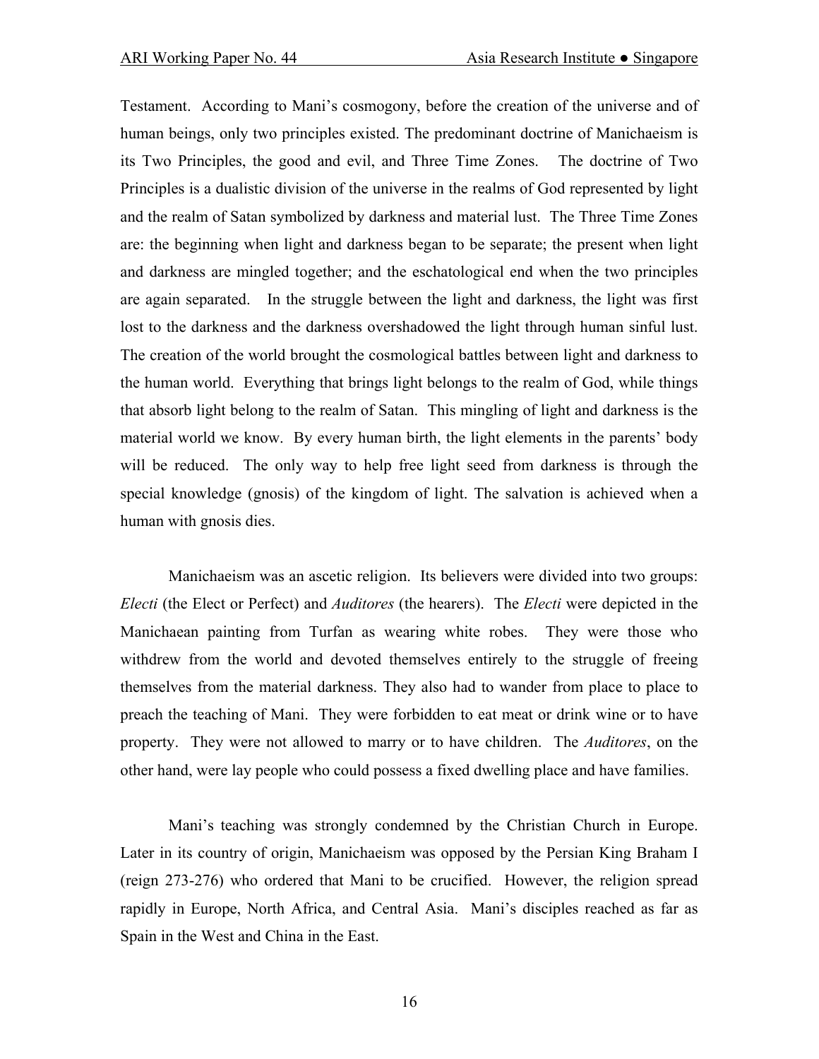Testament. According to Mani's cosmogony, before the creation of the universe and of human beings, only two principles existed. The predominant doctrine of Manichaeism is its Two Principles, the good and evil, and Three Time Zones. The doctrine of Two Principles is a dualistic division of the universe in the realms of God represented by light and the realm of Satan symbolized by darkness and material lust. The Three Time Zones are: the beginning when light and darkness began to be separate; the present when light and darkness are mingled together; and the eschatological end when the two principles are again separated. In the struggle between the light and darkness, the light was first lost to the darkness and the darkness overshadowed the light through human sinful lust. The creation of the world brought the cosmological battles between light and darkness to the human world. Everything that brings light belongs to the realm of God, while things that absorb light belong to the realm of Satan. This mingling of light and darkness is the material world we know. By every human birth, the light elements in the parents' body will be reduced. The only way to help free light seed from darkness is through the special knowledge (gnosis) of the kingdom of light. The salvation is achieved when a human with gnosis dies.

Manichaeism was an ascetic religion. Its believers were divided into two groups: *Electi* (the Elect or Perfect) and *Auditores* (the hearers). The *Electi* were depicted in the Manichaean painting from Turfan as wearing white robes. They were those who withdrew from the world and devoted themselves entirely to the struggle of freeing themselves from the material darkness. They also had to wander from place to place to preach the teaching of Mani. They were forbidden to eat meat or drink wine or to have property. They were not allowed to marry or to have children. The *Auditores*, on the other hand, were lay people who could possess a fixed dwelling place and have families.

Mani's teaching was strongly condemned by the Christian Church in Europe. Later in its country of origin, Manichaeism was opposed by the Persian King Braham I (reign 273-276) who ordered that Mani to be crucified. However, the religion spread rapidly in Europe, North Africa, and Central Asia. Mani's disciples reached as far as Spain in the West and China in the East.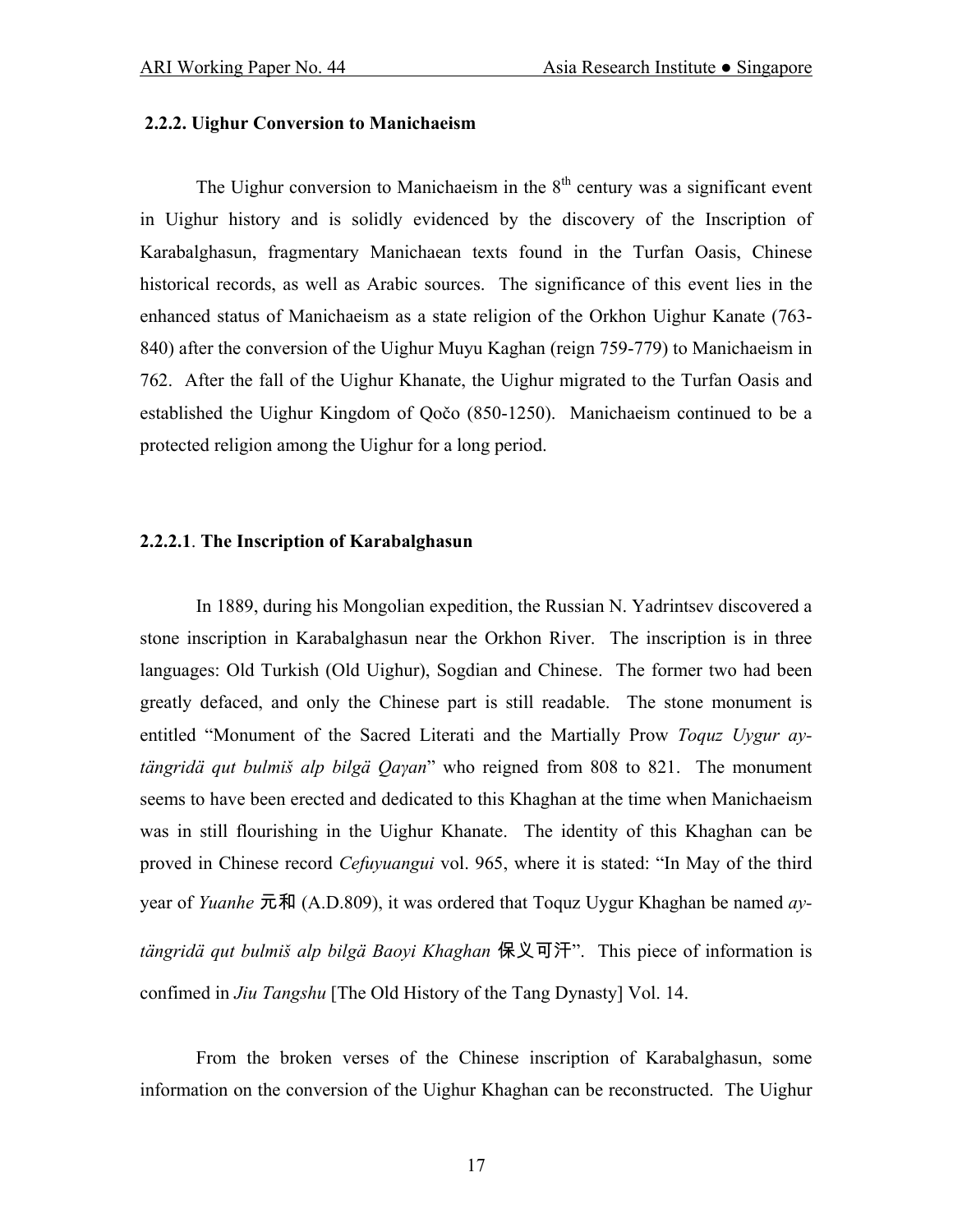### 2.2.2. Uighur Conversion to Manichaeism

The Uighur conversion to Manichaeism in the 8th century was a significant event in Uighur history and is solidly evidenced by the discovery of the Inscription of Karabalghasun, fragmentary Manichaean texts found in the Turfan Oasis, Chinese historical records, as well as Arabic sources. The significance of this event lies in the enhanced status of Manichaeism as a state religion of the Orkhon Uighur Kanate (763-840) after the conversion of the Uighur Muyu Kaghan (reign 759-779) to Manichaeism in 762. After the fall of the Uighur Khanate, the Uighur migrated to the Turfan Oasis and established the Uighur Kingdom of Qočo (850-1250). Manichaeism continued to be a protected religion among the Uighur for a long period.

#### 2.2.2.1. The Inscription of Karabalghasun

In 1889, during his Mongolian expedition, the Russian N. Yadrintsev discovered a stone inscription in Karabalghasun near the Orkhon River. The inscription is in three languages: Old Turkish (Old Uighur), Sogdian and Chinese. The former two had been greatly defaced, and only the Chinese part is still readable. The stone monument is entitled "Monument of the Sacred Literati and the Martially Prow *Toquz Uygur ay-tängridä qut bulmiš alp bilgä Qaγan*" who reigned from 808 to 821. The monument seems to have been erected and dedicated to this Khaghan at the time when Manichaeism was in still flourishing in the Uighur Khanate. The identity of this Khaghan can be proved in Chinese record *Cefuyuangui* vol. 965, where it is stated: "In May of the third year of *Yuanhe* 元和 (A.D.809), it was ordered that Toquz Uygur Khaghan be named *ay-tängridä qut bulmiš alp bilgä Baoyi Khaghan* 保义可汗". This piece of information is confimed in *Jiu Tangshu* [The Old History of the Tang Dynasty] Vol. 14.

From the broken verses of the Chinese inscription of Karabalghasun, some information on the conversion of the Uighur Khaghan can be reconstructed. The Uighur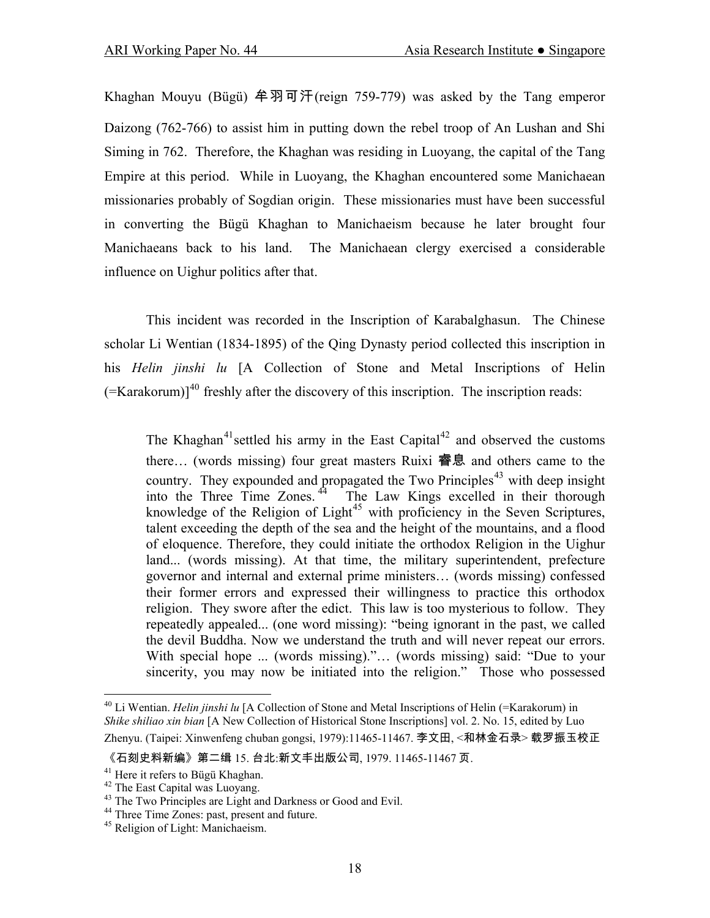Khaghan Mouyu (Bügü) 牟羽可汗(reign 759-779) was asked by the Tang emperor Daizong (762-766) to assist him in putting down the rebel troop of An Lushan and Shi Siming in 762. Therefore, the Khaghan was residing in Luoyang, the capital of the Tang Empire at this period. While in Luoyang, the Khaghan encountered some Manichaean missionaries probably of Sogdian origin. These missionaries must have been successful in converting the Bügü Khaghan to Manichaeism because he later brought four Manichaeans back to his land. The Manichaean clergy exercised a considerable influence on Uighur politics after that.

This incident was recorded in the Inscription of Karabalghasun. The Chinese scholar Li Wentian (1834-1895) of the Qing Dynasty period collected this inscription in his *Helin jinshi lu* [A Collection of Stone and Metal Inscriptions of Helin (=Karakorum)][40] freshly after the discovery of this inscription. The inscription reads:

> The Khaghan[41] settled his army in the East Capital[42] and observed the customs there… (words missing) four great masters Ruixi 睿息 and others came to the country. They expounded and propagated the Two Principles[43] with deep insight into the Three Time Zones.[44] The Law Kings excelled in their thorough knowledge of the Religion of Light[45] with proficiency in the Seven Scriptures, talent exceeding the depth of the sea and the height of the mountains, and a flood of eloquence. Therefore, they could initiate the orthodox Religion in the Uighur land... (words missing). At that time, the military superintendent, prefecture governor and internal and external prime ministers… (words missing) confessed their former errors and expressed their willingness to practice this orthodox religion. They swore after the edict. This law is too mysterious to follow. They repeatedly appealed... (one word missing): "being ignorant in the past, we called the devil Buddha. Now we understand the truth and will never repeat our errors. With special hope ... (words missing)."… (words missing) said: "Due to your sincerity, you may now be initiated into the religion." Those who possessed

---

[40] Li Wentian. *Helin jinshi lu* [A Collection of Stone and Metal Inscriptions of Helin (=Karakorum) in *Shike shiliao xin bian* [A New Collection of Historical Stone Inscriptions] vol. 2. No. 15, edited by Luo Zhenyu. (Taipei: Xinwenfeng chuban gongsi, 1979):11465-11467. 李文田, <和林金石录> 載罗振玉校正《石刻史料新编》第二缉 15. 台北:新文丰出版公司, 1979. 11465-11467 页.

[41] Here it refers to Bügü Khaghan.

[42] The East Capital was Luoyang.

[43] The Two Principles are Light and Darkness or Good and Evil.

[44] Three Time Zones: past, present and future.

[45] Religion of Light: Manichaeism.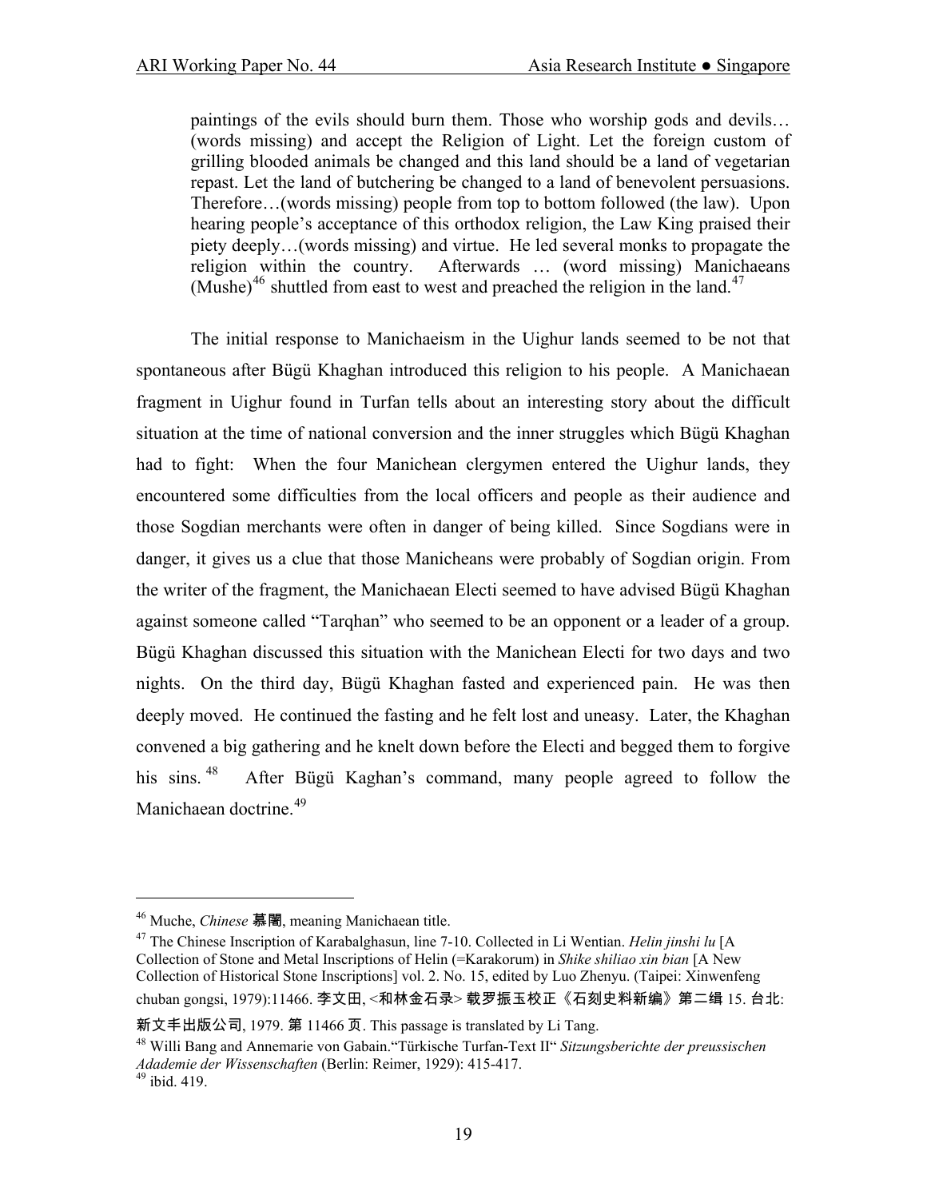> paintings of the evils should burn them. Those who worship gods and devils… (words missing) and accept the Religion of Light. Let the foreign custom of grilling blooded animals be changed and this land should be a land of vegetarian repast. Let the land of butchering be changed to a land of benevolent persuasions. Therefore…(words missing) people from top to bottom followed (the law). Upon hearing people's acceptance of this orthodox religion, the Law King praised their piety deeply…(words missing) and virtue. He led several monks to propagate the religion within the country. Afterwards … (word missing) Manichaeans (Mushe)[46] shuttled from east to west and preached the religion in the land.[47]

The initial response to Manichaeism in the Uighur lands seemed to be not that spontaneous after Bügü Khaghan introduced this religion to his people. A Manichaean fragment in Uighur found in Turfan tells about an interesting story about the difficult situation at the time of national conversion and the inner struggles which Bügü Khaghan had to fight: When the four Manichean clergymen entered the Uighur lands, they encountered some difficulties from the local officers and people as their audience and those Sogdian merchants were often in danger of being killed. Since Sogdians were in danger, it gives us a clue that those Manicheans were probably of Sogdian origin. From the writer of the fragment, the Manichaean Electi seemed to have advised Bügü Khaghan against someone called "Tarqhan" who seemed to be an opponent or a leader of a group. Bügü Khaghan discussed this situation with the Manichean Electi for two days and two nights. On the third day, Bügü Khaghan fasted and experienced pain. He was then deeply moved. He continued the fasting and he felt lost and uneasy. Later, the Khaghan convened a big gathering and he knelt down before the Electi and begged them to forgive his sins.[48] After Bügü Kaghan's command, many people agreed to follow the Manichaean doctrine.[49]

---

[46] Muche, *Chinese* 慕闍, meaning Manichaean title.

[47] The Chinese Inscription of Karabalghasun, line 7-10. Collected in Li Wentian. *Helin jinshi lu* [A Collection of Stone and Metal Inscriptions of Helin (=Karakorum) in *Shike shiliao xin bian* [A New Collection of Historical Stone Inscriptions] vol. 2. No. 15, edited by Luo Zhenyu. (Taipei: Xinwenfeng chuban gongsi, 1979):11466. 李文田, <和林金石录> 载罗振玉校正《石刻史料新编》第二缉 15. 台北: 新文丰出版公司, 1979. 第 11466 页. This passage is translated by Li Tang.

[48] Willi Bang and Annemarie von Gabain."Türkische Turfan-Text II" *Sitzungsberichte der preussischen Adademie der Wissenschaften* (Berlin: Reimer, 1929): 415-417.

[49] ibid. 419.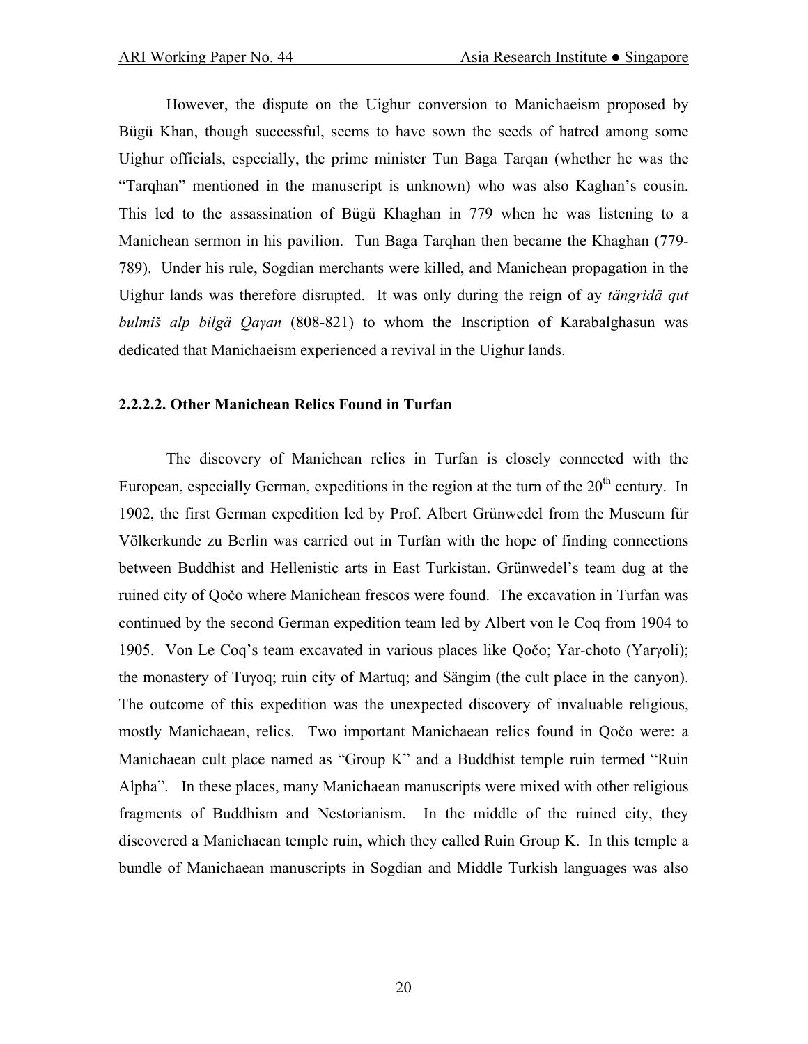However, the dispute on the Uighur conversion to Manichaeism proposed by Bügü Khan, though successful, seems to have sown the seeds of hatred among some Uighur officials, especially, the prime minister Tun Baga Tarqan (whether he was the "Tarqhan" mentioned in the manuscript is unknown) who was also Kaghan's cousin. This led to the assassination of Bügü Khaghan in 779 when he was listening to a Manichean sermon in his pavilion. Tun Baga Tarqhan then became the Khaghan (779-789). Under his rule, Sogdian merchants were killed, and Manichean propagation in the Uighur lands was therefore disrupted. It was only during the reign of ay *tängridä qut bulmiš alp bilgä Qaγan* (808-821) to whom the Inscription of Karabalghasun was dedicated that Manichaeism experienced a revival in the Uighur lands.

#### 2.2.2.2. Other Manichean Relics Found in Turfan

The discovery of Manichean relics in Turfan is closely connected with the European, especially German, expeditions in the region at the turn of the 20th century. In 1902, the first German expedition led by Prof. Albert Grünwedel from the Museum für Völkerkunde zu Berlin was carried out in Turfan with the hope of finding connections between Buddhist and Hellenistic arts in East Turkistan. Grünwedel's team dug at the ruined city of Qočo where Manichean frescos were found. The excavation in Turfan was continued by the second German expedition team led by Albert von le Coq from 1904 to 1905. Von Le Coq's team excavated in various places like Qočo; Yar-choto (Yarγoli); the monastery of Tuγoq; ruin city of Martuq; and Sängim (the cult place in the canyon). The outcome of this expedition was the unexpected discovery of invaluable religious, mostly Manichaean, relics. Two important Manichaean relics found in Qočo were: a Manichaean cult place named as "Group K" and a Buddhist temple ruin termed "Ruin Alpha". In these places, many Manichaean manuscripts were mixed with other religious fragments of Buddhism and Nestorianism. In the middle of the ruined city, they discovered a Manichaean temple ruin, which they called Ruin Group K. In this temple a bundle of Manichaean manuscripts in Sogdian and Middle Turkish languages was also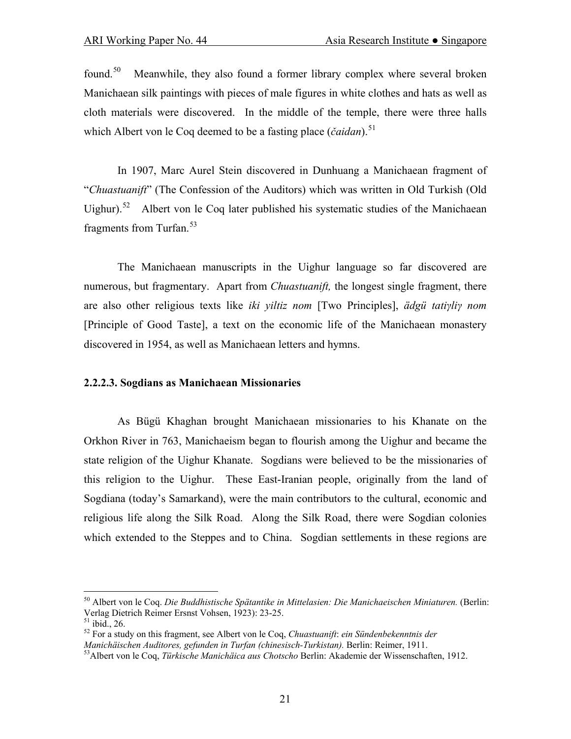found.[50] Meanwhile, they also found a former library complex where several broken Manichaean silk paintings with pieces of male figures in white clothes and hats as well as cloth materials were discovered. In the middle of the temple, there were three halls which Albert von le Coq deemed to be a fasting place (*čaidan*).[51]

In 1907, Marc Aurel Stein discovered in Dunhuang a Manichaean fragment of "*Chuastuanift*" (The Confession of the Auditors) which was written in Old Turkish (Old Uighur).[52] Albert von le Coq later published his systematic studies of the Manichaean fragments from Turfan.[53]

The Manichaean manuscripts in the Uighur language so far discovered are numerous, but fragmentary. Apart from *Chuastuanift,* the longest single fragment, there are also other religious texts like *iki yiltiz nom* [Two Principles], *ädgü tatiγliγ nom* [Principle of Good Taste], a text on the economic life of the Manichaean monastery discovered in 1954, as well as Manichaean letters and hymns.

### 2.2.2.3. Sogdians as Manichaean Missionaries

As Bügü Khaghan brought Manichaean missionaries to his Khanate on the Orkhon River in 763, Manichaeism began to flourish among the Uighur and became the state religion of the Uighur Khanate. Sogdians were believed to be the missionaries of this religion to the Uighur. These East-Iranian people, originally from the land of Sogdiana (today's Samarkand), were the main contributors to the cultural, economic and religious life along the Silk Road. Along the Silk Road, there were Sogdian colonies which extended to the Steppes and to China. Sogdian settlements in these regions are

---

[50] Albert von le Coq. *Die Buddhistische Spätantike in Mittelasien: Die Manichaeischen Miniaturen.* (Berlin: Verlag Dietrich Reimer Ersnst Vohsen, 1923): 23-25.

[51] ibid., 26.

[52] For a study on this fragment, see Albert von le Coq, *Chuastuanift*: *ein Sündenbekenntnis der Manichäischen Auditores, gefunden in Turfan (chinesisch-Turkistan).* Berlin: Reimer, 1911.

[53] Albert von le Coq, *Türkische Manichäica aus Chotscho* Berlin: Akademie der Wissenschaften, 1912.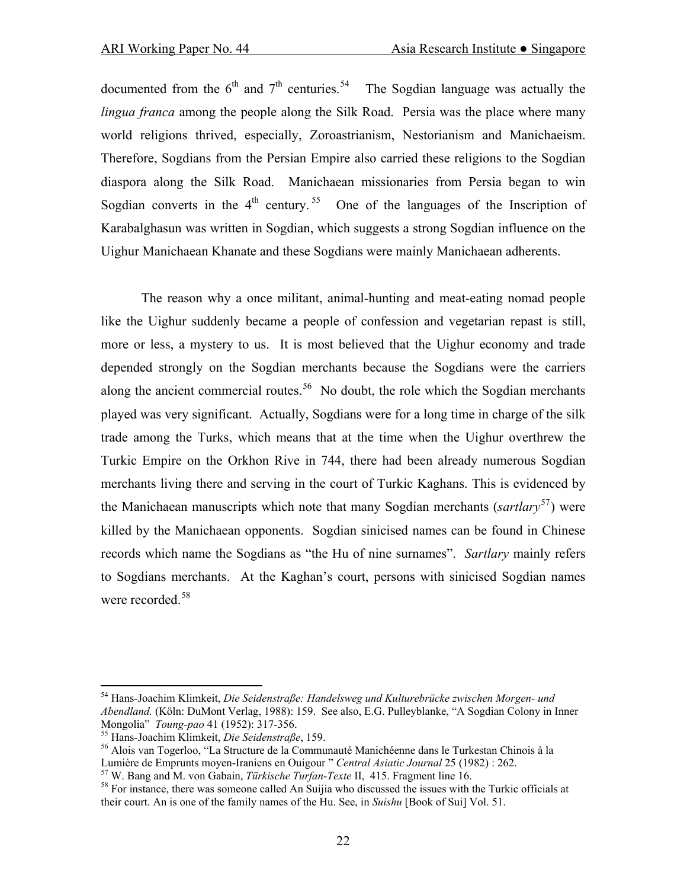documented from the 6th and 7th centuries.[54] The Sogdian language was actually the *lingua franca* among the people along the Silk Road. Persia was the place where many world religions thrived, especially, Zoroastrianism, Nestorianism and Manichaeism. Therefore, Sogdians from the Persian Empire also carried these religions to the Sogdian diaspora along the Silk Road. Manichaean missionaries from Persia began to win Sogdian converts in the 4th century.[55] One of the languages of the Inscription of Karabalghasun was written in Sogdian, which suggests a strong Sogdian influence on the Uighur Manichaean Khanate and these Sogdians were mainly Manichaean adherents.

The reason why a once militant, animal-hunting and meat-eating nomad people like the Uighur suddenly became a people of confession and vegetarian repast is still, more or less, a mystery to us. It is most believed that the Uighur economy and trade depended strongly on the Sogdian merchants because the Sogdians were the carriers along the ancient commercial routes.[56] No doubt, the role which the Sogdian merchants played was very significant. Actually, Sogdians were for a long time in charge of the silk trade among the Turks, which means that at the time when the Uighur overthrew the Turkic Empire on the Orkhon Rive in 744, there had been already numerous Sogdian merchants living there and serving in the court of Turkic Kaghans. This is evidenced by the Manichaean manuscripts which note that many Sogdian merchants (*sartlary*[57]) were killed by the Manichaean opponents. Sogdian sinicised names can be found in Chinese records which name the Sogdians as "the Hu of nine surnames". *Sartlary* mainly refers to Sogdians merchants. At the Kaghan's court, persons with sinicised Sogdian names were recorded.[58]

---

[54] Hans-Joachim Klimkeit, *Die Seidenstraße: Handelsweg und Kulturebrücke zwischen Morgen- und Abendland.* (Köln: DuMont Verlag, 1988): 159. See also, E.G. Pulleyblanke, "A Sogdian Colony in Inner Mongolia" *Toung-pao* 41 (1952): 317-356.

[55] Hans-Joachim Klimkeit, *Die Seidenstraße*, 159.

[56] Alois van Togerloo, "La Structure de la Communauté Manichéenne dans le Turkestan Chinois à la Lumière de Emprunts moyen-Iraniens en Ouigour" *Central Asiatic Journal* 25 (1982) : 262.

[57] W. Bang and M. von Gabain, *Türkische Turfan-Texte* II, 415. Fragment line 16.

[58] For instance, there was someone called An Suijia who discussed the issues with the Turkic officials at their court. An is one of the family names of the Hu. See, in *Suishu* [Book of Sui] Vol. 51.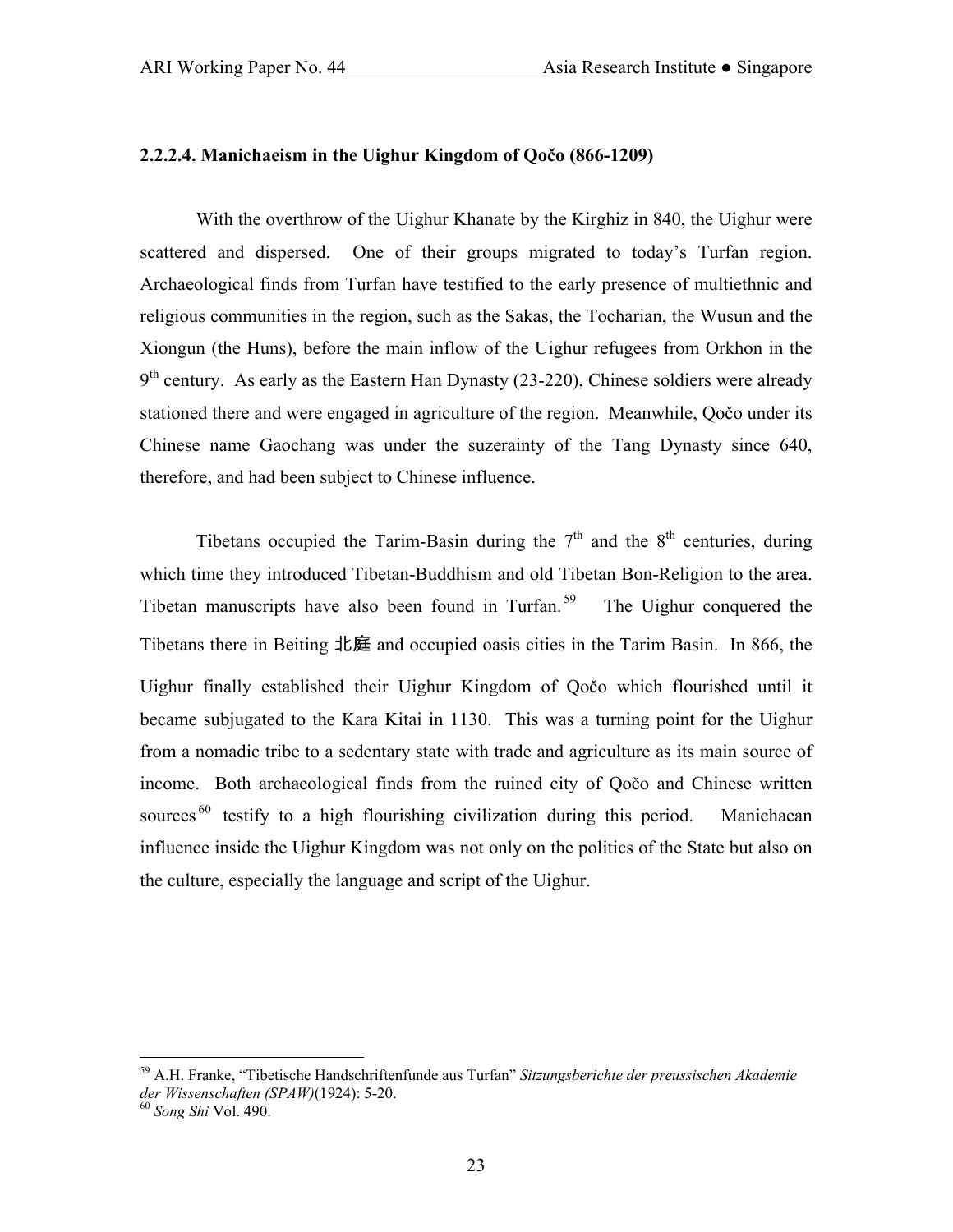#### 2.2.2.4. Manichaeism in the Uighur Kingdom of Qočo (866-1209)

With the overthrow of the Uighur Khanate by the Kirghiz in 840, the Uighur were scattered and dispersed. One of their groups migrated to today's Turfan region. Archaeological finds from Turfan have testified to the early presence of multiethnic and religious communities in the region, such as the Sakas, the Tocharian, the Wusun and the Xiongun (the Huns), before the main inflow of the Uighur refugees from Orkhon in the 9th century. As early as the Eastern Han Dynasty (23-220), Chinese soldiers were already stationed there and were engaged in agriculture of the region. Meanwhile, Qočo under its Chinese name Gaochang was under the suzerainty of the Tang Dynasty since 640, therefore, and had been subject to Chinese influence.

Tibetans occupied the Tarim-Basin during the 7th and the 8th centuries, during which time they introduced Tibetan-Buddhism and old Tibetan Bon-Religion to the area. Tibetan manuscripts have also been found in Turfan.[59] The Uighur conquered the Tibetans there in Beiting 北庭 and occupied oasis cities in the Tarim Basin. In 866, the Uighur finally established their Uighur Kingdom of Qočo which flourished until it became subjugated to the Kara Kitai in 1130. This was a turning point for the Uighur from a nomadic tribe to a sedentary state with trade and agriculture as its main source of income. Both archaeological finds from the ruined city of Qočo and Chinese written sources[60] testify to a high flourishing civilization during this period. Manichaean influence inside the Uighur Kingdom was not only on the politics of the State but also on the culture, especially the language and script of the Uighur.

---

[59] A.H. Franke, "Tibetische Handschriftenfunde aus Turfan" *Sitzungsberichte der preussischen Akademie der Wissenschaften (SPAW)*(1924): 5-20.

[60] *Song Shi* Vol. 490.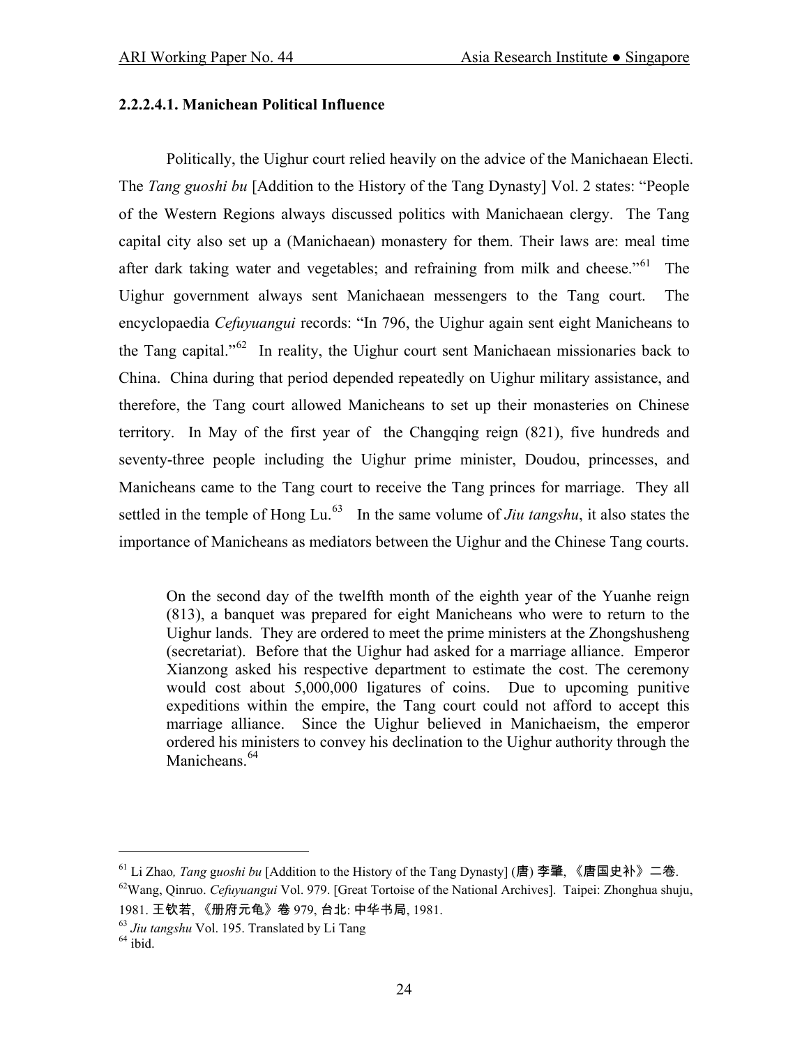#### 2.2.2.4.1. Manichean Political Influence

Politically, the Uighur court relied heavily on the advice of the Manichaean Electi. The *Tang guoshi bu* [Addition to the History of the Tang Dynasty] Vol. 2 states: "People of the Western Regions always discussed politics with Manichaean clergy. The Tang capital city also set up a (Manichaean) monastery for them. Their laws are: meal time after dark taking water and vegetables; and refraining from milk and cheese."[61] The Uighur government always sent Manichaean messengers to the Tang court. The encyclopaedia *Cefuyuangui* records: "In 796, the Uighur again sent eight Manicheans to the Tang capital."[62] In reality, the Uighur court sent Manichaean missionaries back to China. China during that period depended repeatedly on Uighur military assistance, and therefore, the Tang court allowed Manicheans to set up their monasteries on Chinese territory. In May of the first year of the Changqing reign (821), five hundreds and seventy-three people including the Uighur prime minister, Doudou, princesses, and Manicheans came to the Tang court to receive the Tang princes for marriage. They all settled in the temple of Hong Lu.[63] In the same volume of *Jiu tangshu*, it also states the importance of Manicheans as mediators between the Uighur and the Chinese Tang courts.

> On the second day of the twelfth month of the eighth year of the Yuanhe reign (813), a banquet was prepared for eight Manicheans who were to return to the Uighur lands. They are ordered to meet the prime ministers at the Zhongshusheng (secretariat). Before that the Uighur had asked for a marriage alliance. Emperor Xianzong asked his respective department to estimate the cost. The ceremony would cost about 5,000,000 ligatures of coins. Due to upcoming punitive expeditions within the empire, the Tang court could not afford to accept this marriage alliance. Since the Uighur believed in Manichaeism, the emperor ordered his ministers to convey his declination to the Uighur authority through the Manicheans.[64]

---

[61] Li Zhao, *Tang guoshi bu* [Addition to the History of the Tang Dynasty] (唐) 李肇, 《唐国史补》二卷.

[62] Wang, Qinruo. *Cefuyuangui* Vol. 979. [Great Tortoise of the National Archives]. Taipei: Zhonghua shuju, 1981. 王钦若, 《册府元龟》卷 979, 台北: 中华书局, 1981.

[63] *Jiu tangshu* Vol. 195. Translated by Li Tang

[64] ibid.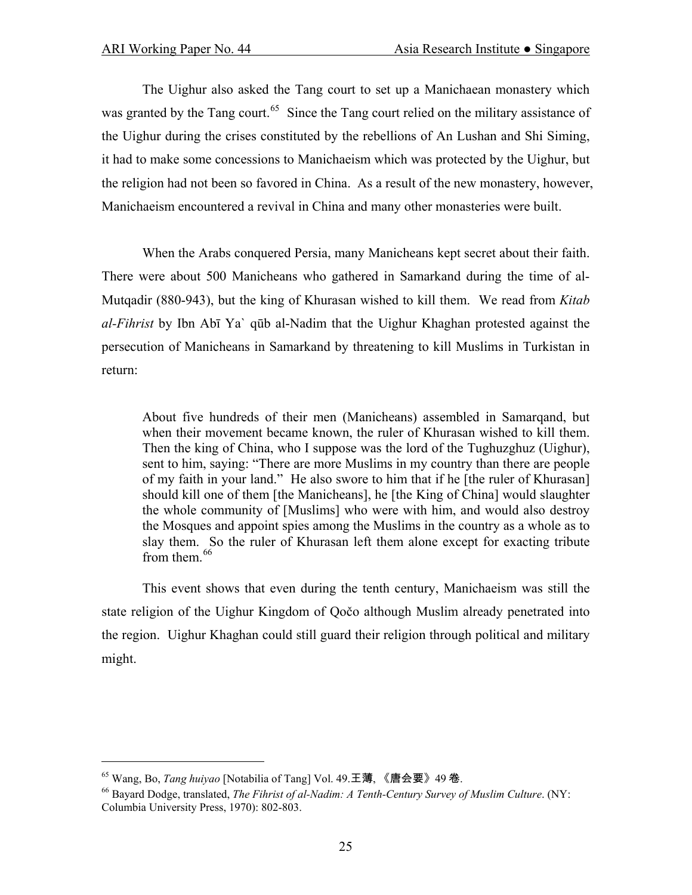The Uighur also asked the Tang court to set up a Manichaean monastery which was granted by the Tang court.[65] Since the Tang court relied on the military assistance of the Uighur during the crises constituted by the rebellions of An Lushan and Shi Siming, it had to make some concessions to Manichaeism which was protected by the Uighur, but the religion had not been so favored in China. As a result of the new monastery, however, Manichaeism encountered a revival in China and many other monasteries were built.

When the Arabs conquered Persia, many Manicheans kept secret about their faith. There were about 500 Manicheans who gathered in Samarkand during the time of al-Mutqadir (880-943), but the king of Khurasan wished to kill them. We read from *Kitab al-Fihrist* by Ibn Abī Ya` qūb al-Nadim that the Uighur Khaghan protested against the persecution of Manicheans in Samarkand by threatening to kill Muslims in Turkistan in return:

> About five hundreds of their men (Manicheans) assembled in Samarqand, but when their movement became known, the ruler of Khurasan wished to kill them. Then the king of China, who I suppose was the lord of the Tughuzghuz (Uighur), sent to him, saying: "There are more Muslims in my country than there are people of my faith in your land." He also swore to him that if he [the ruler of Khurasan] should kill one of them [the Manicheans], he [the King of China] would slaughter the whole community of [Muslims] who were with him, and would also destroy the Mosques and appoint spies among the Muslims in the country as a whole as to slay them. So the ruler of Khurasan left them alone except for exacting tribute from them.[66]

This event shows that even during the tenth century, Manichaeism was still the state religion of the Uighur Kingdom of Qočo although Muslim already penetrated into the region. Uighur Khaghan could still guard their religion through political and military might.

---

[65] Wang, Bo, *Tang huiyao* [Notabilia of Tang] Vol. 49.王薄, 《唐会要》49 卷.

[66] Bayard Dodge, translated, *The Fihrist of al-Nadim: A Tenth-Century Survey of Muslim Culture*. (NY: Columbia University Press, 1970): 802-803.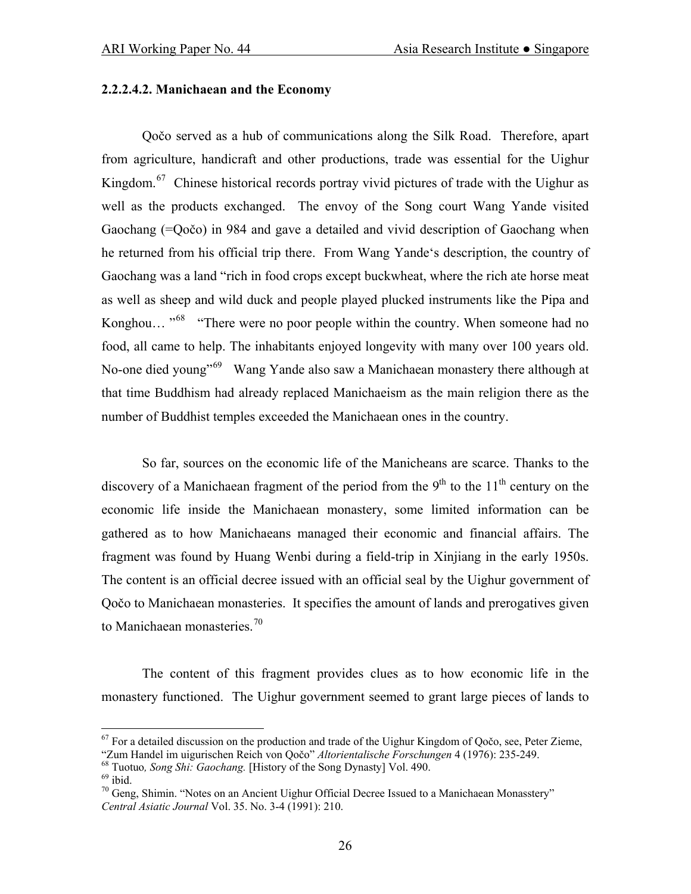#### 2.2.2.4.2. Manichaean and the Economy

Qočo served as a hub of communications along the Silk Road. Therefore, apart from agriculture, handicraft and other productions, trade was essential for the Uighur Kingdom.[67] Chinese historical records portray vivid pictures of trade with the Uighur as well as the products exchanged. The envoy of the Song court Wang Yande visited Gaochang (=Qočo) in 984 and gave a detailed and vivid description of Gaochang when he returned from his official trip there. From Wang Yande's description, the country of Gaochang was a land "rich in food crops except buckwheat, where the rich ate horse meat as well as sheep and wild duck and people played plucked instruments like the Pipa and Konghou… "[68] "There were no poor people within the country. When someone had no food, all came to help. The inhabitants enjoyed longevity with many over 100 years old. No-one died young"[69] Wang Yande also saw a Manichaean monastery there although at that time Buddhism had already replaced Manichaeism as the main religion there as the number of Buddhist temples exceeded the Manichaean ones in the country.

So far, sources on the economic life of the Manicheans are scarce. Thanks to the discovery of a Manichaean fragment of the period from the 9th to the 11th century on the economic life inside the Manichaean monastery, some limited information can be gathered as to how Manichaeans managed their economic and financial affairs. The fragment was found by Huang Wenbi during a field-trip in Xinjiang in the early 1950s. The content is an official decree issued with an official seal by the Uighur government of Qočo to Manichaean monasteries. It specifies the amount of lands and prerogatives given to Manichaean monasteries.[70]

The content of this fragment provides clues as to how economic life in the monastery functioned. The Uighur government seemed to grant large pieces of lands to

---

[67] For a detailed discussion on the production and trade of the Uighur Kingdom of Qočo, see, Peter Zieme, "Zum Handel im uigurischen Reich von Qočo" *Altorientalische Forschungen* 4 (1976): 235-249.

[68] Tuotuo*, Song Shi: Gaochang.* [History of the Song Dynasty] Vol. 490.

[69] ibid.

[70] Geng, Shimin. "Notes on an Ancient Uighur Official Decree Issued to a Manichaean Monasstery" *Central Asiatic Journal* Vol. 35. No. 3-4 (1991): 210.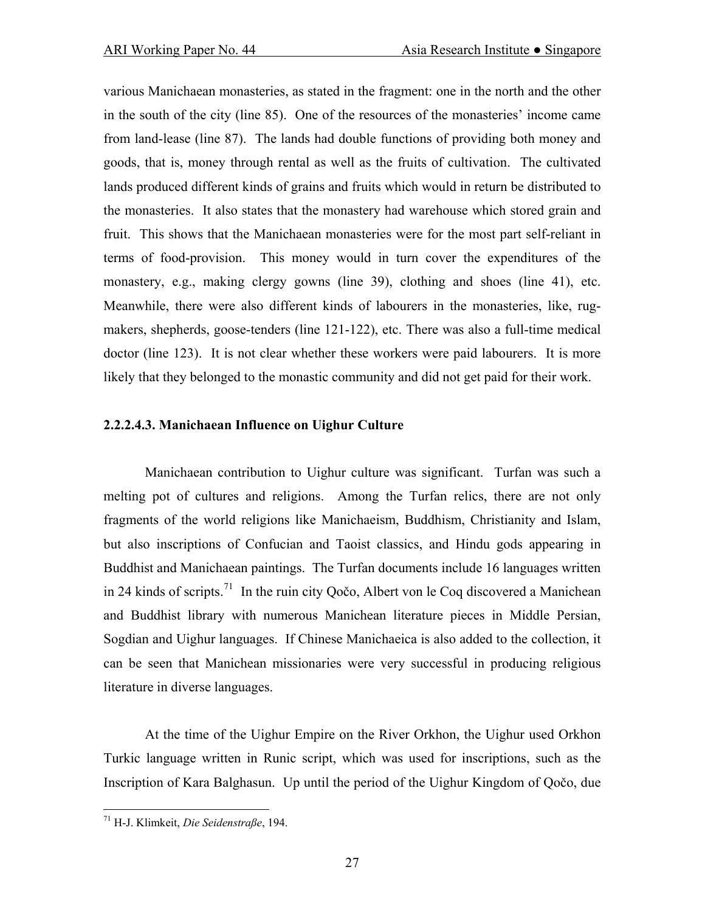various Manichaean monasteries, as stated in the fragment: one in the north and the other in the south of the city (line 85). One of the resources of the monasteries' income came from land-lease (line 87). The lands had double functions of providing both money and goods, that is, money through rental as well as the fruits of cultivation. The cultivated lands produced different kinds of grains and fruits which would in return be distributed to the monasteries. It also states that the monastery had warehouse which stored grain and fruit. This shows that the Manichaean monasteries were for the most part self-reliant in terms of food-provision. This money would in turn cover the expenditures of the monastery, e.g., making clergy gowns (line 39), clothing and shoes (line 41), etc. Meanwhile, there were also different kinds of labourers in the monasteries, like, rug-makers, shepherds, goose-tenders (line 121-122), etc. There was also a full-time medical doctor (line 123). It is not clear whether these workers were paid labourers. It is more likely that they belonged to the monastic community and did not get paid for their work.

#### 2.2.2.4.3. Manichaean Influence on Uighur Culture

Manichaean contribution to Uighur culture was significant. Turfan was such a melting pot of cultures and religions. Among the Turfan relics, there are not only fragments of the world religions like Manichaeism, Buddhism, Christianity and Islam, but also inscriptions of Confucian and Taoist classics, and Hindu gods appearing in Buddhist and Manichaean paintings. The Turfan documents include 16 languages written in 24 kinds of scripts.[71] In the ruin city Qočo, Albert von le Coq discovered a Manichean and Buddhist library with numerous Manichean literature pieces in Middle Persian, Sogdian and Uighur languages. If Chinese Manichaeica is also added to the collection, it can be seen that Manichean missionaries were very successful in producing religious literature in diverse languages.

At the time of the Uighur Empire on the River Orkhon, the Uighur used Orkhon Turkic language written in Runic script, which was used for inscriptions, such as the Inscription of Kara Balghasun. Up until the period of the Uighur Kingdom of Qočo, due

[71] H-J. Klimkeit, *Die Seidenstraße*, 194.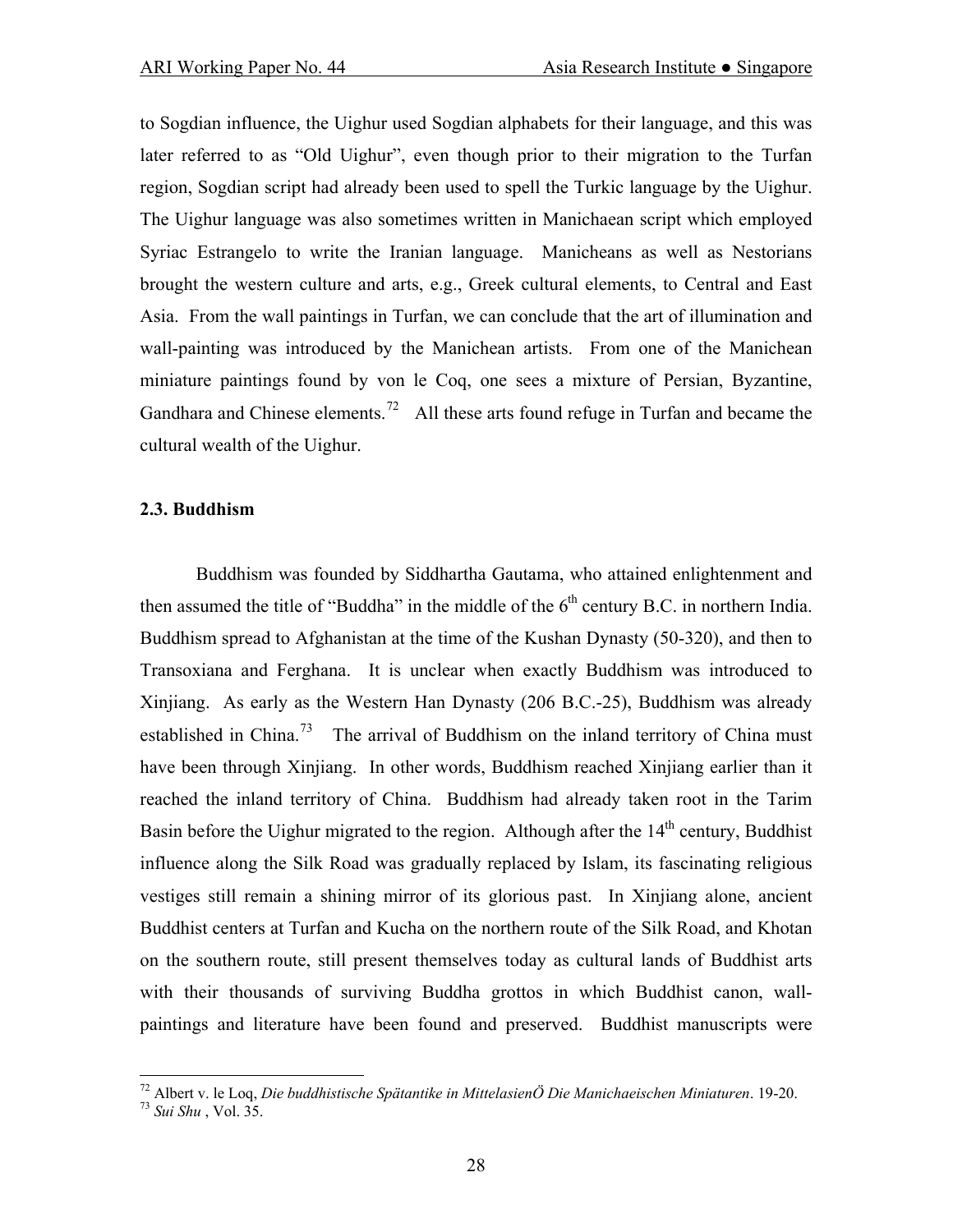to Sogdian influence, the Uighur used Sogdian alphabets for their language, and this was later referred to as "Old Uighur", even though prior to their migration to the Turfan region, Sogdian script had already been used to spell the Turkic language by the Uighur. The Uighur language was also sometimes written in Manichaean script which employed Syriac Estrangelo to write the Iranian language. Manicheans as well as Nestorians brought the western culture and arts, e.g., Greek cultural elements, to Central and East Asia. From the wall paintings in Turfan, we can conclude that the art of illumination and wall-painting was introduced by the Manichean artists. From one of the Manichean miniature paintings found by von le Coq, one sees a mixture of Persian, Byzantine, Gandhara and Chinese elements.[72] All these arts found refuge in Turfan and became the cultural wealth of the Uighur.

### 2.3. Buddhism

Buddhism was founded by Siddhartha Gautama, who attained enlightenment and then assumed the title of "Buddha" in the middle of the 6th century B.C. in northern India. Buddhism spread to Afghanistan at the time of the Kushan Dynasty (50-320), and then to Transoxiana and Ferghana. It is unclear when exactly Buddhism was introduced to Xinjiang. As early as the Western Han Dynasty (206 B.C.-25), Buddhism was already established in China.[73] The arrival of Buddhism on the inland territory of China must have been through Xinjiang. In other words, Buddhism reached Xinjiang earlier than it reached the inland territory of China. Buddhism had already taken root in the Tarim Basin before the Uighur migrated to the region. Although after the 14th century, Buddhist influence along the Silk Road was gradually replaced by Islam, its fascinating religious vestiges still remain a shining mirror of its glorious past. In Xinjiang alone, ancient Buddhist centers at Turfan and Kucha on the northern route of the Silk Road, and Khotan on the southern route, still present themselves today as cultural lands of Buddhist arts with their thousands of surviving Buddha grottos in which Buddhist canon, wall-paintings and literature have been found and preserved. Buddhist manuscripts were

---

[72] Albert v. le Loq, *Die buddhistische Spätantike in MittelasienÖ Die Manichaeischen Miniaturen*. 19-20.

[73] *Sui Shu* , Vol. 35.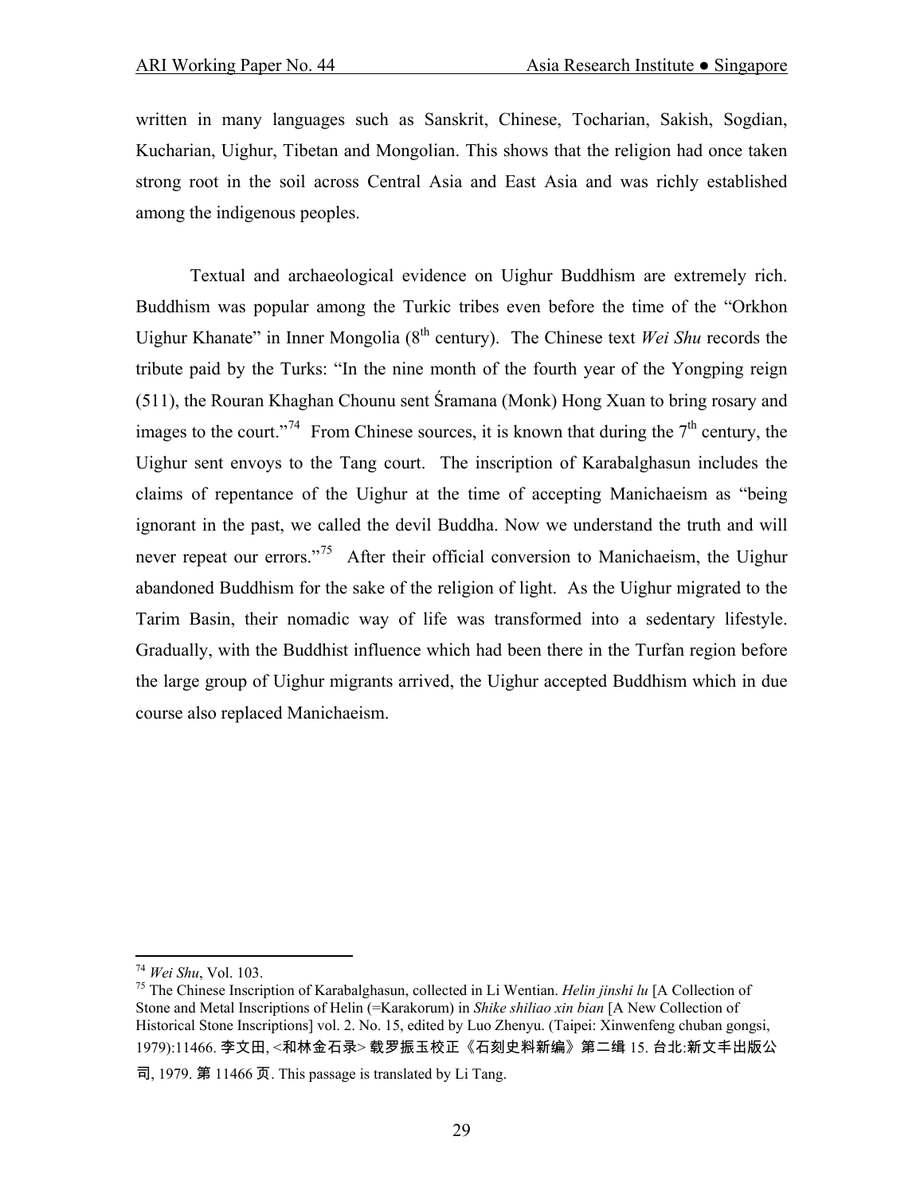written in many languages such as Sanskrit, Chinese, Tocharian, Sakish, Sogdian, Kucharian, Uighur, Tibetan and Mongolian. This shows that the religion had once taken strong root in the soil across Central Asia and East Asia and was richly established among the indigenous peoples.

Textual and archaeological evidence on Uighur Buddhism are extremely rich. Buddhism was popular among the Turkic tribes even before the time of the "Orkhon Uighur Khanate" in Inner Mongolia (8th century). The Chinese text *Wei Shu* records the tribute paid by the Turks: "In the nine month of the fourth year of the Yongping reign (511), the Rouran Khaghan Chounu sent Śramana (Monk) Hong Xuan to bring rosary and images to the court."[74] From Chinese sources, it is known that during the 7th century, the Uighur sent envoys to the Tang court. The inscription of Karabalghasun includes the claims of repentance of the Uighur at the time of accepting Manichaeism as "being ignorant in the past, we called the devil Buddha. Now we understand the truth and will never repeat our errors."[75] After their official conversion to Manichaeism, the Uighur abandoned Buddhism for the sake of the religion of light. As the Uighur migrated to the Tarim Basin, their nomadic way of life was transformed into a sedentary lifestyle. Gradually, with the Buddhist influence which had been there in the Turfan region before the large group of Uighur migrants arrived, the Uighur accepted Buddhism which in due course also replaced Manichaeism.

---

[74] *Wei Shu*, Vol. 103.

[75] The Chinese Inscription of Karabalghasun, collected in Li Wentian. *Helin jinshi lu* [A Collection of Stone and Metal Inscriptions of Helin (=Karakorum) in *Shike shiliao xin bian* [A New Collection of Historical Stone Inscriptions] vol. 2. No. 15, edited by Luo Zhenyu. (Taipei: Xinwenfeng chuban gongsi, 1979):11466. 李文田, <和林金石录> 载罗振玉校正《石刻史料新编》第二缉 15. 台北:新文丰出版公司, 1979. 第 11466 页. This passage is translated by Li Tang.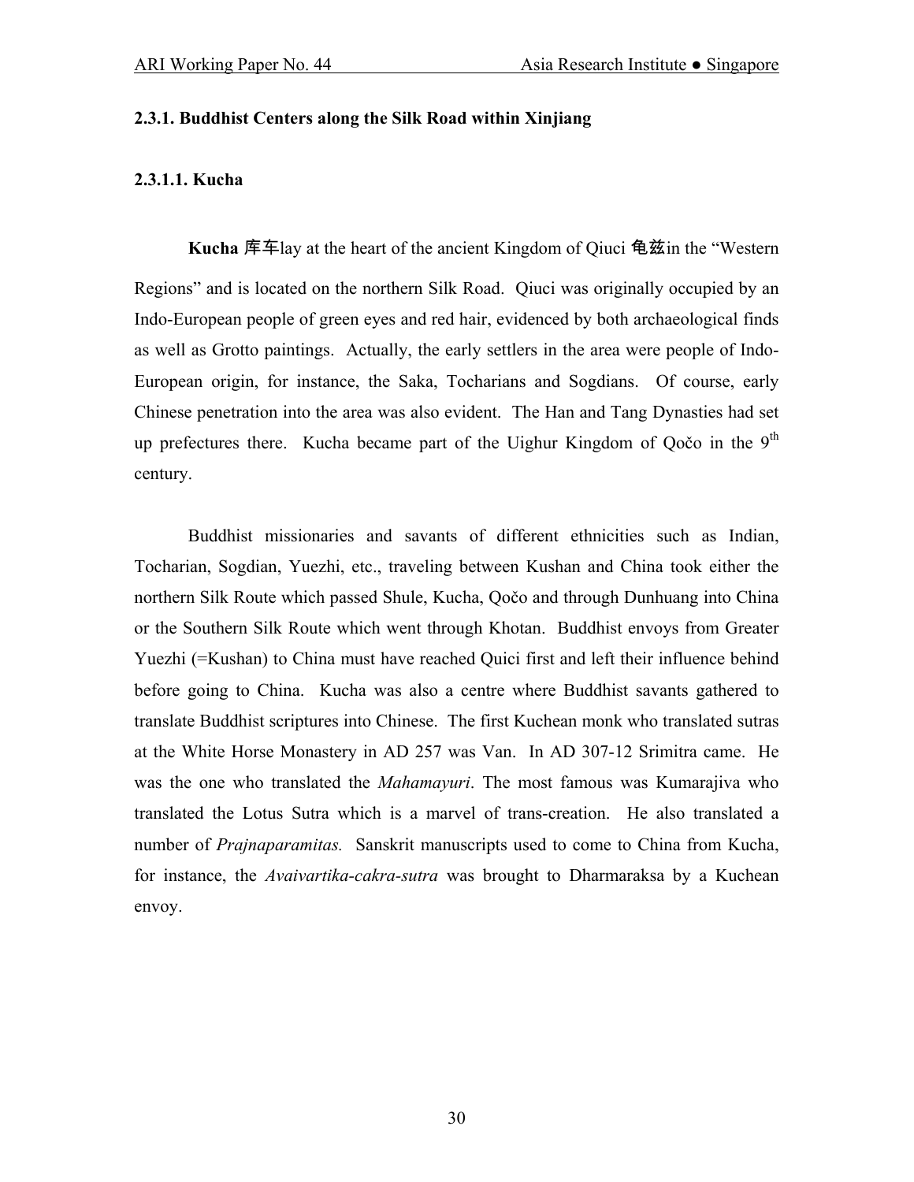#### 2.3.1. Buddhist Centers along the Silk Road within Xinjiang

#### 2.3.1.1. Kucha

**Kucha 库车**lay at the heart of the ancient Kingdom of Qiuci 龟兹in the "Western Regions" and is located on the northern Silk Road. Qiuci was originally occupied by an Indo-European people of green eyes and red hair, evidenced by both archaeological finds as well as Grotto paintings. Actually, the early settlers in the area were people of Indo-European origin, for instance, the Saka, Tocharians and Sogdians. Of course, early Chinese penetration into the area was also evident. The Han and Tang Dynasties had set up prefectures there. Kucha became part of the Uighur Kingdom of Qočo in the 9th century.

Buddhist missionaries and savants of different ethnicities such as Indian, Tocharian, Sogdian, Yuezhi, etc., traveling between Kushan and China took either the northern Silk Route which passed Shule, Kucha, Qočo and through Dunhuang into China or the Southern Silk Route which went through Khotan. Buddhist envoys from Greater Yuezhi (=Kushan) to China must have reached Quici first and left their influence behind before going to China. Kucha was also a centre where Buddhist savants gathered to translate Buddhist scriptures into Chinese. The first Kuchean monk who translated sutras at the White Horse Monastery in AD 257 was Van. In AD 307-12 Srimitra came. He was the one who translated the *Mahamayuri*. The most famous was Kumarajiva who translated the Lotus Sutra which is a marvel of trans-creation. He also translated a number of *Prajnaparamitas.* Sanskrit manuscripts used to come to China from Kucha, for instance, the *Avaivartika-cakra-sutra* was brought to Dharmaraksa by a Kuchean envoy.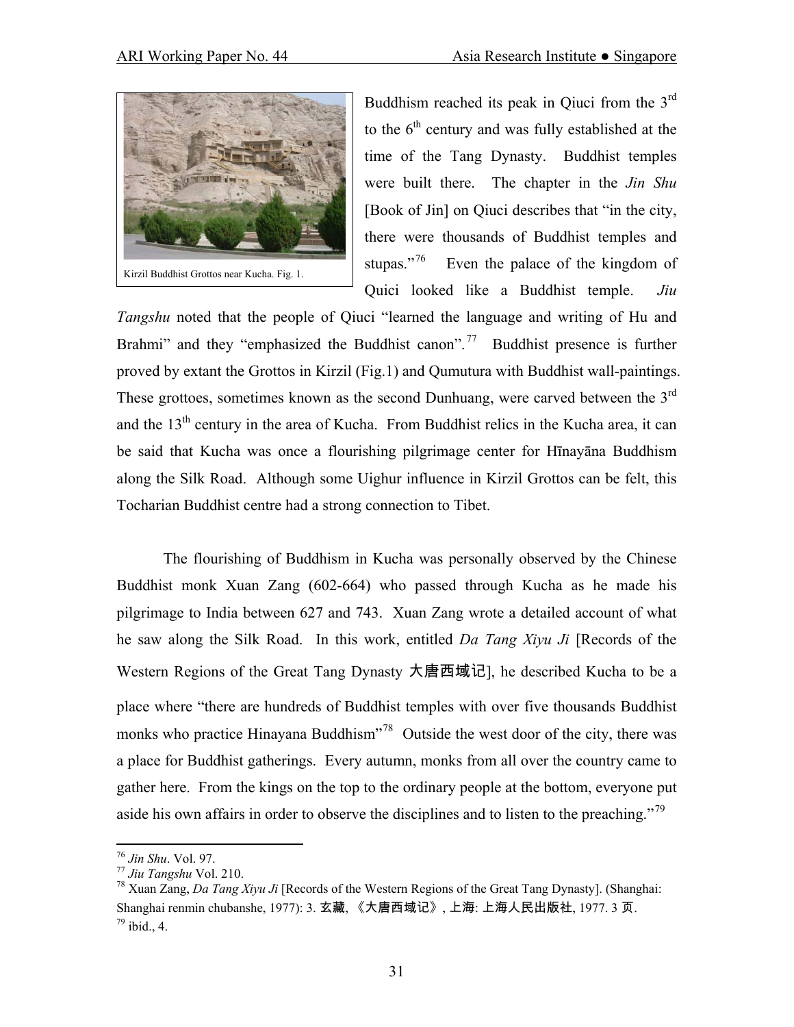Kirzil Buddhist Grottos near Kucha. Fig. 1.

Buddhism reached its peak in Qiuci from the 3rd to the 6th century and was fully established at the time of the Tang Dynasty. Buddhist temples were built there. The chapter in the *Jin Shu* [Book of Jin] on Qiuci describes that "in the city, there were thousands of Buddhist temples and stupas."[76] Even the palace of the kingdom of Qiuci looked like a Buddhist temple. *Jiu Tangshu* noted that the people of Qiuci "learned the language and writing of Hu and Brahmi" and they "emphasized the Buddhist canon".[77] Buddhist presence is further proved by extant the Grottos in Kirzil (Fig.1) and Qumutura with Buddhist wall-paintings. These grottoes, sometimes known as the second Dunhuang, were carved between the 3rd and the 13th century in the area of Kucha. From Buddhist relics in the Kucha area, it can be said that Kucha was once a flourishing pilgrimage center for Hīnayāna Buddhism along the Silk Road. Although some Uighur influence in Kirzil Grottos can be felt, this Tocharian Buddhist centre had a strong connection to Tibet.

The flourishing of Buddhism in Kucha was personally observed by the Chinese Buddhist monk Xuan Zang (602-664) who passed through Kucha as he made his pilgrimage to India between 627 and 743. Xuan Zang wrote a detailed account of what he saw along the Silk Road. In this work, entitled *Da Tang Xiyu Ji* [Records of the Western Regions of the Great Tang Dynasty 大唐西域记], he described Kucha to be a place where "there are hundreds of Buddhist temples with over five thousands Buddhist monks who practice Hinayana Buddhism"[78] Outside the west door of the city, there was a place for Buddhist gatherings. Every autumn, monks from all over the country came to gather here. From the kings on the top to the ordinary people at the bottom, everyone put aside his own affairs in order to observe the disciplines and to listen to the preaching."[79]

---

[76] *Jin Shu*. Vol. 97.

[77] *Jiu Tangshu* Vol. 210.

[78] Xuan Zang, *Da Tang Xiyu Ji* [Records of the Western Regions of the Great Tang Dynasty]. (Shanghai: Shanghai renmin chubanshe, 1977): 3. 玄藏, 《大唐西域记》, 上海: 上海人民出版社, 1977. 3 页.

[79] ibid., 4.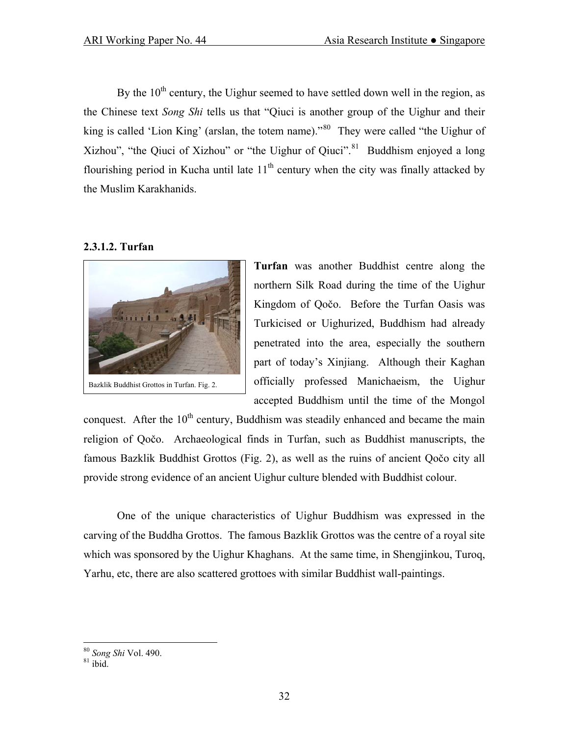By the 10th century, the Uighur seemed to have settled down well in the region, as the Chinese text *Song Shi* tells us that "Qiuci is another group of the Uighur and their king is called 'Lion King' (arslan, the totem name)."[80] They were called "the Uighur of Xizhou", "the Qiuci of Xizhou" or "the Uighur of Qiuci".[81] Buddhism enjoyed a long flourishing period in Kucha until late 11th century when the city was finally attacked by the Muslim Karakhanids.

#### 2.3.1.2. Turfan

Bazklik Buddhist Grottos in Turfan. Fig. 2.

**Turfan** was another Buddhist centre along the northern Silk Road during the time of the Uighur Kingdom of Qočo. Before the Turfan Oasis was Turkicised or Uighurized, Buddhism had already penetrated into the area, especially the southern part of today's Xinjiang. Although their Kaghan officially professed Manichaeism, the Uighur accepted Buddhism until the time of the Mongol conquest. After the 10th century, Buddhism was steadily enhanced and became the main religion of Qočo. Archaeological finds in Turfan, such as Buddhist manuscripts, the famous Bazklik Buddhist Grottos (Fig. 2), as well as the ruins of ancient Qočo city all provide strong evidence of an ancient Uighur culture blended with Buddhist colour.

One of the unique characteristics of Uighur Buddhism was expressed in the carving of the Buddha Grottos. The famous Bazklik Grottos was the centre of a royal site which was sponsored by the Uighur Khaghans. At the same time, in Shengjinkou, Turoq, Yarhu, etc, there are also scattered grottoes with similar Buddhist wall-paintings.

---

[80] *Song Shi* Vol. 490.

[81] ibid.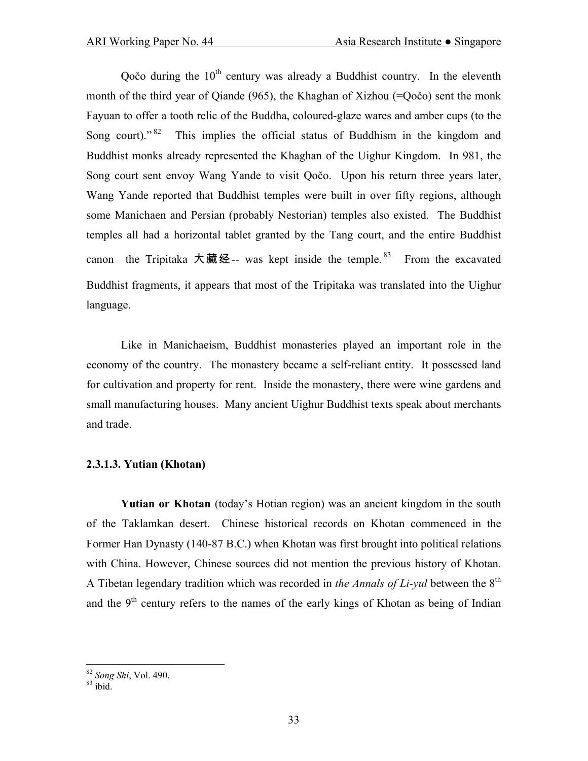Qočo during the 10th century was already a Buddhist country. In the eleventh month of the third year of Qiande (965), the Khaghan of Xizhou (=Qočo) sent the monk Fayuan to offer a tooth relic of the Buddha, coloured-glaze wares and amber cups (to the Song court)."[82] This implies the official status of Buddhism in the kingdom and Buddhist monks already represented the Khaghan of the Uighur Kingdom. In 981, the Song court sent envoy Wang Yande to visit Qočo. Upon his return three years later, Wang Yande reported that Buddhist temples were built in over fifty regions, although some Manichaen and Persian (probably Nestorian) temples also existed. The Buddhist temples all had a horizontal tablet granted by the Tang court, and the entire Buddhist canon –the Tripitaka 大藏经-- was kept inside the temple.[83] From the excavated Buddhist fragments, it appears that most of the Tripitaka was translated into the Uighur language.

Like in Manichaeism, Buddhist monasteries played an important role in the economy of the country. The monastery became a self-reliant entity. It possessed land for cultivation and property for rent. Inside the monastery, there were wine gardens and small manufacturing houses. Many ancient Uighur Buddhist texts speak about merchants and trade.

#### 2.3.1.3. Yutian (Khotan)

**Yutian or Khotan** (today's Hotian region) was an ancient kingdom in the south of the Taklamkan desert. Chinese historical records on Khotan commenced in the Former Han Dynasty (140-87 B.C.) when Khotan was first brought into political relations with China. However, Chinese sources did not mention the previous history of Khotan. A Tibetan legendary tradition which was recorded in *the Annals of Li-yul* between the 8th and the 9th century refers to the names of the early kings of Khotan as being of Indian

---

[82] *Song Shi*, Vol. 490.

[83] ibid.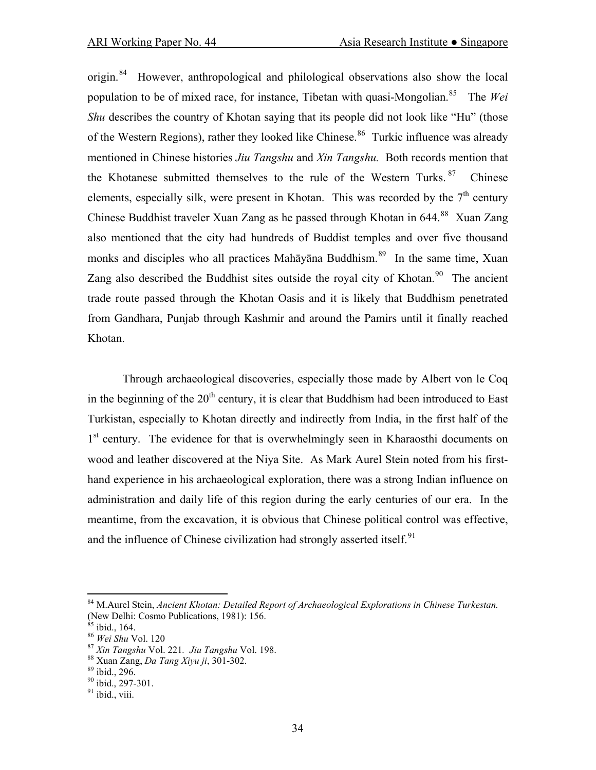origin.[84] However, anthropological and philological observations also show the local population to be of mixed race, for instance, Tibetan with quasi-Mongolian.[85] The *Wei Shu* describes the country of Khotan saying that its people did not look like "Hu" (those of the Western Regions), rather they looked like Chinese.[86] Turkic influence was already mentioned in Chinese histories *Jiu Tangshu* and *Xin Tangshu.* Both records mention that the Khotanese submitted themselves to the rule of the Western Turks.[87] Chinese elements, especially silk, were present in Khotan. This was recorded by the 7th century Chinese Buddhist traveler Xuan Zang as he passed through Khotan in 644.[88] Xuan Zang also mentioned that the city had hundreds of Buddist temples and over five thousand monks and disciples who all practices Mahāyāna Buddhism.[89] In the same time, Xuan Zang also described the Buddhist sites outside the royal city of Khotan.[90] The ancient trade route passed through the Khotan Oasis and it is likely that Buddhism penetrated from Gandhara, Punjab through Kashmir and around the Pamirs until it finally reached Khotan.

Through archaeological discoveries, especially those made by Albert von le Coq in the beginning of the 20th century, it is clear that Buddhism had been introduced to East Turkistan, especially to Khotan directly and indirectly from India, in the first half of the 1st century. The evidence for that is overwhelmingly seen in Kharaosthi documents on wood and leather discovered at the Niya Site. As Mark Aurel Stein noted from his first-hand experience in his archaeological exploration, there was a strong Indian influence on administration and daily life of this region during the early centuries of our era. In the meantime, from the excavation, it is obvious that Chinese political control was effective, and the influence of Chinese civilization had strongly asserted itself.[91]

---

[84] M.Aurel Stein, *Ancient Khotan: Detailed Report of Archaeological Explorations in Chinese Turkestan.* (New Delhi: Cosmo Publications, 1981): 156.

[85] ibid., 164.

[86] *Wei Shu* Vol. 120

[87] *Xin Tangshu* Vol. 221. *Jiu Tangshu* Vol. 198.

[88] Xuan Zang, *Da Tang Xiyu ji*, 301-302.

[89] ibid., 296.

[90] ibid., 297-301.

[91] ibid., viii.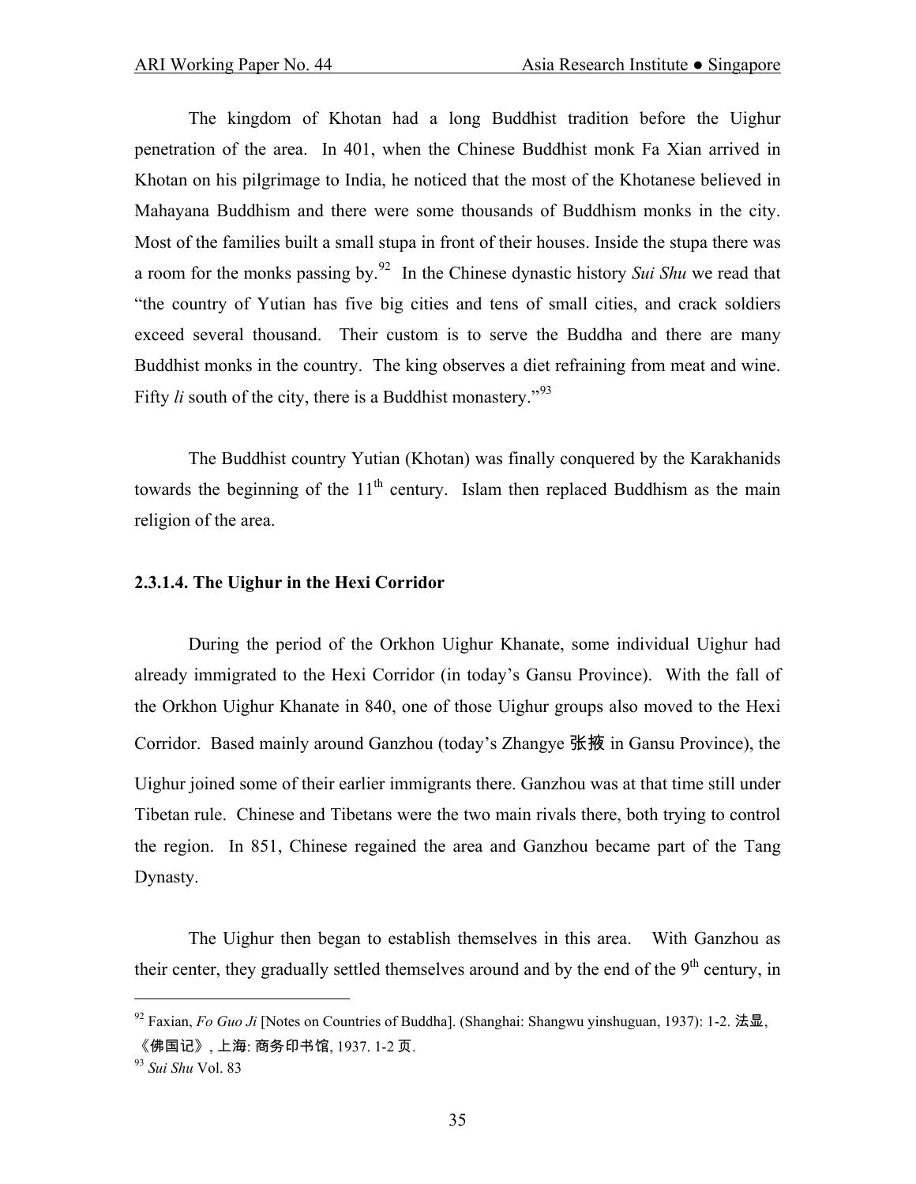The kingdom of Khotan had a long Buddhist tradition before the Uighur penetration of the area. In 401, when the Chinese Buddhist monk Fa Xian arrived in Khotan on his pilgrimage to India, he noticed that the most of the Khotanese believed in Mahayana Buddhism and there were some thousands of Buddhism monks in the city. Most of the families built a small stupa in front of their houses. Inside the stupa there was a room for the monks passing by.[92] In the Chinese dynastic history *Sui Shu* we read that "the country of Yutian has five big cities and tens of small cities, and crack soldiers exceed several thousand. Their custom is to serve the Buddha and there are many Buddhist monks in the country. The king observes a diet refraining from meat and wine. Fifty *li* south of the city, there is a Buddhist monastery."[93]

The Buddhist country Yutian (Khotan) was finally conquered by the Karakhanids towards the beginning of the 11th century. Islam then replaced Buddhism as the main religion of the area.

#### 2.3.1.4. The Uighur in the Hexi Corridor

During the period of the Orkhon Uighur Khanate, some individual Uighur had already immigrated to the Hexi Corridor (in today's Gansu Province). With the fall of the Orkhon Uighur Khanate in 840, one of those Uighur groups also moved to the Hexi Corridor. Based mainly around Ganzhou (today's Zhangye 张掖 in Gansu Province), the Uighur joined some of their earlier immigrants there. Ganzhou was at that time still under Tibetan rule. Chinese and Tibetans were the two main rivals there, both trying to control the region. In 851, Chinese regained the area and Ganzhou became part of the Tang Dynasty.

The Uighur then began to establish themselves in this area. With Ganzhou as their center, they gradually settled themselves around and by the end of the 9th century, in

---

[92] Faxian, *Fo Guo Ji* [Notes on Countries of Buddha]. (Shanghai: Shangwu yinshuguan, 1937): 1-2. 法显, 《佛国记》, 上海: 商务印书馆, 1937. 1-2 页.

[93] *Sui Shu* Vol. 83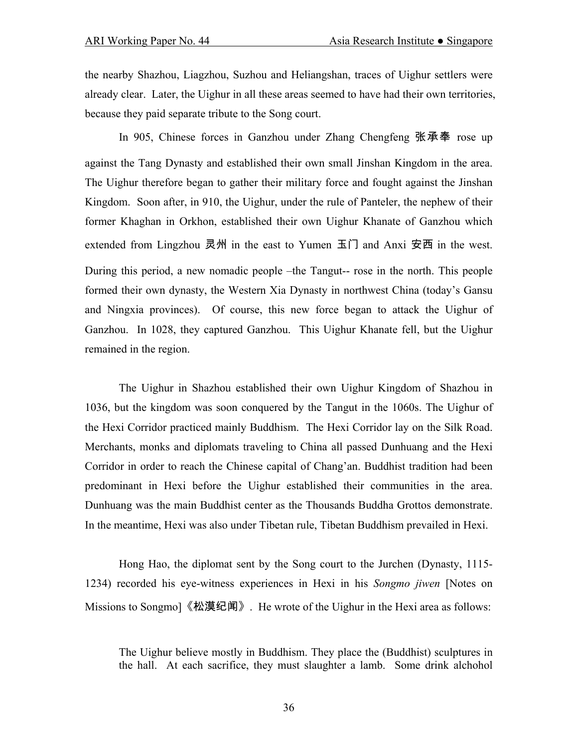the nearby Shazhou, Liagzhou, Suzhou and Heliangshan, traces of Uighur settlers were already clear. Later, the Uighur in all these areas seemed to have had their own territories, because they paid separate tribute to the Song court.

In 905, Chinese forces in Ganzhou under Zhang Chengfeng 张承奉 rose up against the Tang Dynasty and established their own small Jinshan Kingdom in the area. The Uighur therefore began to gather their military force and fought against the Jinshan Kingdom. Soon after, in 910, the Uighur, under the rule of Panteler, the nephew of their former Khaghan in Orkhon, established their own Uighur Khanate of Ganzhou which extended from Lingzhou 灵州 in the east to Yumen 玉门 and Anxi 安西 in the west. During this period, a new nomadic people –the Tangut-- rose in the north. This people formed their own dynasty, the Western Xia Dynasty in northwest China (today's Gansu and Ningxia provinces). Of course, this new force began to attack the Uighur of Ganzhou. In 1028, they captured Ganzhou. This Uighur Khanate fell, but the Uighur remained in the region.

The Uighur in Shazhou established their own Uighur Kingdom of Shazhou in 1036, but the kingdom was soon conquered by the Tangut in the 1060s. The Uighur of the Hexi Corridor practiced mainly Buddhism. The Hexi Corridor lay on the Silk Road. Merchants, monks and diplomats traveling to China all passed Dunhuang and the Hexi Corridor in order to reach the Chinese capital of Chang'an. Buddhist tradition had been predominant in Hexi before the Uighur established their communities in the area. Dunhuang was the main Buddhist center as the Thousands Buddha Grottos demonstrate. In the meantime, Hexi was also under Tibetan rule, Tibetan Buddhism prevailed in Hexi.

Hong Hao, the diplomat sent by the Song court to the Jurchen (Dynasty, 1115-1234) recorded his eye-witness experiences in Hexi in his *Songmo jiwen* [Notes on Missions to Songmo]《松漠纪闻》. He wrote of the Uighur in the Hexi area as follows:

> The Uighur believe mostly in Buddhism. They place the (Buddhist) sculptures in the hall. At each sacrifice, they must slaughter a lamb. Some drink alchohol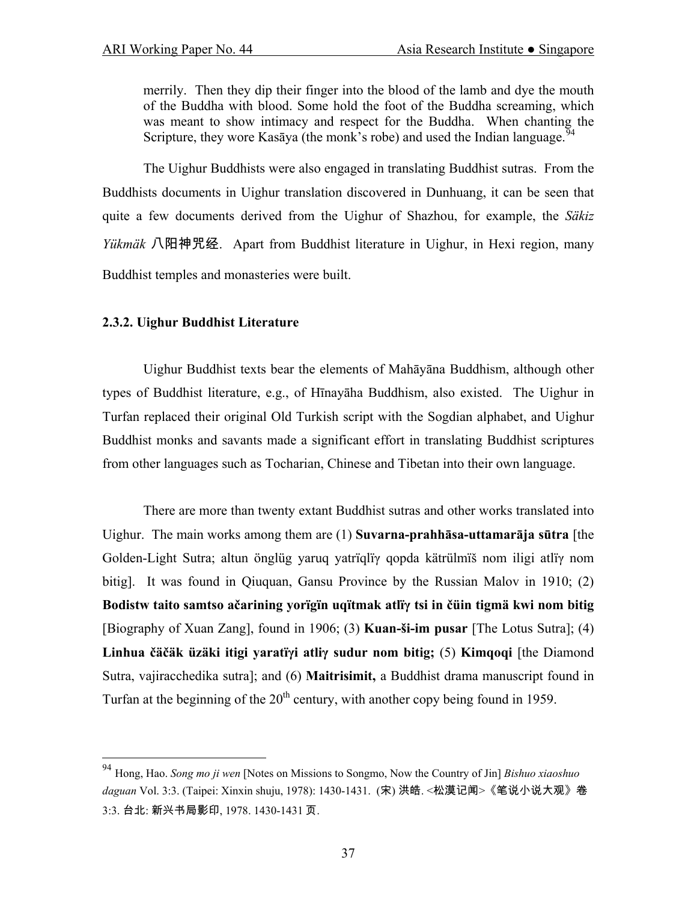merrily. Then they dip their finger into the blood of the lamb and dye the mouth of the Buddha with blood. Some hold the foot of the Buddha screaming, which was meant to show intimacy and respect for the Buddha. When chanting the Scripture, they wore Kasāya (the monk's robe) and used the Indian language.[94]

The Uighur Buddhists were also engaged in translating Buddhist sutras. From the Buddhists documents in Uighur translation discovered in Dunhuang, it can be seen that quite a few documents derived from the Uighur of Shazhou, for example, the *Säkiz Yükmäk* 八阳神咒经. Apart from Buddhist literature in Uighur, in Hexi region, many Buddhist temples and monasteries were built.

### 2.3.2. Uighur Buddhist Literature

Uighur Buddhist texts bear the elements of Mahāyāna Buddhism, although other types of Buddhist literature, e.g., of Hīnayāha Buddhism, also existed. The Uighur in Turfan replaced their original Old Turkish script with the Sogdian alphabet, and Uighur Buddhist monks and savants made a significant effort in translating Buddhist scriptures from other languages such as Tocharian, Chinese and Tibetan into their own language.

There are more than twenty extant Buddhist sutras and other works translated into Uighur. The main works among them are (1) **Suvarna-prahhāsa-uttamarāja sūtra** [the Golden-Light Sutra; altun önglüg yaruq yatrïqlïγ qopda kätrülmïš nom iligi atlïγ nom bitig]. It was found in Qiuquan, Gansu Province by the Russian Malov in 1910; (2) **Bodistw taito samtso ačarining yorïgïn uqïtmak atlïγ tsi in čüin tigmä kwi nom bitig** [Biography of Xuan Zang], found in 1906; (3) **Kuan-ši-im pusar** [The Lotus Sutra]; (4) **Linhua čäčäk üzäki itigi yaratïγi atliγ sudur nom bitig;** (5) **Kimqoqi** [the Diamond Sutra, vajiracchedika sutra]; and (6) **Maitrisimit,** a Buddhist drama manuscript found in Turfan at the beginning of the 20th century, with another copy being found in 1959.

---

[94] Hong, Hao. *Song mo ji wen* [Notes on Missions to Songmo, Now the Country of Jin] *Bishuo xiaoshuo daguan* Vol. 3:3. (Taipei: Xinxin shuju, 1978): 1430-1431. (宋) 洪皓. <松漠记闻>《笔说小说大观》卷 3:3. 台北: 新兴书局影印, 1978. 1430-1431 页.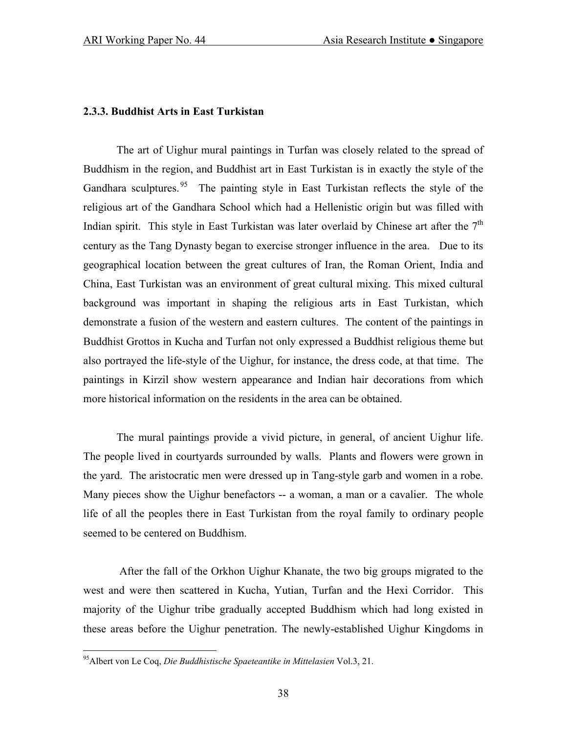### 2.3.3. Buddhist Arts in East Turkistan

The art of Uighur mural paintings in Turfan was closely related to the spread of Buddhism in the region, and Buddhist art in East Turkistan is in exactly the style of the Gandhara sculptures.[95] The painting style in East Turkistan reflects the style of the religious art of the Gandhara School which had a Hellenistic origin but was filled with Indian spirit. This style in East Turkistan was later overlaid by Chinese art after the 7th century as the Tang Dynasty began to exercise stronger influence in the area. Due to its geographical location between the great cultures of Iran, the Roman Orient, India and China, East Turkistan was an environment of great cultural mixing. This mixed cultural background was important in shaping the religious arts in East Turkistan, which demonstrate a fusion of the western and eastern cultures. The content of the paintings in Buddhist Grottos in Kucha and Turfan not only expressed a Buddhist religious theme but also portrayed the life-style of the Uighur, for instance, the dress code, at that time. The paintings in Kirzil show western appearance and Indian hair decorations from which more historical information on the residents in the area can be obtained.

The mural paintings provide a vivid picture, in general, of ancient Uighur life. The people lived in courtyards surrounded by walls. Plants and flowers were grown in the yard. The aristocratic men were dressed up in Tang-style garb and women in a robe. Many pieces show the Uighur benefactors -- a woman, a man or a cavalier. The whole life of all the peoples there in East Turkistan from the royal family to ordinary people seemed to be centered on Buddhism.

After the fall of the Orkhon Uighur Khanate, the two big groups migrated to the west and were then scattered in Kucha, Yutian, Turfan and the Hexi Corridor. This majority of the Uighur tribe gradually accepted Buddhism which had long existed in these areas before the Uighur penetration. The newly-established Uighur Kingdoms in

---

[95] Albert von Le Coq, *Die Buddhistische Spaeteantike in Mittelasien* Vol.3, 21.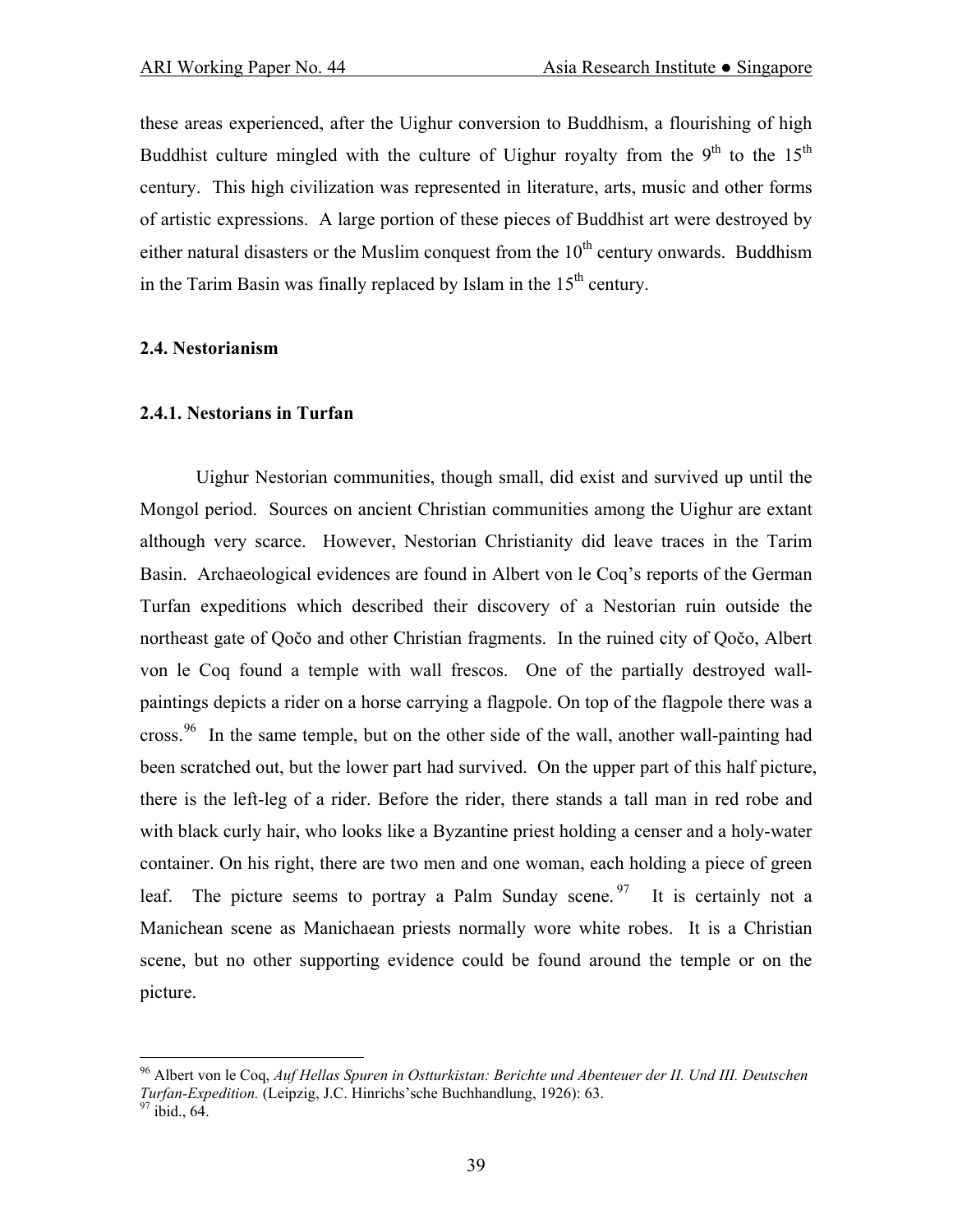these areas experienced, after the Uighur conversion to Buddhism, a flourishing of high Buddhist culture mingled with the culture of Uighur royalty from the 9th to the 15th century. This high civilization was represented in literature, arts, music and other forms of artistic expressions. A large portion of these pieces of Buddhist art were destroyed by either natural disasters or the Muslim conquest from the 10th century onwards. Buddhism in the Tarim Basin was finally replaced by Islam in the 15th century.

### 2.4. Nestorianism

#### 2.4.1. Nestorians in Turfan

Uighur Nestorian communities, though small, did exist and survived up until the Mongol period. Sources on ancient Christian communities among the Uighur are extant although very scarce. However, Nestorian Christianity did leave traces in the Tarim Basin. Archaeological evidences are found in Albert von le Coq's reports of the German Turfan expeditions which described their discovery of a Nestorian ruin outside the northeast gate of Qočo and other Christian fragments. In the ruined city of Qočo, Albert von le Coq found a temple with wall frescos. One of the partially destroyed wall-paintings depicts a rider on a horse carrying a flagpole. On top of the flagpole there was a cross.[96] In the same temple, but on the other side of the wall, another wall-painting had been scratched out, but the lower part had survived. On the upper part of this half picture, there is the left-leg of a rider. Before the rider, there stands a tall man in red robe and with black curly hair, who looks like a Byzantine priest holding a censer and a holy-water container. On his right, there are two men and one woman, each holding a piece of green leaf. The picture seems to portray a Palm Sunday scene.[97] It is certainly not a Manichean scene as Manichaean priests normally wore white robes. It is a Christian scene, but no other supporting evidence could be found around the temple or on the picture.

---

[96] Albert von le Coq, *Auf Hellas Spuren in Ostturkistan: Berichte und Abenteuer der II. Und III. Deutschen Turfan-Expedition.* (Leipzig, J.C. Hinrichs'sche Buchhandlung, 1926): 63.

[97] ibid., 64.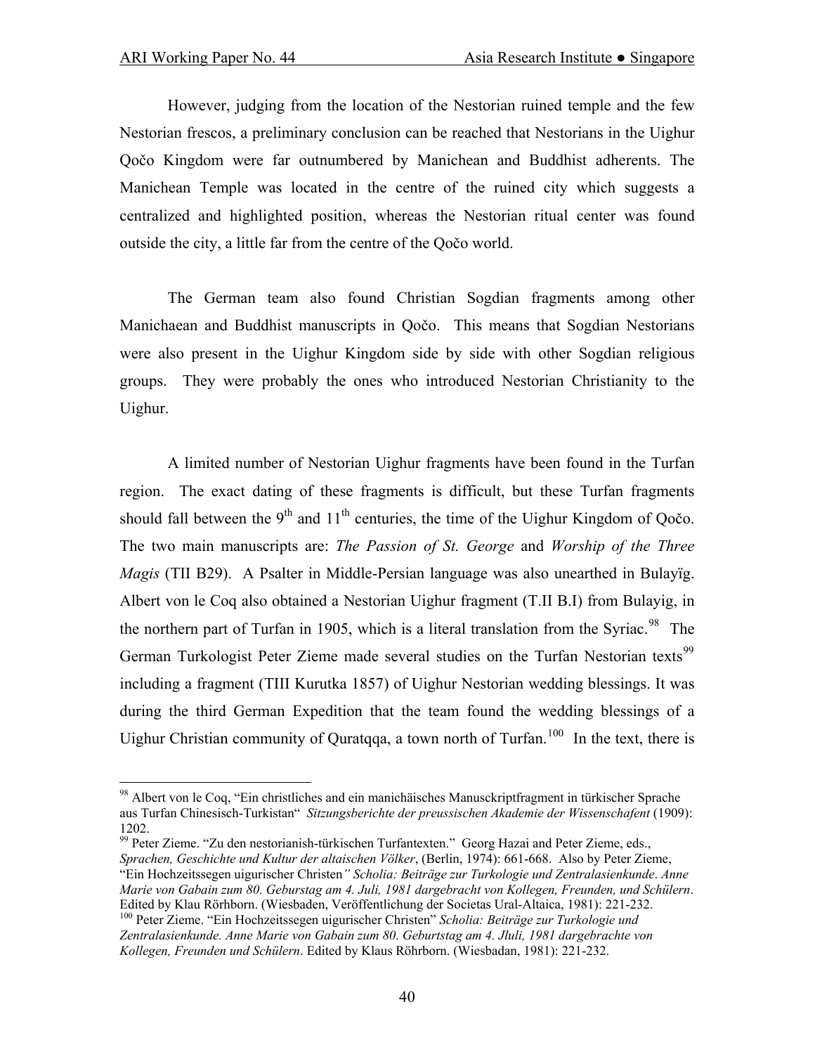However, judging from the location of the Nestorian ruined temple and the few Nestorian frescos, a preliminary conclusion can be reached that Nestorians in the Uighur Qočo Kingdom were far outnumbered by Manichean and Buddhist adherents. The Manichean Temple was located in the centre of the ruined city which suggests a centralized and highlighted position, whereas the Nestorian ritual center was found outside the city, a little far from the centre of the Qočo world.

The German team also found Christian Sogdian fragments among other Manichaean and Buddhist manuscripts in Qočo. This means that Sogdian Nestorians were also present in the Uighur Kingdom side by side with other Sogdian religious groups. They were probably the ones who introduced Nestorian Christianity to the Uighur.

A limited number of Nestorian Uighur fragments have been found in the Turfan region. The exact dating of these fragments is difficult, but these Turfan fragments should fall between the 9th and 11th centuries, the time of the Uighur Kingdom of Qočo. The two main manuscripts are: *The Passion of St. George* and *Worship of the Three Magis* (TII B29). A Psalter in Middle-Persian language was also unearthed in Bulayïg. Albert von le Coq also obtained a Nestorian Uighur fragment (T.II B.I) from Bulayig, in the northern part of Turfan in 1905, which is a literal translation from the Syriac.[98] The German Turkologist Peter Zieme made several studies on the Turfan Nestorian texts[99] including a fragment (TIII Kurutka 1857) of Uighur Nestorian wedding blessings. It was during the third German Expedition that the team found the wedding blessings of a Uighur Christian community of Quratqqa, a town north of Turfan.[100] In the text, there is

---

[98] Albert von le Coq, "Ein christliches and ein manichäisches Manusckriptfragment in türkischer Sprache aus Turfan Chinesisch-Turkistan" *Sitzungsberichte der preussischen Akademie der Wissenschafent* (1909): 1202.

[99] Peter Zieme. "Zu den nestorianish-türkischen Turfantexten." Georg Hazai and Peter Zieme, eds., *Sprachen, Geschichte und Kultur der altaischen Völker*, (Berlin, 1974): 661-668. Also by Peter Zieme, "Ein Hochzeitssegen uigurischer Christen*" Scholia: Beiträge zur Turkologie und Zentralasienkunde*. *Anne Marie von Gabain zum 80. Geburstag am 4. Juli, 1981 dargebracht von Kollegen, Freunden, und Schülern*. Edited by Klau Rörhborn. (Wiesbaden, Veröffentlichung der Societas Ural-Altaica, 1981): 221-232.

[100] Peter Zieme. "Ein Hochzeitssegen uigurischer Christen" *Scholia: Beiträge zur Turkologie und Zentralasienkunde. Anne Marie von Gabain zum 80. Geburtstag am 4. Jluli, 1981 dargebrachte von Kollegen, Freunden und Schülern*. Edited by Klaus Röhrborn. (Wiesbadan, 1981): 221-232.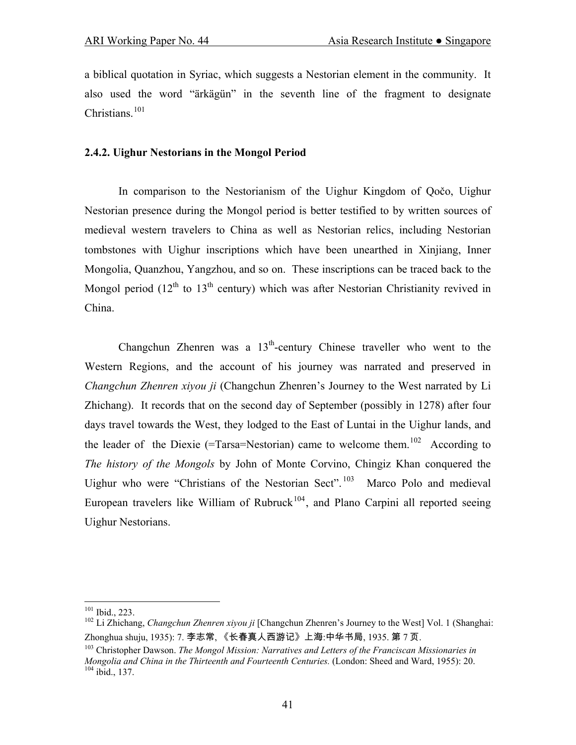a biblical quotation in Syriac, which suggests a Nestorian element in the community. It also used the word "ärkägün" in the seventh line of the fragment to designate Christians.[101]

### 2.4.2. Uighur Nestorians in the Mongol Period

In comparison to the Nestorianism of the Uighur Kingdom of Qočo, Uighur Nestorian presence during the Mongol period is better testified to by written sources of medieval western travelers to China as well as Nestorian relics, including Nestorian tombstones with Uighur inscriptions which have been unearthed in Xinjiang, Inner Mongolia, Quanzhou, Yangzhou, and so on. These inscriptions can be traced back to the Mongol period (12th to 13th century) which was after Nestorian Christianity revived in China.

Changchun Zhenren was a 13th-century Chinese traveller who went to the Western Regions, and the account of his journey was narrated and preserved in *Changchun Zhenren xiyou ji* (Changchun Zhenren's Journey to the West narrated by Li Zhichang). It records that on the second day of September (possibly in 1278) after four days travel towards the West, they lodged to the East of Luntai in the Uighur lands, and the leader of the Diexie (=Tarsa=Nestorian) came to welcome them.[102] According to *The history of the Mongols* by John of Monte Corvino, Chingiz Khan conquered the Uighur who were "Christians of the Nestorian Sect".[103] Marco Polo and medieval European travelers like William of Rubruck[104], and Plano Carpini all reported seeing Uighur Nestorians.

---

[101] Ibid., 223.

[102] Li Zhichang, *Changchun Zhenren xiyou ji* [Changchun Zhenren's Journey to the West] Vol. 1 (Shanghai: Zhonghua shuju, 1935): 7. 李志常, 《长春真人西游记》上海:中华书局, 1935. 第 7 页.

[103] Christopher Dawson. *The Mongol Mission: Narratives and Letters of the Franciscan Missionaries in Mongolia and China in the Thirteenth and Fourteenth Centuries.* (London: Sheed and Ward, 1955): 20.

[104] ibid., 137.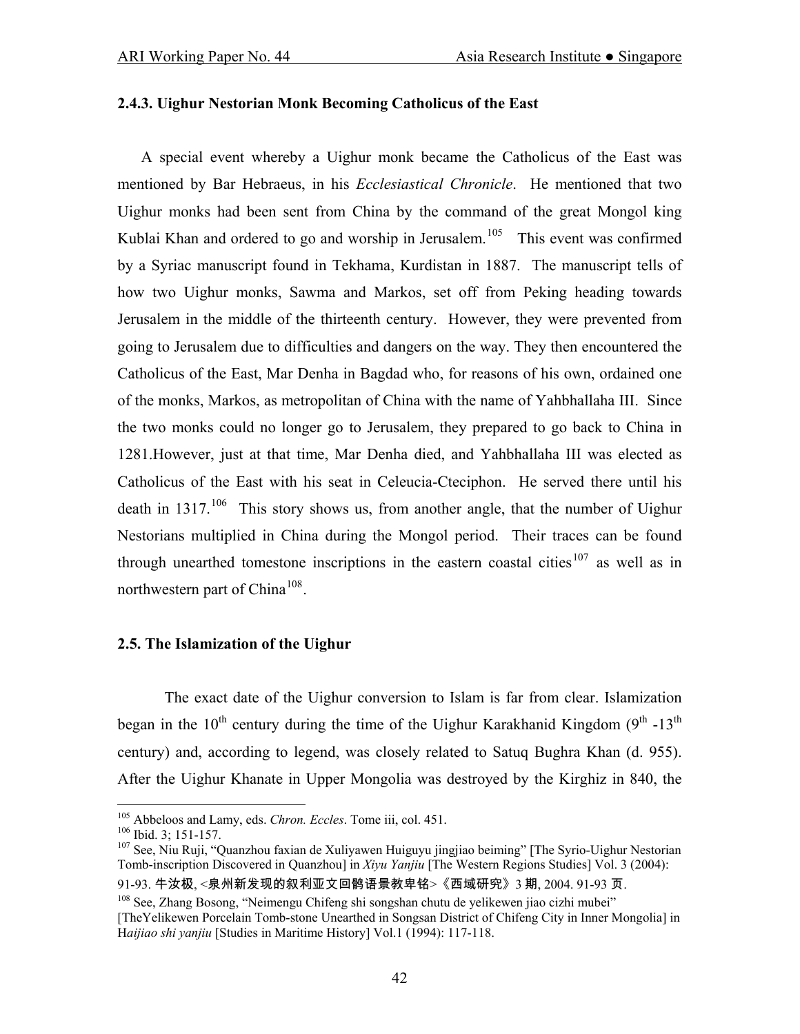### 2.4.3. Uighur Nestorian Monk Becoming Catholicus of the East

A special event whereby a Uighur monk became the Catholicus of the East was mentioned by Bar Hebraeus, in his *Ecclesiastical Chronicle*. He mentioned that two Uighur monks had been sent from China by the command of the great Mongol king Kublai Khan and ordered to go and worship in Jerusalem.[105] This event was confirmed by a Syriac manuscript found in Tekhama, Kurdistan in 1887. The manuscript tells of how two Uighur monks, Sawma and Markos, set off from Peking heading towards Jerusalem in the middle of the thirteenth century. However, they were prevented from going to Jerusalem due to difficulties and dangers on the way. They then encountered the Catholicus of the East, Mar Denha in Bagdad who, for reasons of his own, ordained one of the monks, Markos, as metropolitan of China with the name of Yahbhallaha III. Since the two monks could no longer go to Jerusalem, they prepared to go back to China in 1281.However, just at that time, Mar Denha died, and Yahbhallaha III was elected as Catholicus of the East with his seat in Celeucia-Cteciphon. He served there until his death in 1317.[106] This story shows us, from another angle, that the number of Uighur Nestorians multiplied in China during the Mongol period. Their traces can be found through unearthed tomestone inscriptions in the eastern coastal cities[107] as well as in northwestern part of China[108].

## 2.5. The Islamization of the Uighur

The exact date of the Uighur conversion to Islam is far from clear. Islamization began in the 10th century during the time of the Uighur Karakhanid Kingdom (9th -13th century) and, according to legend, was closely related to Satuq Bughra Khan (d. 955). After the Uighur Khanate in Upper Mongolia was destroyed by the Kirghiz in 840, the

---

[105] Abbeloos and Lamy, eds. *Chron. Eccles*. Tome iii, col. 451.

[106] Ibid. 3; 151-157.

[107] See, Niu Ruji, "Quanzhou faxian de Xuliyawen Huiguyu jingjiao beiming" [The Syrio-Uighur Nestorian Tomb-inscription Discovered in Quanzhou] in *Xiyu Yanjiu* [The Western Regions Studies] Vol. 3 (2004): 91-93. 牛汝极, <泉州新发现的叙利亚文回鹘语景教卑铭>《西域研究》3 期, 2004. 91-93 页.

[108] See, Zhang Bosong, "Neimengu Chifeng shi songshan chutu de yelikewen jiao cizhi mubei" [TheYelikewen Porcelain Tomb-stone Unearthed in Songsan District of Chifeng City in Inner Mongolia] in H*aijiao shi yanjiu* [Studies in Maritime History] Vol.1 (1994): 117-118.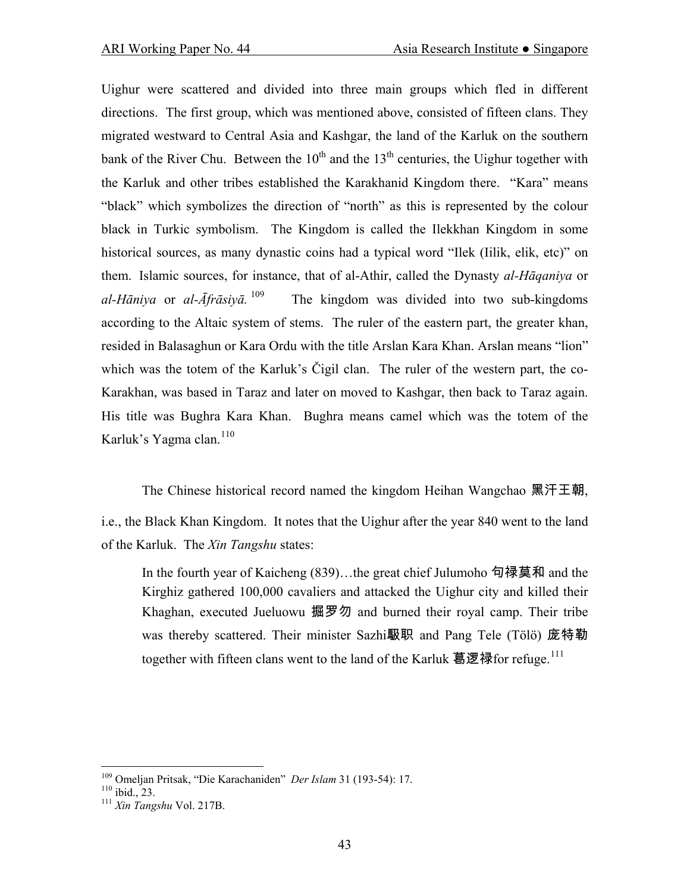Uighur were scattered and divided into three main groups which fled in different directions. The first group, which was mentioned above, consisted of fifteen clans. They migrated westward to Central Asia and Kashgar, the land of the Karluk on the southern bank of the River Chu. Between the 10th and the 13th centuries, the Uighur together with the Karluk and other tribes established the Karakhanid Kingdom there. "Kara" means "black" which symbolizes the direction of "north" as this is represented by the colour black in Turkic symbolism. The Kingdom is called the Ilekkhan Kingdom in some historical sources, as many dynastic coins had a typical word "Ilek (Iilik, elik, etc)" on them. Islamic sources, for instance, that of al-Athir, called the Dynasty *al-Hāqaniya* or *al-Hāniya* or *al-Āfrāsiyā.*[109] The kingdom was divided into two sub-kingdoms according to the Altaic system of stems. The ruler of the eastern part, the greater khan, resided in Balasaghun or Kara Ordu with the title Arslan Kara Khan. Arslan means "lion" which was the totem of the Karluk's Čigil clan. The ruler of the western part, the co-Karakhan, was based in Taraz and later on moved to Kashgar, then back to Taraz again. His title was Bughra Kara Khan. Bughra means camel which was the totem of the Karluk's Yagma clan.[110]

The Chinese historical record named the kingdom Heihan Wangchao 黑汗王朝, i.e., the Black Khan Kingdom. It notes that the Uighur after the year 840 went to the land of the Karluk. The *Xin Tangshu* states:

> In the fourth year of Kaicheng (839)…the great chief Julumoho 句禄莫和 and the Kirghiz gathered 100,000 cavaliers and attacked the Uighur city and killed their Khaghan, executed Jueluowu 掘罗勿 and burned their royal camp. Their tribe was thereby scattered. Their minister Sazhi馺职 and Pang Tele (Tölö) 庞特勒 together with fifteen clans went to the land of the Karluk 葛逻禄for refuge.[111]

---

[109] Omeljan Pritsak, "Die Karachaniden" *Der Islam* 31 (193-54): 17.

[110] ibid., 23.

[111] *Xin Tangshu* Vol. 217B.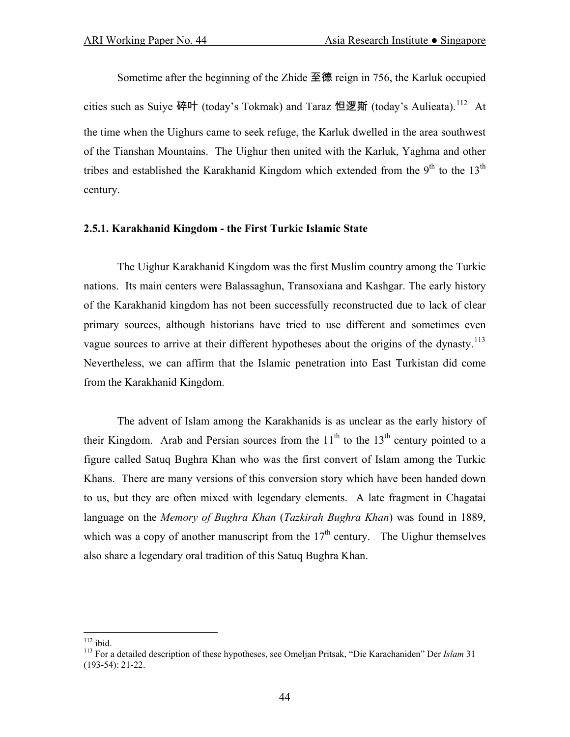Sometime after the beginning of the Zhide 至德 reign in 756, the Karluk occupied cities such as Suiye 碎叶 (today's Tokmak) and Taraz 怛逻斯 (today's Aulieata).[112] At the time when the Uighurs came to seek refuge, the Karluk dwelled in the area southwest of the Tianshan Mountains. The Uighur then united with the Karluk, Yaghma and other tribes and established the Karakhanid Kingdom which extended from the 9th to the 13th century.

### 2.5.1. Karakhanid Kingdom - the First Turkic Islamic State

The Uighur Karakhanid Kingdom was the first Muslim country among the Turkic nations. Its main centers were Balassaghun, Transoxiana and Kashgar. The early history of the Karakhanid kingdom has not been successfully reconstructed due to lack of clear primary sources, although historians have tried to use different and sometimes even vague sources to arrive at their different hypotheses about the origins of the dynasty.[113] Nevertheless, we can affirm that the Islamic penetration into East Turkistan did come from the Karakhanid Kingdom.

The advent of Islam among the Karakhanids is as unclear as the early history of their Kingdom. Arab and Persian sources from the 11th to the 13th century pointed to a figure called Satuq Bughra Khan who was the first convert of Islam among the Turkic Khans. There are many versions of this conversion story which have been handed down to us, but they are often mixed with legendary elements. A late fragment in Chagatai language on the *Memory of Bughra Khan* (*Tazkirah Bughra Khan*) was found in 1889, which was a copy of another manuscript from the 17th century. The Uighur themselves also share a legendary oral tradition of this Satuq Bughra Khan.

---

[112] ibid.

[113] For a detailed description of these hypotheses, see Omeljan Pritsak, "Die Karachaniden" Der *Islam* 31 (193-54): 21-22.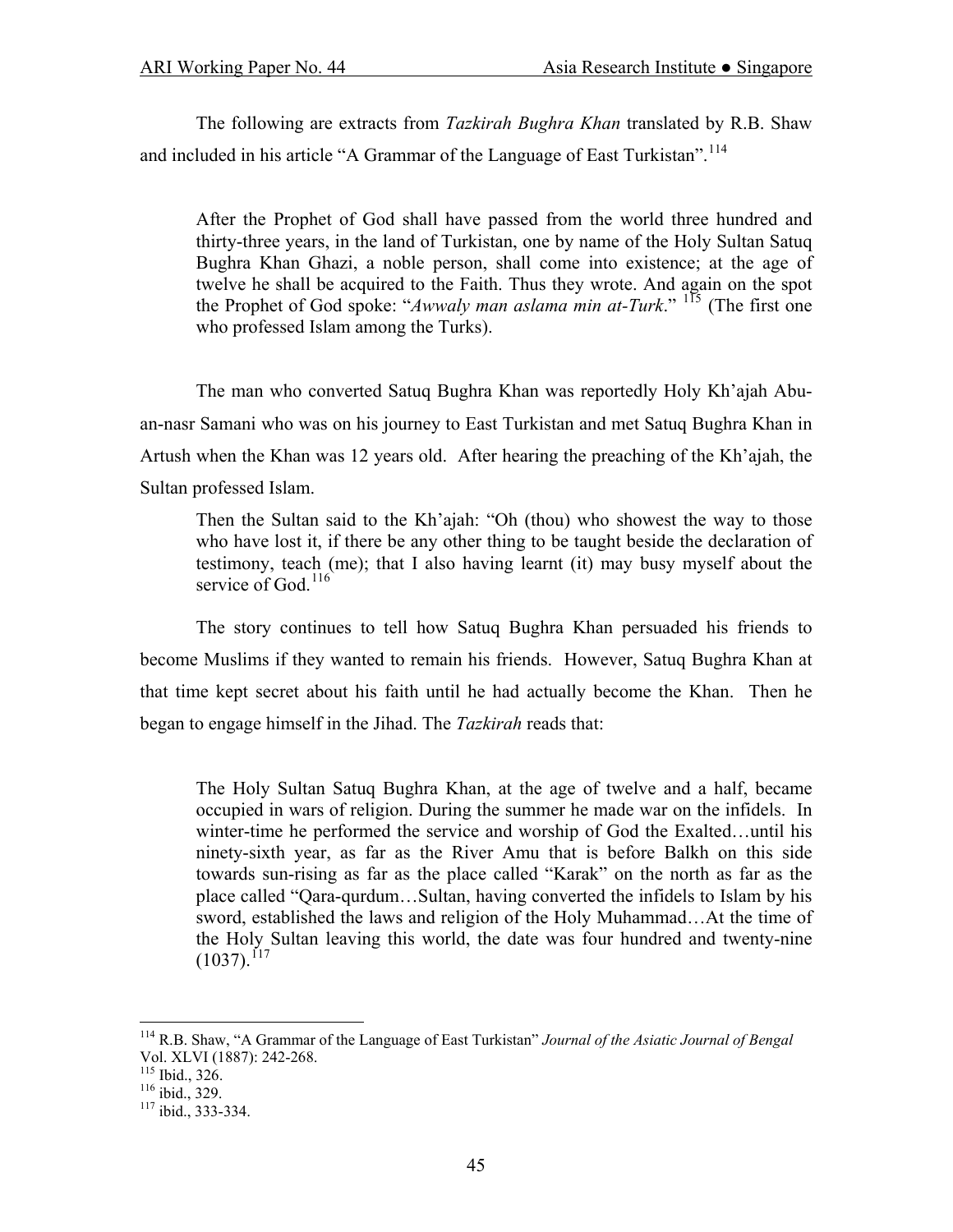The following are extracts from *Tazkirah Bughra Khan* translated by R.B. Shaw and included in his article "A Grammar of the Language of East Turkistan".[114]

> After the Prophet of God shall have passed from the world three hundred and thirty-three years, in the land of Turkistan, one by name of the Holy Sultan Satuq Bughra Khan Ghazi, a noble person, shall come into existence; at the age of twelve he shall be acquired to the Faith. Thus they wrote. And again on the spot the Prophet of God spoke: "*Awwaly man aslama min at-Turk*." [115] (The first one who professed Islam among the Turks).

The man who converted Satuq Bughra Khan was reportedly Holy Kh'ajah Abu-an-nasr Samani who was on his journey to East Turkistan and met Satuq Bughra Khan in Artush when the Khan was 12 years old. After hearing the preaching of the Kh'ajah, the Sultan professed Islam.

> Then the Sultan said to the Kh'ajah: "Oh (thou) who showest the way to those who have lost it, if there be any other thing to be taught beside the declaration of testimony, teach (me); that I also having learnt (it) may busy myself about the service of God.[116]

The story continues to tell how Satuq Bughra Khan persuaded his friends to become Muslims if they wanted to remain his friends. However, Satuq Bughra Khan at that time kept secret about his faith until he had actually become the Khan. Then he began to engage himself in the Jihad. The *Tazkirah* reads that:

> The Holy Sultan Satuq Bughra Khan, at the age of twelve and a half, became occupied in wars of religion. During the summer he made war on the infidels. In winter-time he performed the service and worship of God the Exalted…until his ninety-sixth year, as far as the River Amu that is before Balkh on this side towards sun-rising as far as the place called "Karak" on the north as far as the place called "Qara-qurdum…Sultan, having converted the infidels to Islam by his sword, established the laws and religion of the Holy Muhammad…At the time of the Holy Sultan leaving this world, the date was four hundred and twenty-nine (1037).[117]

---

[114] R.B. Shaw, "A Grammar of the Language of East Turkistan" *Journal of the Asiatic Journal of Bengal* Vol. XLVI (1887): 242-268.

[115] Ibid., 326.

[116] ibid., 329.

[117] ibid., 333-334.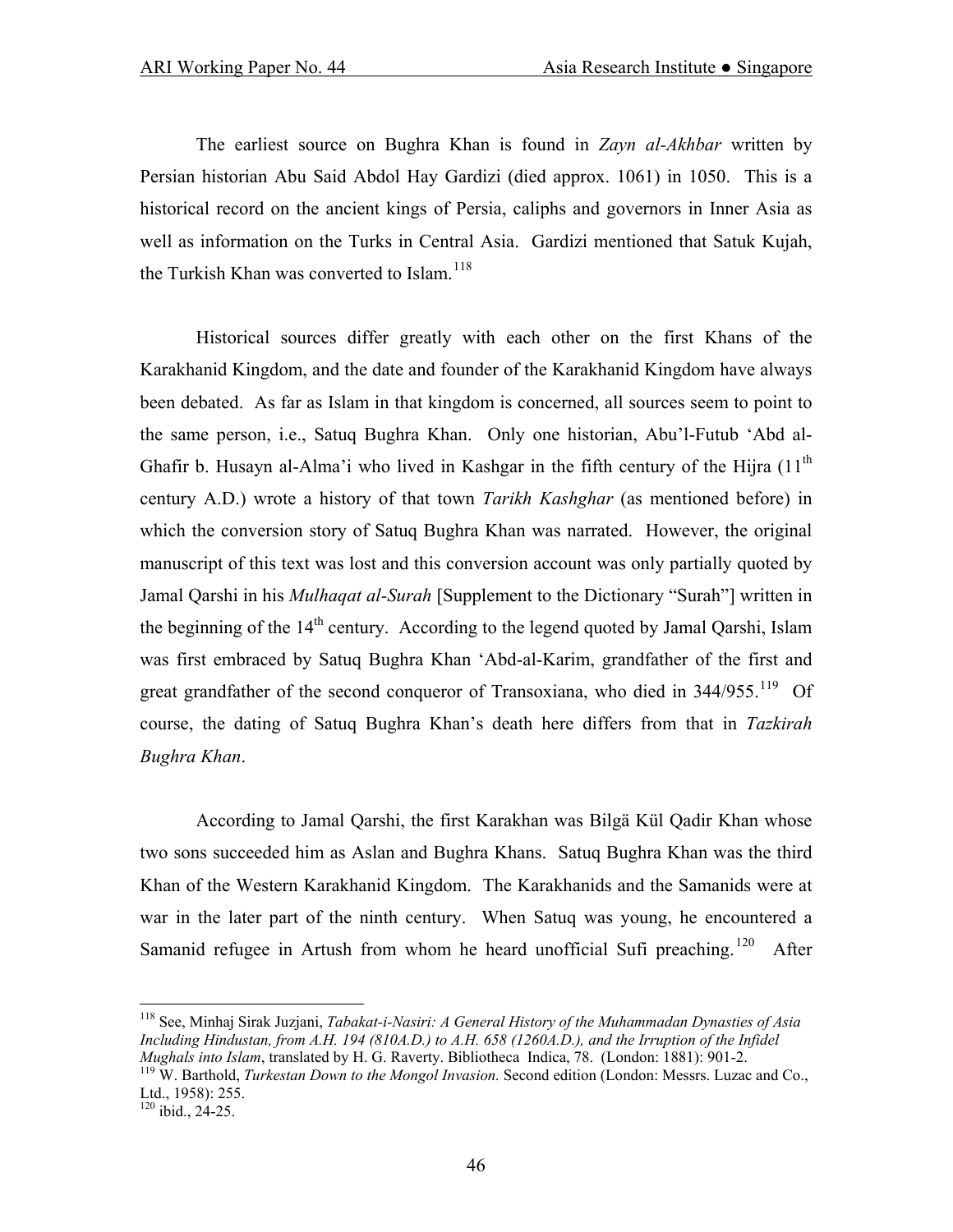The earliest source on Bughra Khan is found in *Zayn al-Akhbar* written by Persian historian Abu Said Abdol Hay Gardizi (died approx. 1061) in 1050. This is a historical record on the ancient kings of Persia, caliphs and governors in Inner Asia as well as information on the Turks in Central Asia. Gardizi mentioned that Satuk Kujah, the Turkish Khan was converted to Islam.[118]

Historical sources differ greatly with each other on the first Khans of the Karakhanid Kingdom, and the date and founder of the Karakhanid Kingdom have always been debated. As far as Islam in that kingdom is concerned, all sources seem to point to the same person, i.e., Satuq Bughra Khan. Only one historian, Abu'l-Futub 'Abd al-Ghafir b. Husayn al-Alma'i who lived in Kashgar in the fifth century of the Hijra (11th century A.D.) wrote a history of that town *Tarikh Kashghar* (as mentioned before) in which the conversion story of Satuq Bughra Khan was narrated. However, the original manuscript of this text was lost and this conversion account was only partially quoted by Jamal Qarshi in his *Mulhaqat al-Surah* [Supplement to the Dictionary "Surah"] written in the beginning of the 14th century. According to the legend quoted by Jamal Qarshi, Islam was first embraced by Satuq Bughra Khan 'Abd-al-Karim, grandfather of the first and great grandfather of the second conqueror of Transoxiana, who died in 344/955.[119] Of course, the dating of Satuq Bughra Khan's death here differs from that in *Tazkirah Bughra Khan*.

According to Jamal Qarshi, the first Karakhan was Bilgä Kül Qadir Khan whose two sons succeeded him as Aslan and Bughra Khans. Satuq Bughra Khan was the third Khan of the Western Karakhanid Kingdom. The Karakhanids and the Samanids were at war in the later part of the ninth century. When Satuq was young, he encountered a Samanid refugee in Artush from whom he heard unofficial Sufi preaching.[120] After

---

[118] See, Minhaj Sirak Juzjani, *Tabakat-i-Nasiri: A General History of the Muhammadan Dynasties of Asia Including Hindustan, from A.H. 194 (810A.D.) to A.H. 658 (1260A.D.), and the Irruption of the Infidel Mughals into Islam*, translated by H. G. Raverty. Bibliotheca Indica, 78. (London: 1881): 901-2.

[119] W. Barthold, *Turkestan Down to the Mongol Invasion.* Second edition (London: Messrs. Luzac and Co., Ltd., 1958): 255.

[120] ibid., 24-25.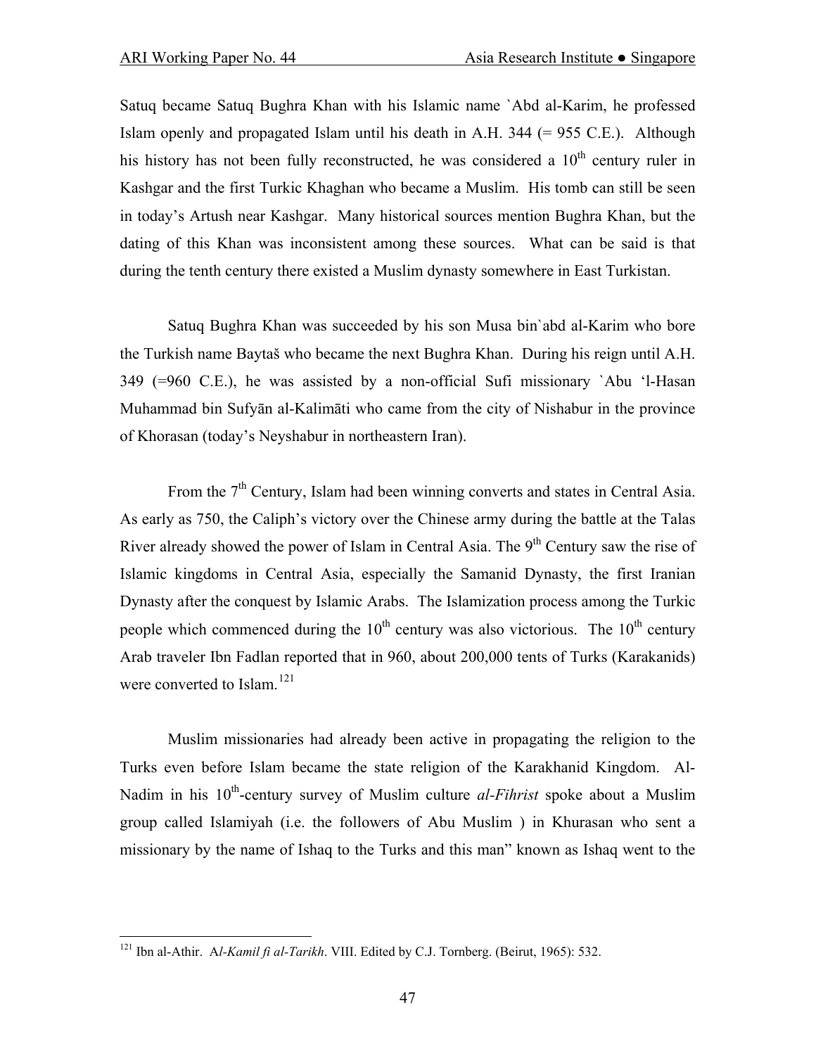Satuq became Satuq Bughra Khan with his Islamic name `Abd al-Karim, he professed Islam openly and propagated Islam until his death in A.H. 344 (= 955 C.E.). Although his history has not been fully reconstructed, he was considered a 10th century ruler in Kashgar and the first Turkic Khaghan who became a Muslim. His tomb can still be seen in today's Artush near Kashgar. Many historical sources mention Bughra Khan, but the dating of this Khan was inconsistent among these sources. What can be said is that during the tenth century there existed a Muslim dynasty somewhere in East Turkistan.

Satuq Bughra Khan was succeeded by his son Musa bin`abd al-Karim who bore the Turkish name Baytaš who became the next Bughra Khan. During his reign until A.H. 349 (=960 C.E.), he was assisted by a non-official Sufi missionary `Abu 'l-Hasan Muhammad bin Sufyān al-Kalimāti who came from the city of Nishabur in the province of Khorasan (today's Neyshabur in northeastern Iran).

From the 7th Century, Islam had been winning converts and states in Central Asia. As early as 750, the Caliph's victory over the Chinese army during the battle at the Talas River already showed the power of Islam in Central Asia. The 9th Century saw the rise of Islamic kingdoms in Central Asia, especially the Samanid Dynasty, the first Iranian Dynasty after the conquest by Islamic Arabs. The Islamization process among the Turkic people which commenced during the 10th century was also victorious. The 10th century Arab traveler Ibn Fadlan reported that in 960, about 200,000 tents of Turks (Karakanids) were converted to Islam.[121]

Muslim missionaries had already been active in propagating the religion to the Turks even before Islam became the state religion of the Karakhanid Kingdom. Al-Nadim in his 10th-century survey of Muslim culture *al-Fihrist* spoke about a Muslim group called Islamiyah (i.e. the followers of Abu Muslim ) in Khurasan who sent a missionary by the name of Ishaq to the Turks and this man" known as Ishaq went to the

[121] Ibn al-Athir. A*l-Kamil fi al-Tarikh*. VIII. Edited by C.J. Tornberg. (Beirut, 1965): 532.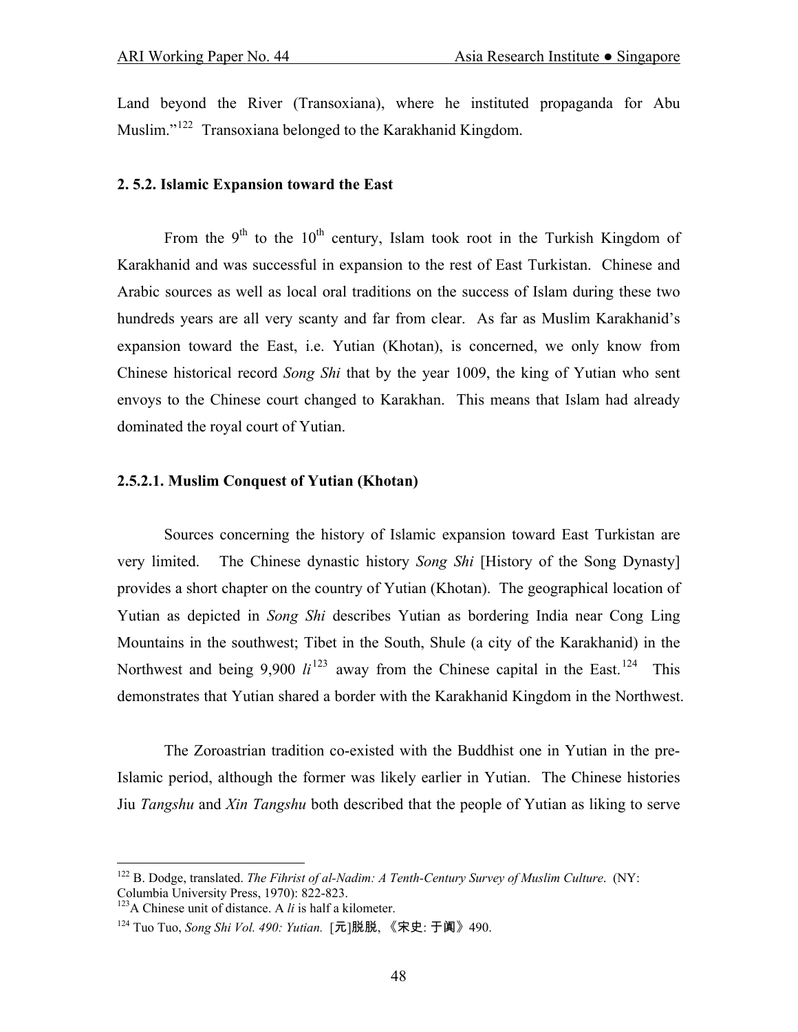Land beyond the River (Transoxiana), where he instituted propaganda for Abu Muslim."[122] Transoxiana belonged to the Karakhanid Kingdom.

### 2. 5.2. Islamic Expansion toward the East

From the 9th to the 10th century, Islam took root in the Turkish Kingdom of Karakhanid and was successful in expansion to the rest of East Turkistan. Chinese and Arabic sources as well as local oral traditions on the success of Islam during these two hundreds years are all very scanty and far from clear. As far as Muslim Karakhanid's expansion toward the East, i.e. Yutian (Khotan), is concerned, we only know from Chinese historical record *Song Shi* that by the year 1009, the king of Yutian who sent envoys to the Chinese court changed to Karakhan. This means that Islam had already dominated the royal court of Yutian.

#### 2.5.2.1. Muslim Conquest of Yutian (Khotan)

Sources concerning the history of Islamic expansion toward East Turkistan are very limited. The Chinese dynastic history *Song Shi* [History of the Song Dynasty] provides a short chapter on the country of Yutian (Khotan). The geographical location of Yutian as depicted in *Song Shi* describes Yutian as bordering India near Cong Ling Mountains in the southwest; Tibet in the South, Shule (a city of the Karakhanid) in the Northwest and being 9,900 *li*[123] away from the Chinese capital in the East.[124] This demonstrates that Yutian shared a border with the Karakhanid Kingdom in the Northwest.

The Zoroastrian tradition co-existed with the Buddhist one in Yutian in the pre-Islamic period, although the former was likely earlier in Yutian. The Chinese histories Jiu *Tangshu* and *Xin Tangshu* both described that the people of Yutian as liking to serve

---

[122] B. Dodge, translated. *The Fihrist of al-Nadim: A Tenth-Century Survey of Muslim Culture*. (NY: Columbia University Press, 1970): 822-823.

[123] A Chinese unit of distance. A *li* is half a kilometer.

[124] Tuo Tuo, *Song Shi Vol. 490: Yutian.* [元]脱脱, 《宋史: 于阗》490.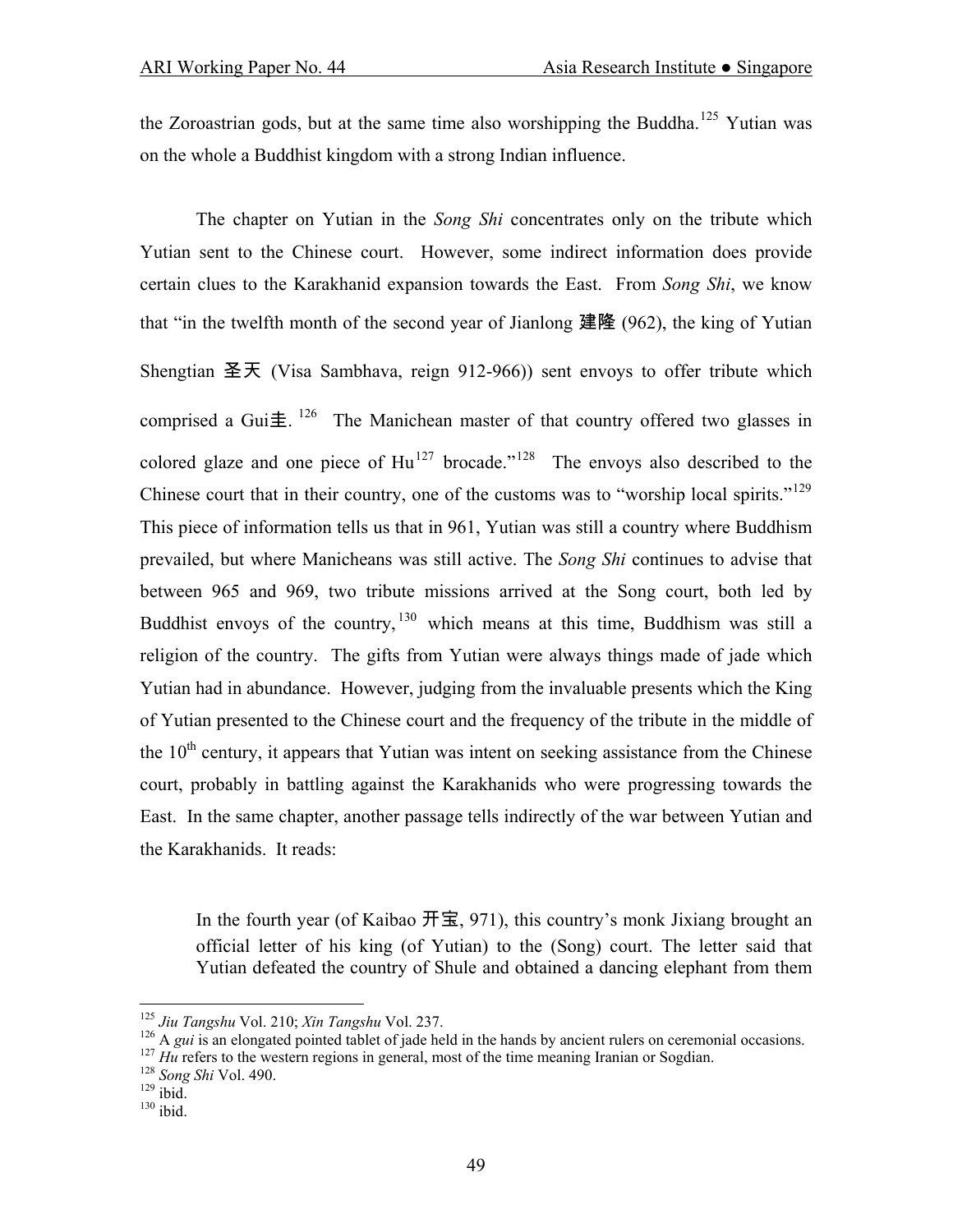the Zoroastrian gods, but at the same time also worshipping the Buddha.[125] Yutian was on the whole a Buddhist kingdom with a strong Indian influence.

The chapter on Yutian in the *Song Shi* concentrates only on the tribute which Yutian sent to the Chinese court. However, some indirect information does provide certain clues to the Karakhanid expansion towards the East. From *Song Shi*, we know that "in the twelfth month of the second year of Jianlong 建隆 (962), the king of Yutian Shengtian 圣天 (Visa Sambhava, reign 912-966)) sent envoys to offer tribute which comprised a Gui圭.[126] The Manichean master of that country offered two glasses in colored glaze and one piece of Hu[127] brocade."[128] The envoys also described to the Chinese court that in their country, one of the customs was to "worship local spirits."[129] This piece of information tells us that in 961, Yutian was still a country where Buddhism prevailed, but where Manicheans was still active. The *Song Shi* continues to advise that between 965 and 969, two tribute missions arrived at the Song court, both led by Buddhist envoys of the country,[130] which means at this time, Buddhism was still a religion of the country. The gifts from Yutian were always things made of jade which Yutian had in abundance. However, judging from the invaluable presents which the King of Yutian presented to the Chinese court and the frequency of the tribute in the middle of the 10th century, it appears that Yutian was intent on seeking assistance from the Chinese court, probably in battling against the Karakhanids who were progressing towards the East. In the same chapter, another passage tells indirectly of the war between Yutian and the Karakhanids. It reads:

> In the fourth year (of Kaibao 开宝, 971), this country's monk Jixiang brought an official letter of his king (of Yutian) to the (Song) court. The letter said that Yutian defeated the country of Shule and obtained a dancing elephant from them

---

[125] *Jiu Tangshu* Vol. 210; *Xin Tangshu* Vol. 237.

[126] A *gui* is an elongated pointed tablet of jade held in the hands by ancient rulers on ceremonial occasions.

[127] *Hu* refers to the western regions in general, most of the time meaning Iranian or Sogdian.

[128] *Song Shi* Vol. 490.

[129] ibid.

[130] ibid.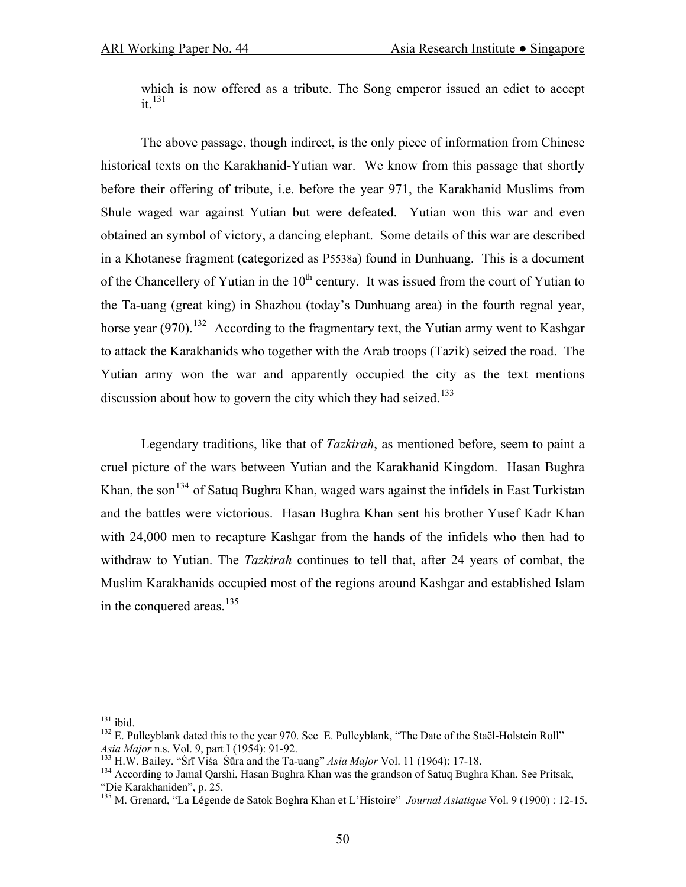which is now offered as a tribute. The Song emperor issued an edict to accept it.[131]

The above passage, though indirect, is the only piece of information from Chinese historical texts on the Karakhanid-Yutian war. We know from this passage that shortly before their offering of tribute, i.e. before the year 971, the Karakhanid Muslims from Shule waged war against Yutian but were defeated. Yutian won this war and even obtained an symbol of victory, a dancing elephant. Some details of this war are described in a Khotanese fragment (categorized as P5538a) found in Dunhuang. This is a document of the Chancellery of Yutian in the 10th century. It was issued from the court of Yutian to the Ta-uang (great king) in Shazhou (today's Dunhuang area) in the fourth regnal year, horse year (970).[132] According to the fragmentary text, the Yutian army went to Kashgar to attack the Karakhanids who together with the Arab troops (Tazik) seized the road. The Yutian army won the war and apparently occupied the city as the text mentions discussion about how to govern the city which they had seized.[133]

Legendary traditions, like that of *Tazkirah*, as mentioned before, seem to paint a cruel picture of the wars between Yutian and the Karakhanid Kingdom. Hasan Bughra Khan, the son[134] of Satuq Bughra Khan, waged wars against the infidels in East Turkistan and the battles were victorious. Hasan Bughra Khan sent his brother Yusef Kadr Khan with 24,000 men to recapture Kashgar from the hands of the infidels who then had to withdraw to Yutian. The *Tazkirah* continues to tell that, after 24 years of combat, the Muslim Karakhanids occupied most of the regions around Kashgar and established Islam in the conquered areas.[135]

---

[131] ibid.

[132] E. Pulleyblank dated this to the year 970. See E. Pulleyblank, "The Date of the Staël-Holstein Roll" *Asia Major* n.s. Vol. 9, part I (1954): 91-92.

[133] H.W. Bailey. "Śrī Viśa Śūra and the Ta-uang" *Asia Major* Vol. 11 (1964): 17-18.

[134] According to Jamal Qarshi, Hasan Bughra Khan was the grandson of Satuq Bughra Khan. See Pritsak, "Die Karakhaniden", p. 25.

[135] M. Grenard, "La Légende de Satok Boghra Khan et L'Histoire" *Journal Asiatique* Vol. 9 (1900) : 12-15.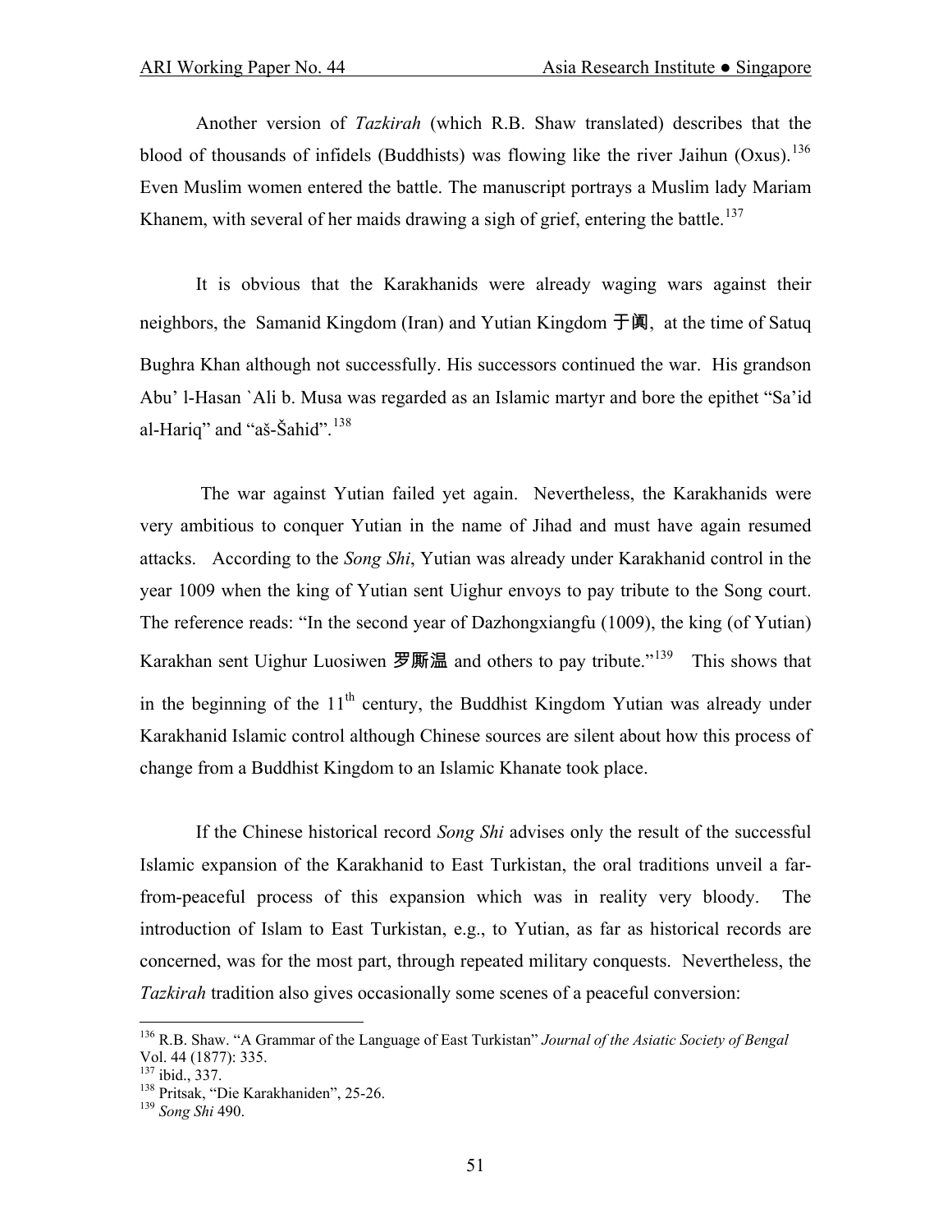Another version of *Tazkirah* (which R.B. Shaw translated) describes that the blood of thousands of infidels (Buddhists) was flowing like the river Jaihun (Oxus).[136] Even Muslim women entered the battle. The manuscript portrays a Muslim lady Mariam Khanem, with several of her maids drawing a sigh of grief, entering the battle.[137]

It is obvious that the Karakhanids were already waging wars against their neighbors, the Samanid Kingdom (Iran) and Yutian Kingdom 于阗, at the time of Satuq Bughra Khan although not successfully. His successors continued the war. His grandson Abu' l-Hasan `Ali b. Musa was regarded as an Islamic martyr and bore the epithet "Sa'id al-Hariq" and "aš-Šahid".[138]

The war against Yutian failed yet again. Nevertheless, the Karakhanids were very ambitious to conquer Yutian in the name of Jihad and must have again resumed attacks. According to the *Song Shi*, Yutian was already under Karakhanid control in the year 1009 when the king of Yutian sent Uighur envoys to pay tribute to the Song court. The reference reads: "In the second year of Dazhongxiangfu (1009), the king (of Yutian) Karakhan sent Uighur Luosiwen 罗斯温 and others to pay tribute."[139] This shows that in the beginning of the 11th century, the Buddhist Kingdom Yutian was already under Karakhanid Islamic control although Chinese sources are silent about how this process of change from a Buddhist Kingdom to an Islamic Khanate took place.

If the Chinese historical record *Song Shi* advises only the result of the successful Islamic expansion of the Karakhanid to East Turkistan, the oral traditions unveil a far-from-peaceful process of this expansion which was in reality very bloody. The introduction of Islam to East Turkistan, e.g., to Yutian, as far as historical records are concerned, was for the most part, through repeated military conquests. Nevertheless, the *Tazkirah* tradition also gives occasionally some scenes of a peaceful conversion:

---

[136] R.B. Shaw. "A Grammar of the Language of East Turkistan" *Journal of the Asiatic Society of Bengal* Vol. 44 (1877): 335.
[137] ibid., 337.
[138] Pritsak, "Die Karakhaniden", 25-26.
[139] *Song Shi* 490.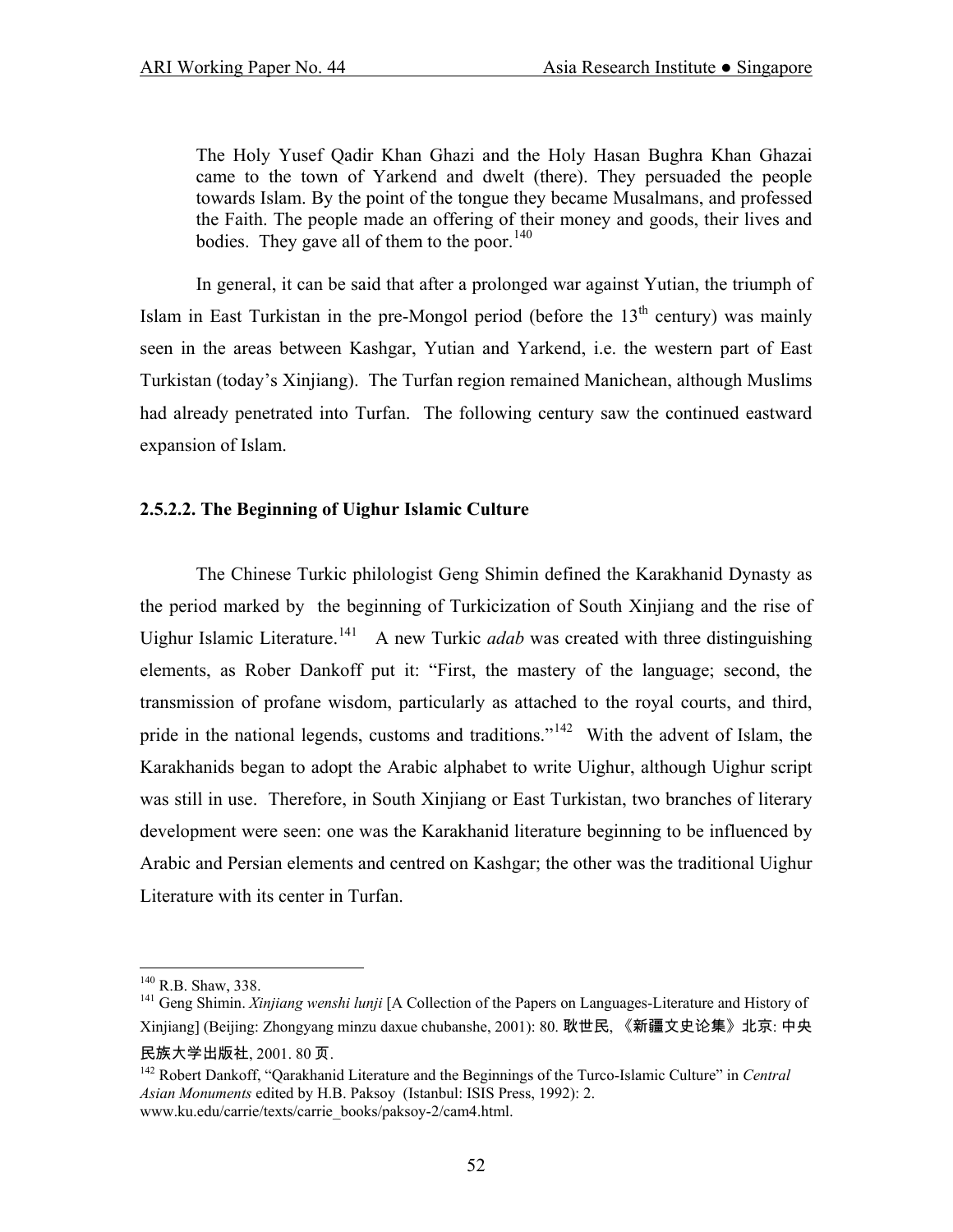> The Holy Yusef Qadir Khan Ghazi and the Holy Hasan Bughra Khan Ghazai came to the town of Yarkend and dwelt (there). They persuaded the people towards Islam. By the point of the tongue they became Musalmans, and professed the Faith. The people made an offering of their money and goods, their lives and bodies. They gave all of them to the poor.[140]

In general, it can be said that after a prolonged war against Yutian, the triumph of Islam in East Turkistan in the pre-Mongol period (before the 13th century) was mainly seen in the areas between Kashgar, Yutian and Yarkend, i.e. the western part of East Turkistan (today's Xinjiang). The Turfan region remained Manichean, although Muslims had already penetrated into Turfan. The following century saw the continued eastward expansion of Islam.

#### 2.5.2.2. The Beginning of Uighur Islamic Culture

The Chinese Turkic philologist Geng Shimin defined the Karakhanid Dynasty as the period marked by the beginning of Turkicization of South Xinjiang and the rise of Uighur Islamic Literature.[141] A new Turkic *adab* was created with three distinguishing elements, as Rober Dankoff put it: "First, the mastery of the language; second, the transmission of profane wisdom, particularly as attached to the royal courts, and third, pride in the national legends, customs and traditions."[142] With the advent of Islam, the Karakhanids began to adopt the Arabic alphabet to write Uighur, although Uighur script was still in use. Therefore, in South Xinjiang or East Turkistan, two branches of literary development were seen: one was the Karakhanid literature beginning to be influenced by Arabic and Persian elements and centred on Kashgar; the other was the traditional Uighur Literature with its center in Turfan.

---

[140] R.B. Shaw, 338.

[141] Geng Shimin. *Xinjiang wenshi lunji* [A Collection of the Papers on Languages-Literature and History of Xinjiang] (Beijing: Zhongyang minzu daxue chubanshe, 2001): 80. 耿世民, 《新疆文史论集》北京: 中央民族大学出版社, 2001. 80 页.

[142] Robert Dankoff, "Qarakhanid Literature and the Beginnings of the Turco-Islamic Culture" in *Central Asian Monuments* edited by H.B. Paksoy (Istanbul: ISIS Press, 1992): 2. www.ku.edu/carrie/texts/carrie_books/paksoy-2/cam4.html.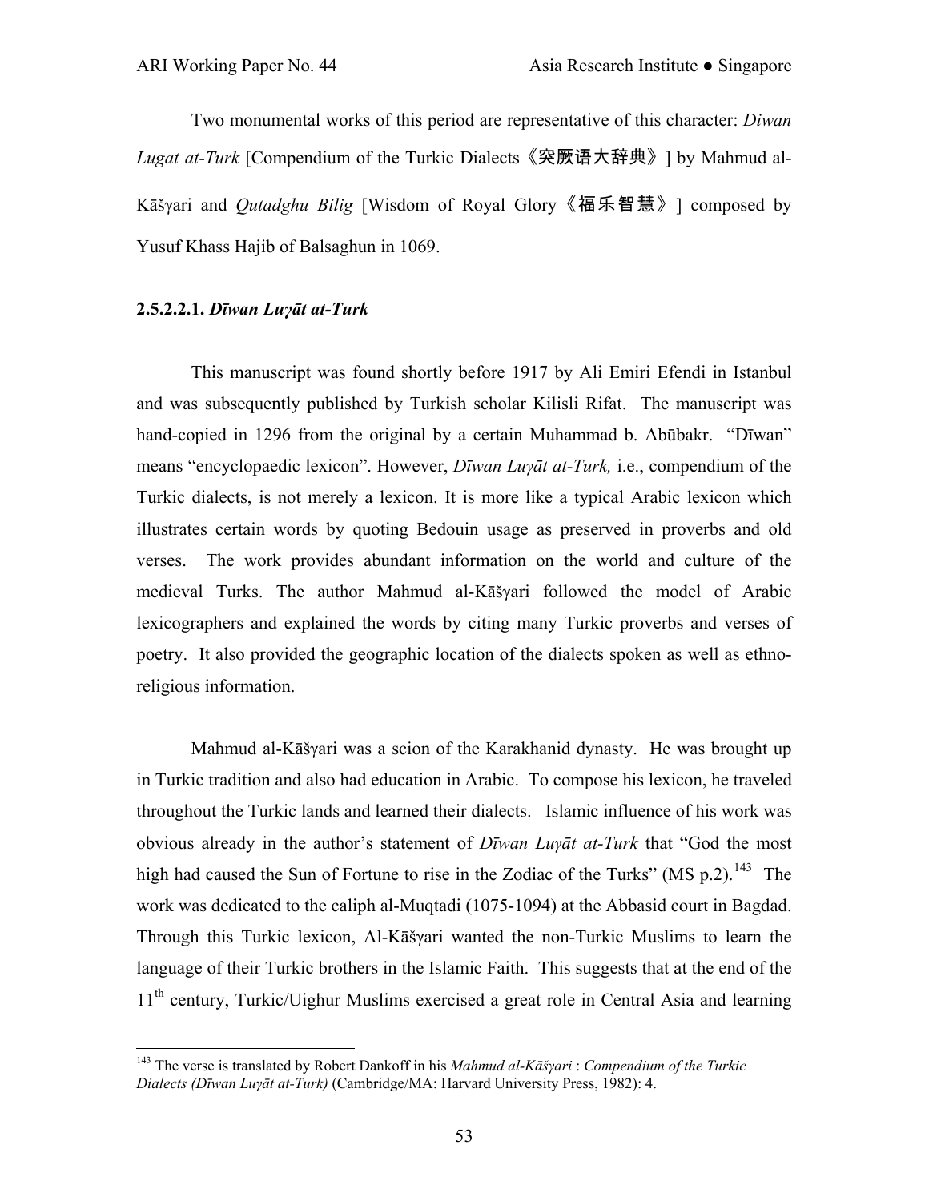Two monumental works of this period are representative of this character: *Diwan Lugat at-Turk* [Compendium of the Turkic Dialects《突厥语大辞典》] by Mahmud al-Kāšγari and *Qutadghu Bilig* [Wisdom of Royal Glory《福乐智慧》] composed by Yusuf Khass Hajib of Balsaghun in 1069.

**2.5.2.2.1.** ***Dīwan Luγāt at-Turk***

This manuscript was found shortly before 1917 by Ali Emiri Efendi in Istanbul and was subsequently published by Turkish scholar Kilisli Rifat. The manuscript was hand-copied in 1296 from the original by a certain Muhammad b. Abūbakr. "Dīwan" means "encyclopaedic lexicon". However, *Dīwan Luγāt at-Turk,* i.e., compendium of the Turkic dialects, is not merely a lexicon. It is more like a typical Arabic lexicon which illustrates certain words by quoting Bedouin usage as preserved in proverbs and old verses. The work provides abundant information on the world and culture of the medieval Turks. The author Mahmud al-Kāšγari followed the model of Arabic lexicographers and explained the words by citing many Turkic proverbs and verses of poetry. It also provided the geographic location of the dialects spoken as well as ethno-religious information.

Mahmud al-Kāšγari was a scion of the Karakhanid dynasty. He was brought up in Turkic tradition and also had education in Arabic. To compose his lexicon, he traveled throughout the Turkic lands and learned their dialects. Islamic influence of his work was obvious already in the author's statement of *Dīwan Luγāt at-Turk* that "God the most high had caused the Sun of Fortune to rise in the Zodiac of the Turks" (MS p.2).[143] The work was dedicated to the caliph al-Muqtadi (1075-1094) at the Abbasid court in Bagdad. Through this Turkic lexicon, Al-Kāšγari wanted the non-Turkic Muslims to learn the language of their Turkic brothers in the Islamic Faith. This suggests that at the end of the 11th century, Turkic/Uighur Muslims exercised a great role in Central Asia and learning

---

[143] The verse is translated by Robert Dankoff in his *Mahmud al-Kāšγari* : *Compendium of the Turkic Dialects (Dīwan Luγāt at-Turk)* (Cambridge/MA: Harvard University Press, 1982): 4.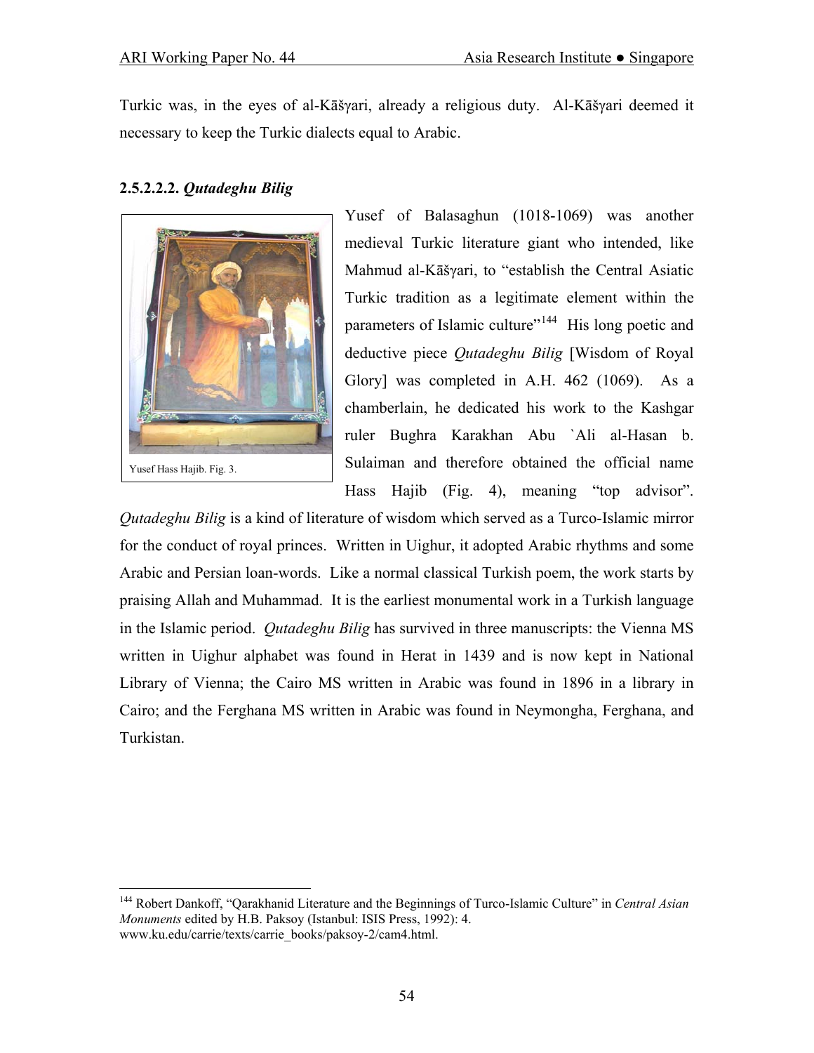Turkic was, in the eyes of al-Kāšγari, already a religious duty. Al-Kāšγari deemed it necessary to keep the Turkic dialects equal to Arabic.

**2.5.2.2.2.** ***Qutadeghu Bilig***

Yusef Hass Hajib. Fig. 3.

Yusef of Balasaghun (1018-1069) was another medieval Turkic literature giant who intended, like Mahmud al-Kāšγari, to "establish the Central Asiatic Turkic tradition as a legitimate element within the parameters of Islamic culture"[144] His long poetic and deductive piece *Qutadeghu Bilig* [Wisdom of Royal Glory] was completed in A.H. 462 (1069). As a chamberlain, he dedicated his work to the Kashgar ruler Bughra Karakhan Abu `Ali al-Hasan b. Sulaiman and therefore obtained the official name Hass Hajib (Fig. 4), meaning "top advisor". *Qutadeghu Bilig* is a kind of literature of wisdom which served as a Turco-Islamic mirror for the conduct of royal princes. Written in Uighur, it adopted Arabic rhythms and some Arabic and Persian loan-words. Like a normal classical Turkish poem, the work starts by praising Allah and Muhammad. It is the earliest monumental work in a Turkish language in the Islamic period. *Qutadeghu Bilig* has survived in three manuscripts: the Vienna MS written in Uighur alphabet was found in Herat in 1439 and is now kept in National Library of Vienna; the Cairo MS written in Arabic was found in 1896 in a library in Cairo; and the Ferghana MS written in Arabic was found in Neymongha, Ferghana, and Turkistan.

---

[144] Robert Dankoff, "Qarakhanid Literature and the Beginnings of Turco-Islamic Culture" in *Central Asian Monuments* edited by H.B. Paksoy (Istanbul: ISIS Press, 1992): 4. www.ku.edu/carrie/texts/carrie_books/paksoy-2/cam4.html.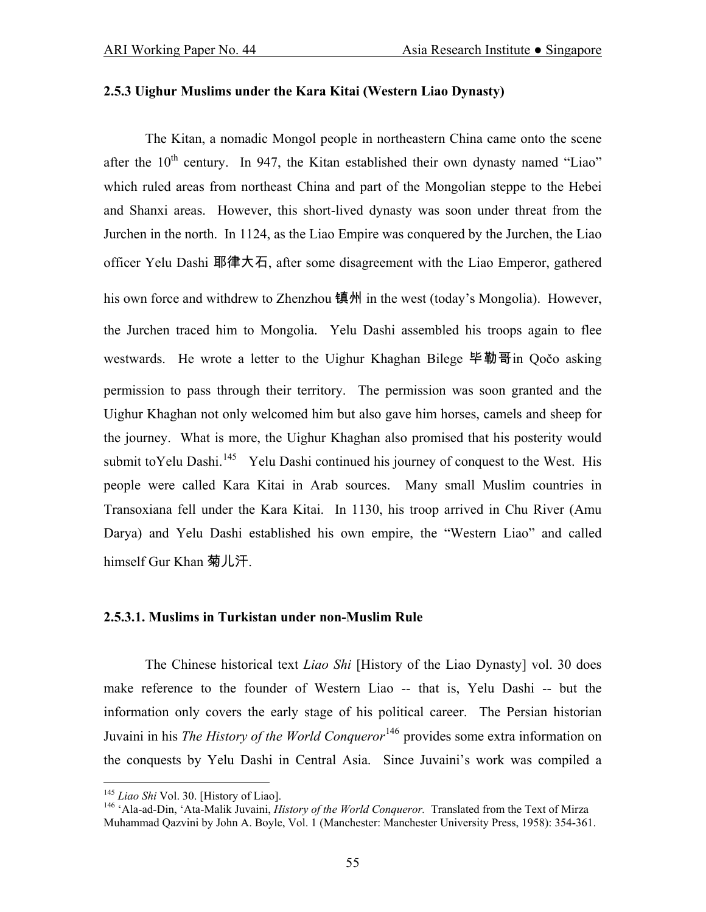### 2.5.3 Uighur Muslims under the Kara Kitai (Western Liao Dynasty)

The Kitan, a nomadic Mongol people in northeastern China came onto the scene after the 10th century. In 947, the Kitan established their own dynasty named "Liao" which ruled areas from northeast China and part of the Mongolian steppe to the Hebei and Shanxi areas. However, this short-lived dynasty was soon under threat from the Jurchen in the north. In 1124, as the Liao Empire was conquered by the Jurchen, the Liao officer Yelu Dashi 耶律大石, after some disagreement with the Liao Emperor, gathered his own force and withdrew to Zhenzhou 镇州 in the west (today's Mongolia). However, the Jurchen traced him to Mongolia. Yelu Dashi assembled his troops again to flee westwards. He wrote a letter to the Uighur Khaghan Bilege 毕勒哥in Qočo asking permission to pass through their territory. The permission was soon granted and the Uighur Khaghan not only welcomed him but also gave him horses, camels and sheep for the journey. What is more, the Uighur Khaghan also promised that his posterity would submit toYelu Dashi.[145] Yelu Dashi continued his journey of conquest to the West. His people were called Kara Kitai in Arab sources. Many small Muslim countries in Transoxiana fell under the Kara Kitai. In 1130, his troop arrived in Chu River (Amu Darya) and Yelu Dashi established his own empire, the "Western Liao" and called himself Gur Khan 菊儿汗.

#### 2.5.3.1. Muslims in Turkistan under non-Muslim Rule

The Chinese historical text *Liao Shi* [History of the Liao Dynasty] vol. 30 does make reference to the founder of Western Liao -- that is, Yelu Dashi -- but the information only covers the early stage of his political career. The Persian historian Juvaini in his *The History of the World Conqueror*[146] provides some extra information on the conquests by Yelu Dashi in Central Asia. Since Juvaini's work was compiled a

---

[145] *Liao Shi* Vol. 30. [History of Liao].

[146] 'Ala-ad-Din, 'Ata-Malik Juvaini, *History of the World Conqueror.* Translated from the Text of Mirza Muhammad Qazvini by John A. Boyle, Vol. 1 (Manchester: Manchester University Press, 1958): 354-361.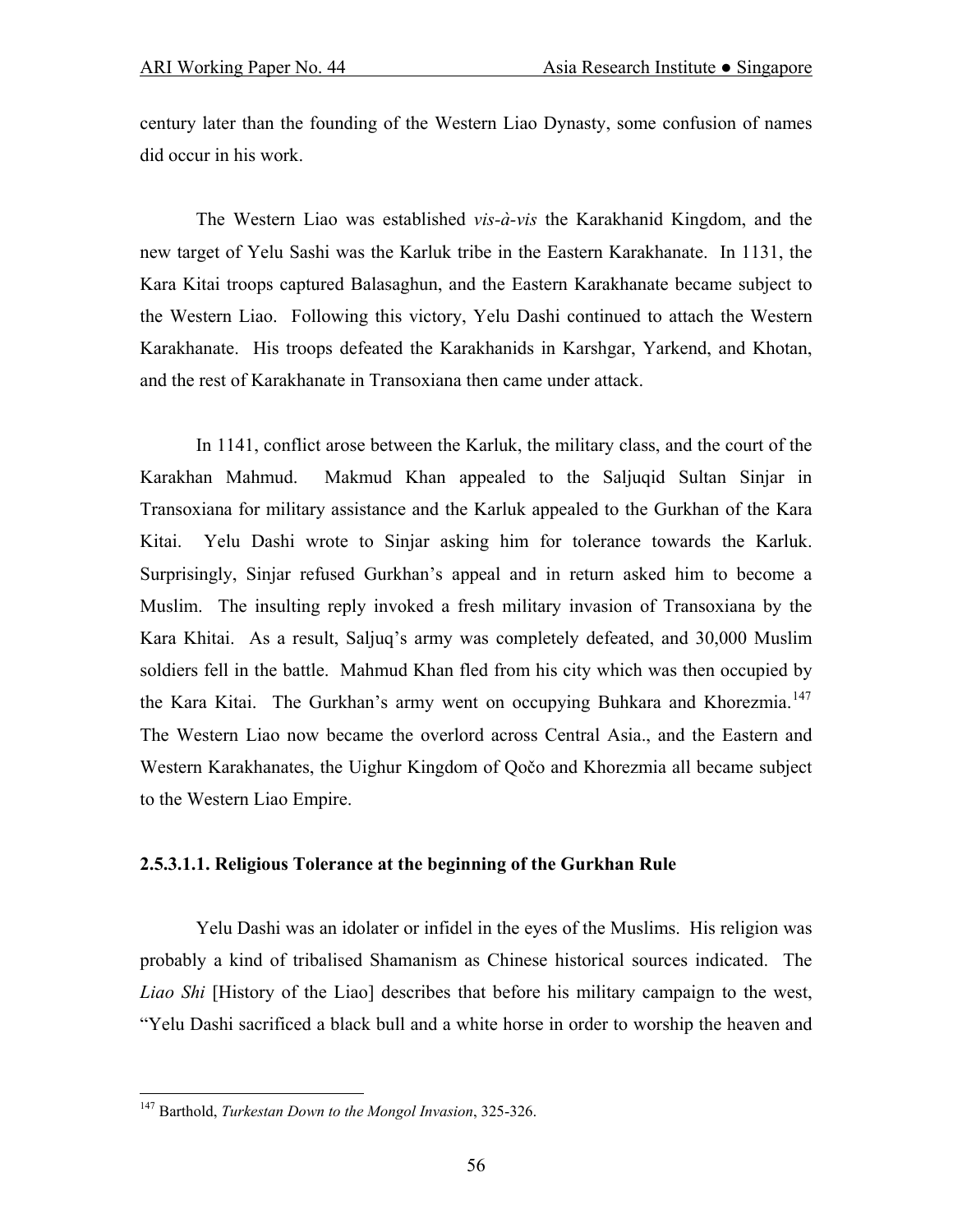century later than the founding of the Western Liao Dynasty, some confusion of names did occur in his work.

The Western Liao was established *vis-à-vis* the Karakhanid Kingdom, and the new target of Yelu Sashi was the Karluk tribe in the Eastern Karakhanate. In 1131, the Kara Kitai troops captured Balasaghun, and the Eastern Karakhanate became subject to the Western Liao. Following this victory, Yelu Dashi continued to attach the Western Karakhanate. His troops defeated the Karakhanids in Karshgar, Yarkend, and Khotan, and the rest of Karakhanate in Transoxiana then came under attack.

In 1141, conflict arose between the Karluk, the military class, and the court of the Karakhan Mahmud. Makmud Khan appealed to the Saljuqid Sultan Sinjar in Transoxiana for military assistance and the Karluk appealed to the Gurkhan of the Kara Kitai. Yelu Dashi wrote to Sinjar asking him for tolerance towards the Karluk. Surprisingly, Sinjar refused Gurkhan's appeal and in return asked him to become a Muslim. The insulting reply invoked a fresh military invasion of Transoxiana by the Kara Khitai. As a result, Saljuq's army was completely defeated, and 30,000 Muslim soldiers fell in the battle. Mahmud Khan fled from his city which was then occupied by the Kara Kitai. The Gurkhan's army went on occupying Buhkara and Khorezmia.[147] The Western Liao now became the overlord across Central Asia., and the Eastern and Western Karakhanates, the Uighur Kingdom of Qočo and Khorezmia all became subject to the Western Liao Empire.

#### 2.5.3.1.1. Religious Tolerance at the beginning of the Gurkhan Rule

Yelu Dashi was an idolater or infidel in the eyes of the Muslims. His religion was probably a kind of tribalised Shamanism as Chinese historical sources indicated. The *Liao Shi* [History of the Liao] describes that before his military campaign to the west, "Yelu Dashi sacrificed a black bull and a white horse in order to worship the heaven and

[147] Barthold, *Turkestan Down to the Mongol Invasion*, 325-326.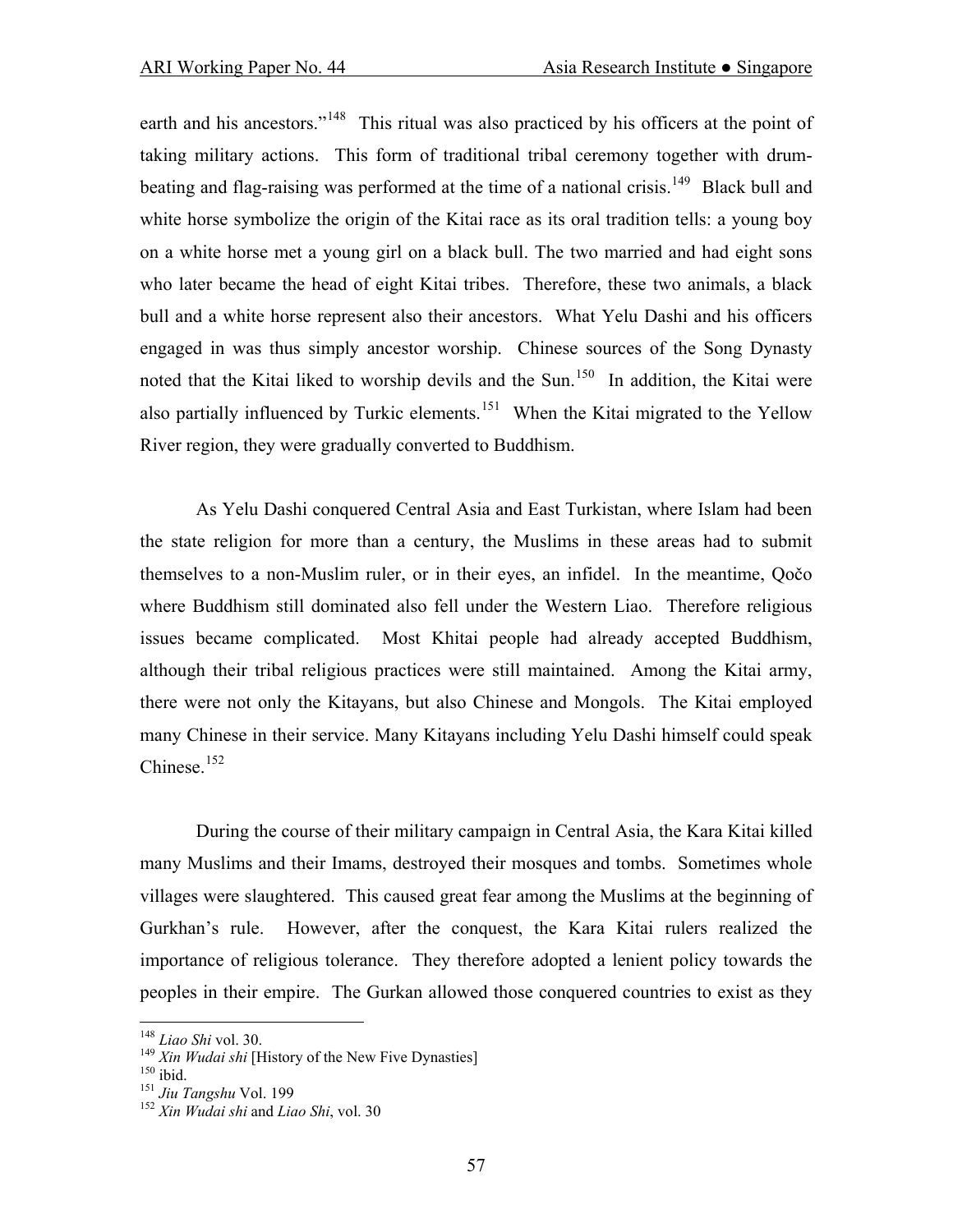earth and his ancestors."[148] This ritual was also practiced by his officers at the point of taking military actions. This form of traditional tribal ceremony together with drum-beating and flag-raising was performed at the time of a national crisis.[149] Black bull and white horse symbolize the origin of the Kitai race as its oral tradition tells: a young boy on a white horse met a young girl on a black bull. The two married and had eight sons who later became the head of eight Kitai tribes. Therefore, these two animals, a black bull and a white horse represent also their ancestors. What Yelu Dashi and his officers engaged in was thus simply ancestor worship. Chinese sources of the Song Dynasty noted that the Kitai liked to worship devils and the Sun.[150] In addition, the Kitai were also partially influenced by Turkic elements.[151] When the Kitai migrated to the Yellow River region, they were gradually converted to Buddhism.

As Yelu Dashi conquered Central Asia and East Turkistan, where Islam had been the state religion for more than a century, the Muslims in these areas had to submit themselves to a non-Muslim ruler, or in their eyes, an infidel. In the meantime, Qočo where Buddhism still dominated also fell under the Western Liao. Therefore religious issues became complicated. Most Khitai people had already accepted Buddhism, although their tribal religious practices were still maintained. Among the Kitai army, there were not only the Kitayans, but also Chinese and Mongols. The Kitai employed many Chinese in their service. Many Kitayans including Yelu Dashi himself could speak Chinese.[152]

During the course of their military campaign in Central Asia, the Kara Kitai killed many Muslims and their Imams, destroyed their mosques and tombs. Sometimes whole villages were slaughtered. This caused great fear among the Muslims at the beginning of Gurkhan's rule. However, after the conquest, the Kara Kitai rulers realized the importance of religious tolerance. They therefore adopted a lenient policy towards the peoples in their empire. The Gurkan allowed those conquered countries to exist as they

---

[148] *Liao Shi* vol. 30.
[149] *Xin Wudai shi* [History of the New Five Dynasties]
[150] ibid.
[151] *Jiu Tangshu* Vol. 199
[152] *Xin Wudai shi* and *Liao Shi*, vol. 30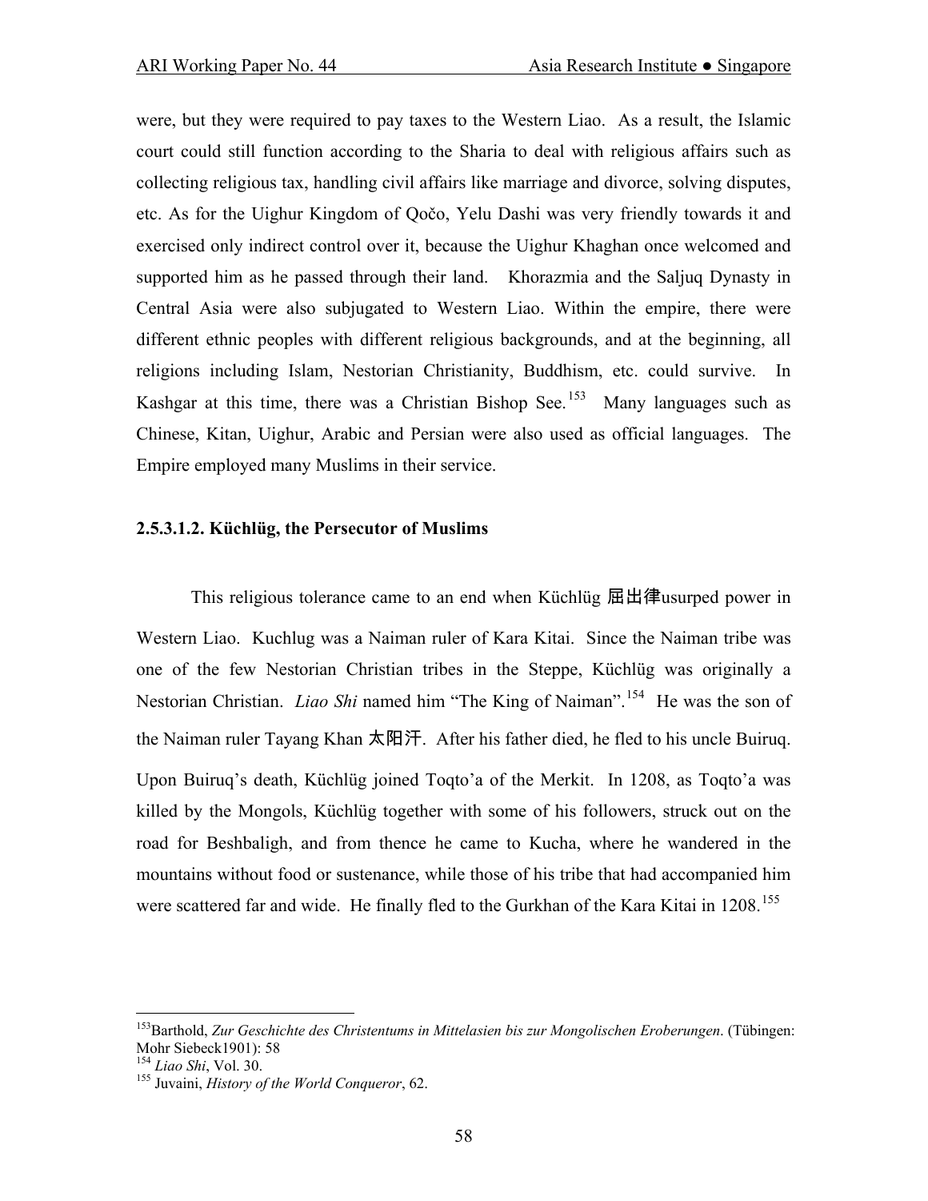were, but they were required to pay taxes to the Western Liao. As a result, the Islamic court could still function according to the Sharia to deal with religious affairs such as collecting religious tax, handling civil affairs like marriage and divorce, solving disputes, etc. As for the Uighur Kingdom of Qočo, Yelu Dashi was very friendly towards it and exercised only indirect control over it, because the Uighur Khaghan once welcomed and supported him as he passed through their land. Khorazmia and the Saljuq Dynasty in Central Asia were also subjugated to Western Liao. Within the empire, there were different ethnic peoples with different religious backgrounds, and at the beginning, all religions including Islam, Nestorian Christianity, Buddhism, etc. could survive. In Kashgar at this time, there was a Christian Bishop See.[153] Many languages such as Chinese, Kitan, Uighur, Arabic and Persian were also used as official languages. The Empire employed many Muslims in their service.

#### 2.5.3.1.2. Küchlüg, the Persecutor of Muslims

This religious tolerance came to an end when Küchlüg 屈出律usurped power in Western Liao. Kuchlug was a Naiman ruler of Kara Kitai. Since the Naiman tribe was one of the few Nestorian Christian tribes in the Steppe, Küchlüg was originally a Nestorian Christian. *Liao Shi* named him "The King of Naiman".[154] He was the son of the Naiman ruler Tayang Khan 太阳汗. After his father died, he fled to his uncle Buiruq. Upon Buiruq's death, Küchlüg joined Toqto'a of the Merkit. In 1208, as Toqto'a was killed by the Mongols, Küchlüg together with some of his followers, struck out on the road for Beshbaligh, and from thence he came to Kucha, where he wandered in the mountains without food or sustenance, while those of his tribe that had accompanied him were scattered far and wide. He finally fled to the Gurkhan of the Kara Kitai in 1208.[155]

---

[153] Barthold, *Zur Geschichte des Christentums in Mittelasien bis zur Mongolischen Eroberungen*. (Tübingen: Mohr Siebeck1901): 58

[154] *Liao Shi*, Vol. 30.

[155] Juvaini, *History of the World Conqueror*, 62.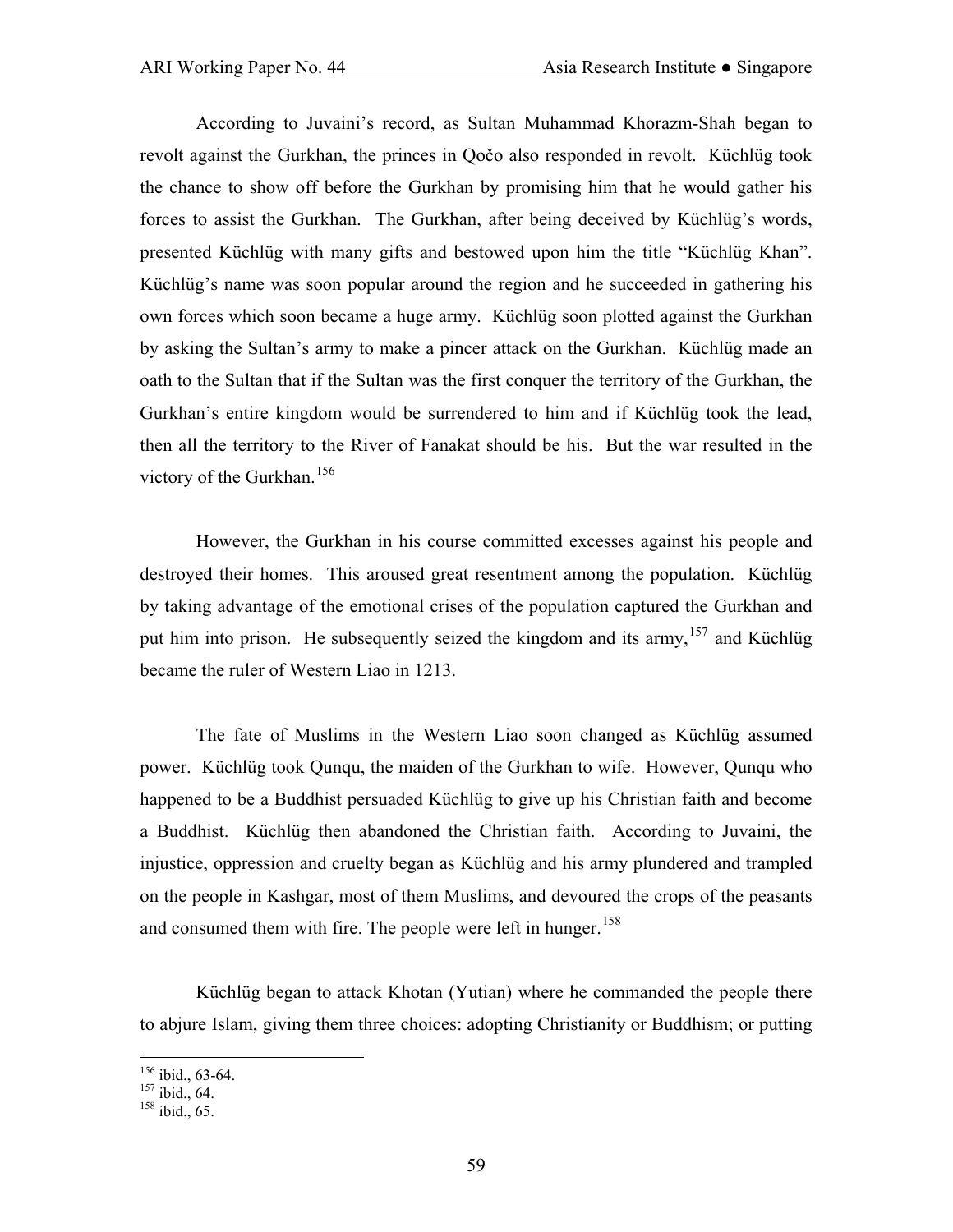According to Juvaini's record, as Sultan Muhammad Khorazm-Shah began to revolt against the Gurkhan, the princes in Qočo also responded in revolt. Küchlüg took the chance to show off before the Gurkhan by promising him that he would gather his forces to assist the Gurkhan. The Gurkhan, after being deceived by Küchlüg's words, presented Küchlüg with many gifts and bestowed upon him the title "Küchlüg Khan". Küchlüg's name was soon popular around the region and he succeeded in gathering his own forces which soon became a huge army. Küchlüg soon plotted against the Gurkhan by asking the Sultan's army to make a pincer attack on the Gurkhan. Küchlüg made an oath to the Sultan that if the Sultan was the first conquer the territory of the Gurkhan, the Gurkhan's entire kingdom would be surrendered to him and if Küchlüg took the lead, then all the territory to the River of Fanakat should be his. But the war resulted in the victory of the Gurkhan.[156]

However, the Gurkhan in his course committed excesses against his people and destroyed their homes. This aroused great resentment among the population. Küchlüg by taking advantage of the emotional crises of the population captured the Gurkhan and put him into prison. He subsequently seized the kingdom and its army,[157] and Küchlüg became the ruler of Western Liao in 1213.

The fate of Muslims in the Western Liao soon changed as Küchlüg assumed power. Küchlüg took Qunqu, the maiden of the Gurkhan to wife. However, Qunqu who happened to be a Buddhist persuaded Küchlüg to give up his Christian faith and become a Buddhist. Küchlüg then abandoned the Christian faith. According to Juvaini, the injustice, oppression and cruelty began as Küchlüg and his army plundered and trampled on the people in Kashgar, most of them Muslims, and devoured the crops of the peasants and consumed them with fire. The people were left in hunger.[158]

Küchlüg began to attack Khotan (Yutian) where he commanded the people there to abjure Islam, giving them three choices: adopting Christianity or Buddhism; or putting

[156] ibid., 63-64.
[157] ibid., 64.
[158] ibid., 65.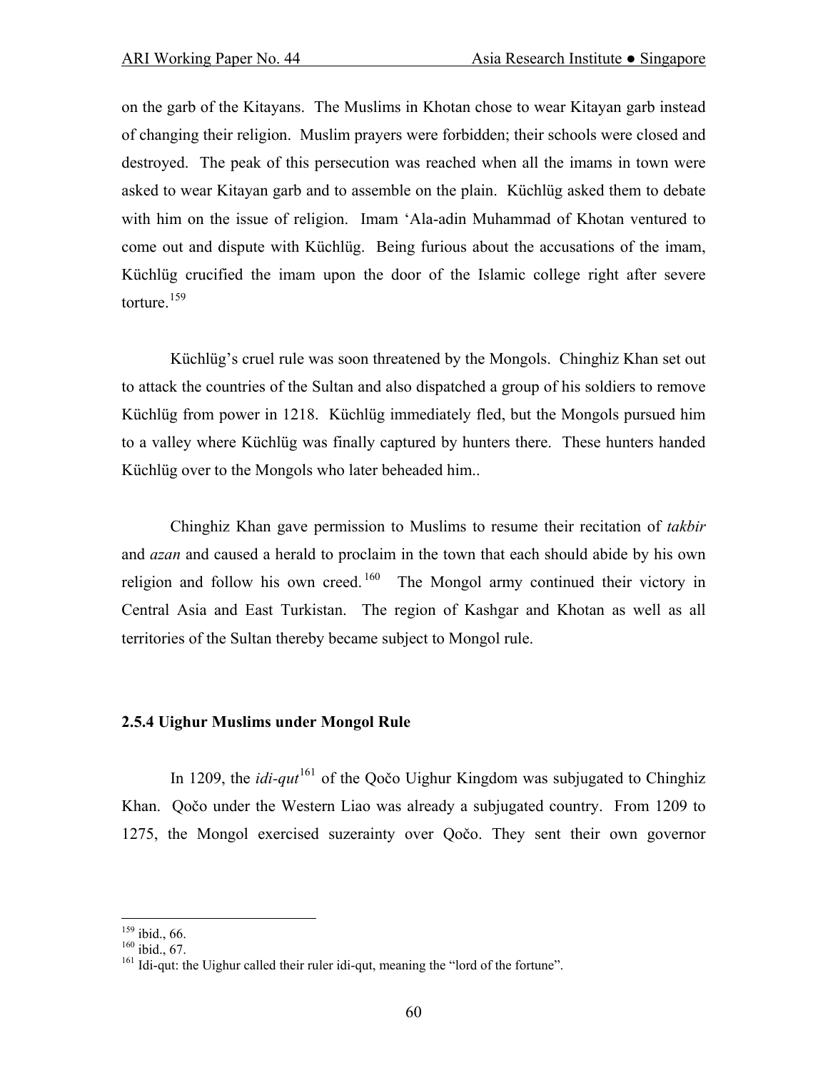on the garb of the Kitayans. The Muslims in Khotan chose to wear Kitayan garb instead of changing their religion. Muslim prayers were forbidden; their schools were closed and destroyed. The peak of this persecution was reached when all the imams in town were asked to wear Kitayan garb and to assemble on the plain. Küchlüg asked them to debate with him on the issue of religion. Imam 'Ala-adin Muhammad of Khotan ventured to come out and dispute with Küchlüg. Being furious about the accusations of the imam, Küchlüg crucified the imam upon the door of the Islamic college right after severe torture.[159]

Küchlüg's cruel rule was soon threatened by the Mongols. Chinghiz Khan set out to attack the countries of the Sultan and also dispatched a group of his soldiers to remove Küchlüg from power in 1218. Küchlüg immediately fled, but the Mongols pursued him to a valley where Küchlüg was finally captured by hunters there. These hunters handed Küchlüg over to the Mongols who later beheaded him..

Chinghiz Khan gave permission to Muslims to resume their recitation of *takbir* and *azan* and caused a herald to proclaim in the town that each should abide by his own religion and follow his own creed.[160] The Mongol army continued their victory in Central Asia and East Turkistan. The region of Kashgar and Khotan as well as all territories of the Sultan thereby became subject to Mongol rule.

### 2.5.4 Uighur Muslims under Mongol Rule

In 1209, the *idi-qut*[161] of the Qočo Uighur Kingdom was subjugated to Chinghiz Khan. Qočo under the Western Liao was already a subjugated country. From 1209 to 1275, the Mongol exercised suzerainty over Qočo. They sent their own governor

---

[159] ibid., 66.

[160] ibid., 67.

[161] Idi-qut: the Uighur called their ruler idi-qut, meaning the "lord of the fortune".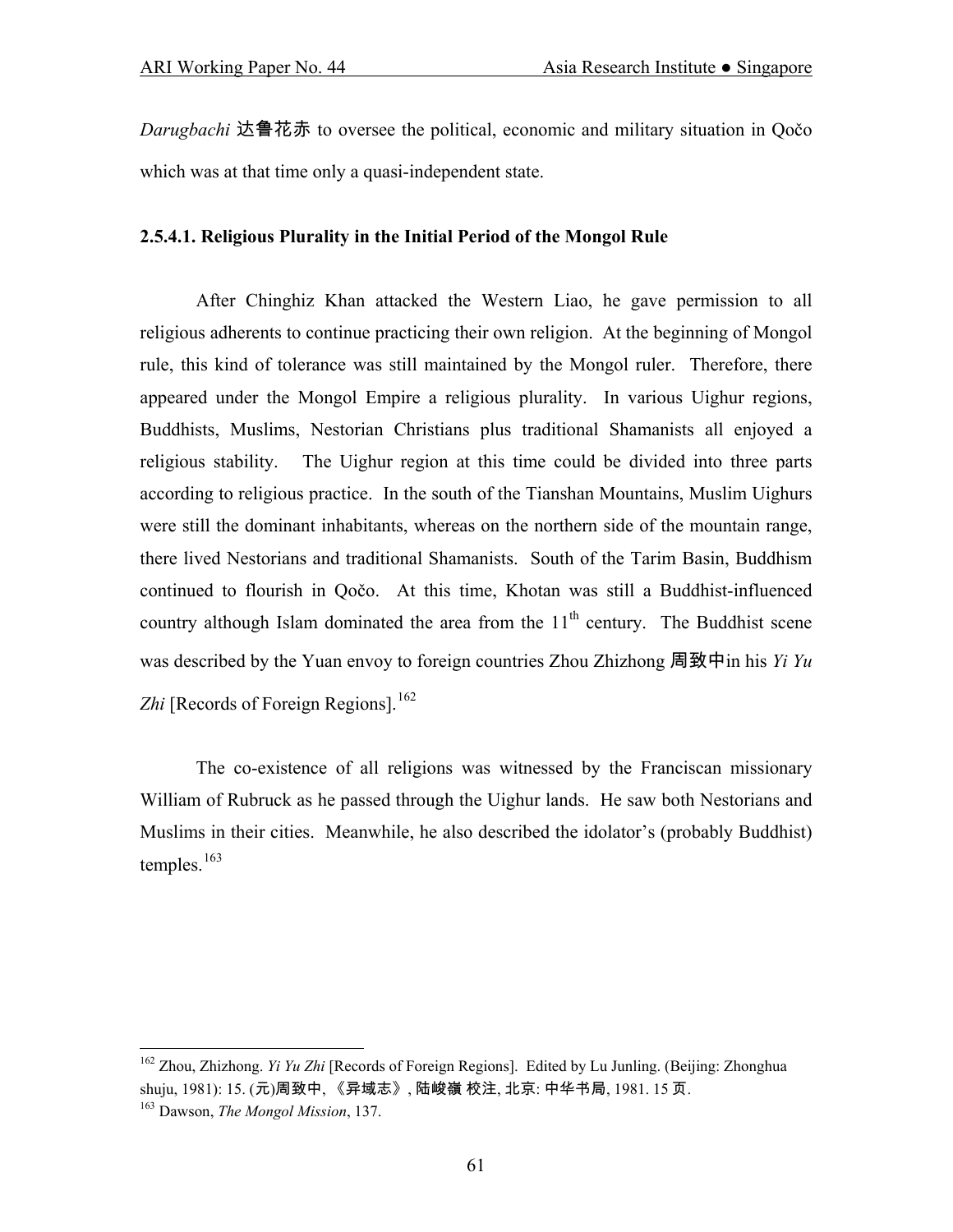*Darugbachi* 达鲁花赤 to oversee the political, economic and military situation in Qočo which was at that time only a quasi-independent state.

#### 2.5.4.1. Religious Plurality in the Initial Period of the Mongol Rule

After Chinghiz Khan attacked the Western Liao, he gave permission to all religious adherents to continue practicing their own religion. At the beginning of Mongol rule, this kind of tolerance was still maintained by the Mongol ruler. Therefore, there appeared under the Mongol Empire a religious plurality. In various Uighur regions, Buddhists, Muslims, Nestorian Christians plus traditional Shamanists all enjoyed a religious stability. The Uighur region at this time could be divided into three parts according to religious practice. In the south of the Tianshan Mountains, Muslim Uighurs were still the dominant inhabitants, whereas on the northern side of the mountain range, there lived Nestorians and traditional Shamanists. South of the Tarim Basin, Buddhism continued to flourish in Qočo. At this time, Khotan was still a Buddhist-influenced country although Islam dominated the area from the 11th century. The Buddhist scene was described by the Yuan envoy to foreign countries Zhou Zhizhong 周致中in his *Yi Yu Zhi* [Records of Foreign Regions].[162]

The co-existence of all religions was witnessed by the Franciscan missionary William of Rubruck as he passed through the Uighur lands. He saw both Nestorians and Muslims in their cities. Meanwhile, he also described the idolator's (probably Buddhist) temples.[163]

---

[162] Zhou, Zhizhong. *Yi Yu Zhi* [Records of Foreign Regions]. Edited by Lu Junling. (Beijing: Zhonghua shuju, 1981): 15. (元)周致中, 《异域志》, 陆峻嶺 校注, 北京: 中华书局, 1981. 15 页.

[163] Dawson, *The Mongol Mission*, 137.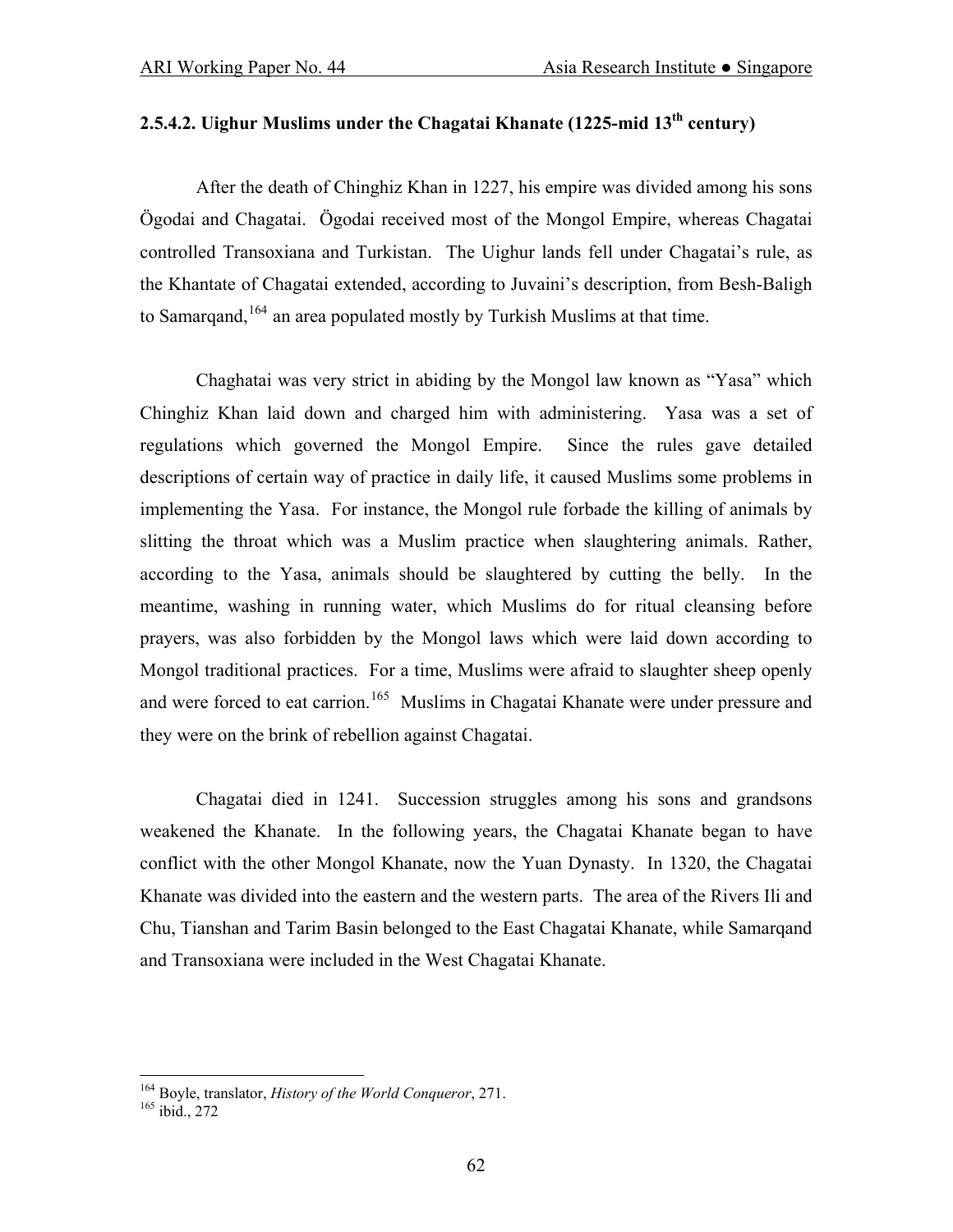### 2.5.4.2. Uighur Muslims under the Chagatai Khanate (1225-mid 13th century)

After the death of Chinghiz Khan in 1227, his empire was divided among his sons Ögodai and Chagatai. Ögodai received most of the Mongol Empire, whereas Chagatai controlled Transoxiana and Turkistan. The Uighur lands fell under Chagatai's rule, as the Khantate of Chagatai extended, according to Juvaini's description, from Besh-Baligh to Samarqand,[164] an area populated mostly by Turkish Muslims at that time.

Chaghatai was very strict in abiding by the Mongol law known as "Yasa" which Chinghiz Khan laid down and charged him with administering. Yasa was a set of regulations which governed the Mongol Empire. Since the rules gave detailed descriptions of certain way of practice in daily life, it caused Muslims some problems in implementing the Yasa. For instance, the Mongol rule forbade the killing of animals by slitting the throat which was a Muslim practice when slaughtering animals. Rather, according to the Yasa, animals should be slaughtered by cutting the belly. In the meantime, washing in running water, which Muslims do for ritual cleansing before prayers, was also forbidden by the Mongol laws which were laid down according to Mongol traditional practices. For a time, Muslims were afraid to slaughter sheep openly and were forced to eat carrion.[165] Muslims in Chagatai Khanate were under pressure and they were on the brink of rebellion against Chagatai.

Chagatai died in 1241. Succession struggles among his sons and grandsons weakened the Khanate. In the following years, the Chagatai Khanate began to have conflict with the other Mongol Khanate, now the Yuan Dynasty. In 1320, the Chagatai Khanate was divided into the eastern and the western parts. The area of the Rivers Ili and Chu, Tianshan and Tarim Basin belonged to the East Chagatai Khanate, while Samarqand and Transoxiana were included in the West Chagatai Khanate.

---

[164] Boyle, translator, *History of the World Conqueror*, 271.

[165] ibid., 272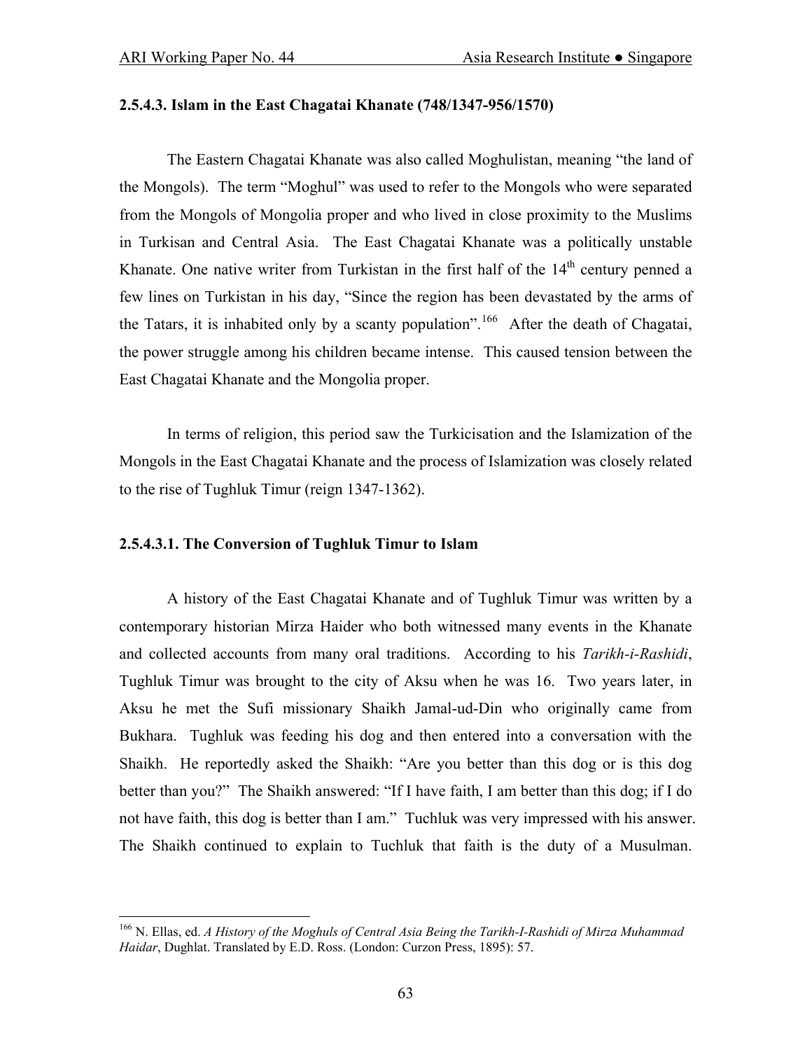### 2.5.4.3. Islam in the East Chagatai Khanate (748/1347-956/1570)

The Eastern Chagatai Khanate was also called Moghulistan, meaning "the land of the Mongols). The term "Moghul" was used to refer to the Mongols who were separated from the Mongols of Mongolia proper and who lived in close proximity to the Muslims in Turkisan and Central Asia. The East Chagatai Khanate was a politically unstable Khanate. One native writer from Turkistan in the first half of the 14th century penned a few lines on Turkistan in his day, "Since the region has been devastated by the arms of the Tatars, it is inhabited only by a scanty population".[166] After the death of Chagatai, the power struggle among his children became intense. This caused tension between the East Chagatai Khanate and the Mongolia proper.

In terms of religion, this period saw the Turkicisation and the Islamization of the Mongols in the East Chagatai Khanate and the process of Islamization was closely related to the rise of Tughluk Timur (reign 1347-1362).

#### 2.5.4.3.1. The Conversion of Tughluk Timur to Islam

A history of the East Chagatai Khanate and of Tughluk Timur was written by a contemporary historian Mirza Haider who both witnessed many events in the Khanate and collected accounts from many oral traditions. According to his *Tarikh-i-Rashidi*, Tughluk Timur was brought to the city of Aksu when he was 16. Two years later, in Aksu he met the Sufi missionary Shaikh Jamal-ud-Din who originally came from Bukhara. Tughluk was feeding his dog and then entered into a conversation with the Shaikh. He reportedly asked the Shaikh: "Are you better than this dog or is this dog better than you?" The Shaikh answered: "If I have faith, I am better than this dog; if I do not have faith, this dog is better than I am." Tuchluk was very impressed with his answer. The Shaikh continued to explain to Tuchluk that faith is the duty of a Musulman.

---

[166] N. Ellas, ed. *A History of the Moghuls of Central Asia Being the Tarikh-I-Rashidi of Mirza Muhammad Haidar*, Dughlat. Translated by E.D. Ross. (London: Curzon Press, 1895): 57.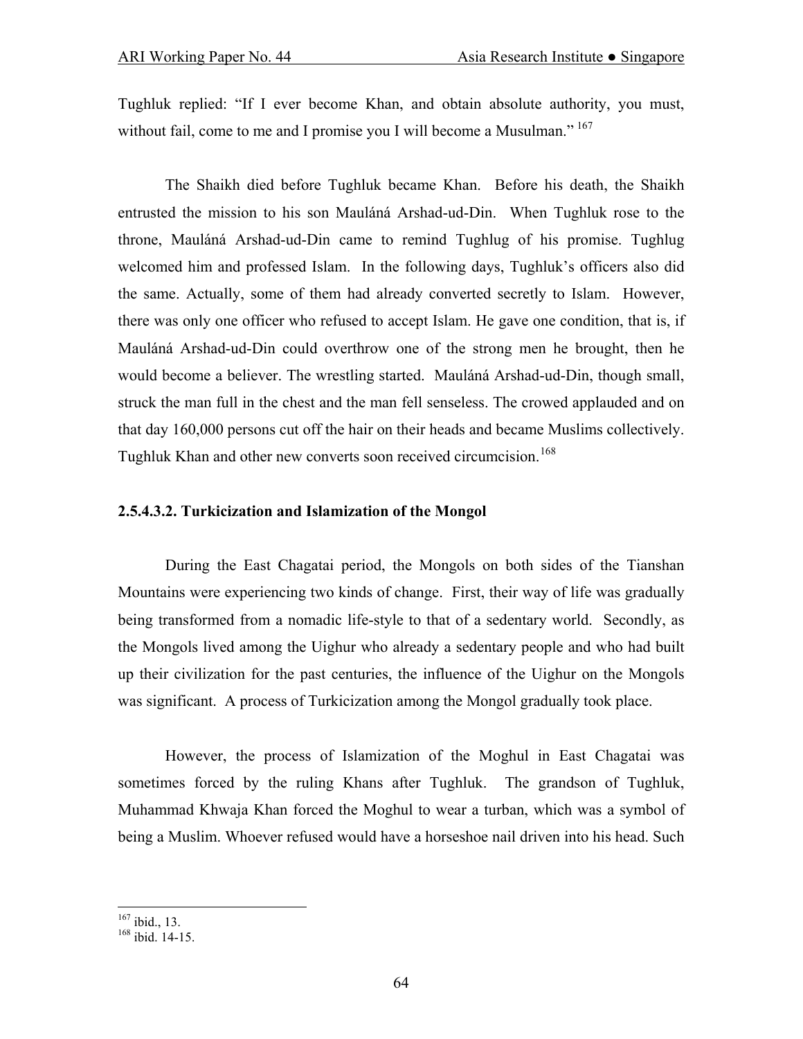Tughluk replied: "If I ever become Khan, and obtain absolute authority, you must, without fail, come to me and I promise you I will become a Musulman." [167]

The Shaikh died before Tughluk became Khan. Before his death, the Shaikh entrusted the mission to his son Mauláná Arshad-ud-Din. When Tughluk rose to the throne, Mauláná Arshad-ud-Din came to remind Tughlug of his promise. Tughlug welcomed him and professed Islam. In the following days, Tughluk's officers also did the same. Actually, some of them had already converted secretly to Islam. However, there was only one officer who refused to accept Islam. He gave one condition, that is, if Mauláná Arshad-ud-Din could overthrow one of the strong men he brought, then he would become a believer. The wrestling started. Mauláná Arshad-ud-Din, though small, struck the man full in the chest and the man fell senseless. The crowed applauded and on that day 160,000 persons cut off the hair on their heads and became Muslims collectively. Tughluk Khan and other new converts soon received circumcision.[168]

#### 2.5.4.3.2. Turkicization and Islamization of the Mongol

During the East Chagatai period, the Mongols on both sides of the Tianshan Mountains were experiencing two kinds of change. First, their way of life was gradually being transformed from a nomadic life-style to that of a sedentary world. Secondly, as the Mongols lived among the Uighur who already a sedentary people and who had built up their civilization for the past centuries, the influence of the Uighur on the Mongols was significant. A process of Turkicization among the Mongol gradually took place.

However, the process of Islamization of the Moghul in East Chagatai was sometimes forced by the ruling Khans after Tughluk. The grandson of Tughluk, Muhammad Khwaja Khan forced the Moghul to wear a turban, which was a symbol of being a Muslim. Whoever refused would have a horseshoe nail driven into his head. Such

[167] ibid., 13.
[168] ibid. 14-15.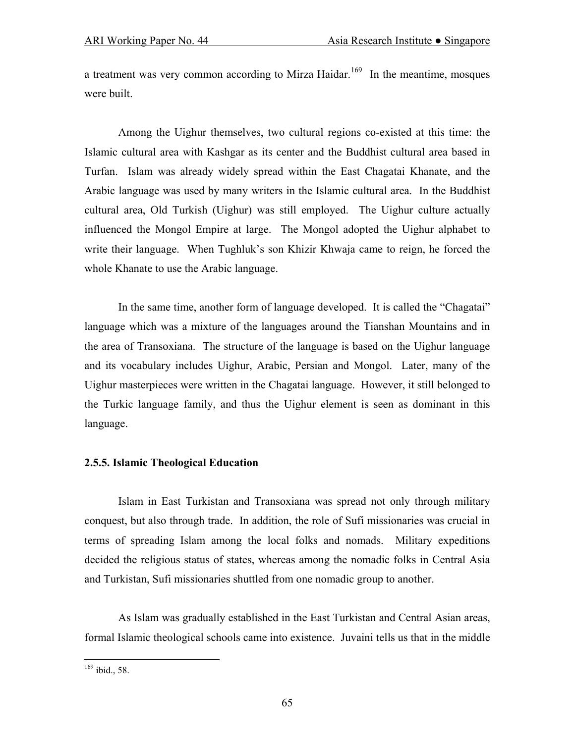a treatment was very common according to Mirza Haidar.[169] In the meantime, mosques were built.

Among the Uighur themselves, two cultural regions co-existed at this time: the Islamic cultural area with Kashgar as its center and the Buddhist cultural area based in Turfan. Islam was already widely spread within the East Chagatai Khanate, and the Arabic language was used by many writers in the Islamic cultural area. In the Buddhist cultural area, Old Turkish (Uighur) was still employed. The Uighur culture actually influenced the Mongol Empire at large. The Mongol adopted the Uighur alphabet to write their language. When Tughluk's son Khizir Khwaja came to reign, he forced the whole Khanate to use the Arabic language.

In the same time, another form of language developed. It is called the "Chagatai" language which was a mixture of the languages around the Tianshan Mountains and in the area of Transoxiana. The structure of the language is based on the Uighur language and its vocabulary includes Uighur, Arabic, Persian and Mongol. Later, many of the Uighur masterpieces were written in the Chagatai language. However, it still belonged to the Turkic language family, and thus the Uighur element is seen as dominant in this language.

### 2.5.5. Islamic Theological Education

Islam in East Turkistan and Transoxiana was spread not only through military conquest, but also through trade. In addition, the role of Sufi missionaries was crucial in terms of spreading Islam among the local folks and nomads. Military expeditions decided the religious status of states, whereas among the nomadic folks in Central Asia and Turkistan, Sufi missionaries shuttled from one nomadic group to another.

As Islam was gradually established in the East Turkistan and Central Asian areas, formal Islamic theological schools came into existence. Juvaini tells us that in the middle

---

[169] ibid., 58.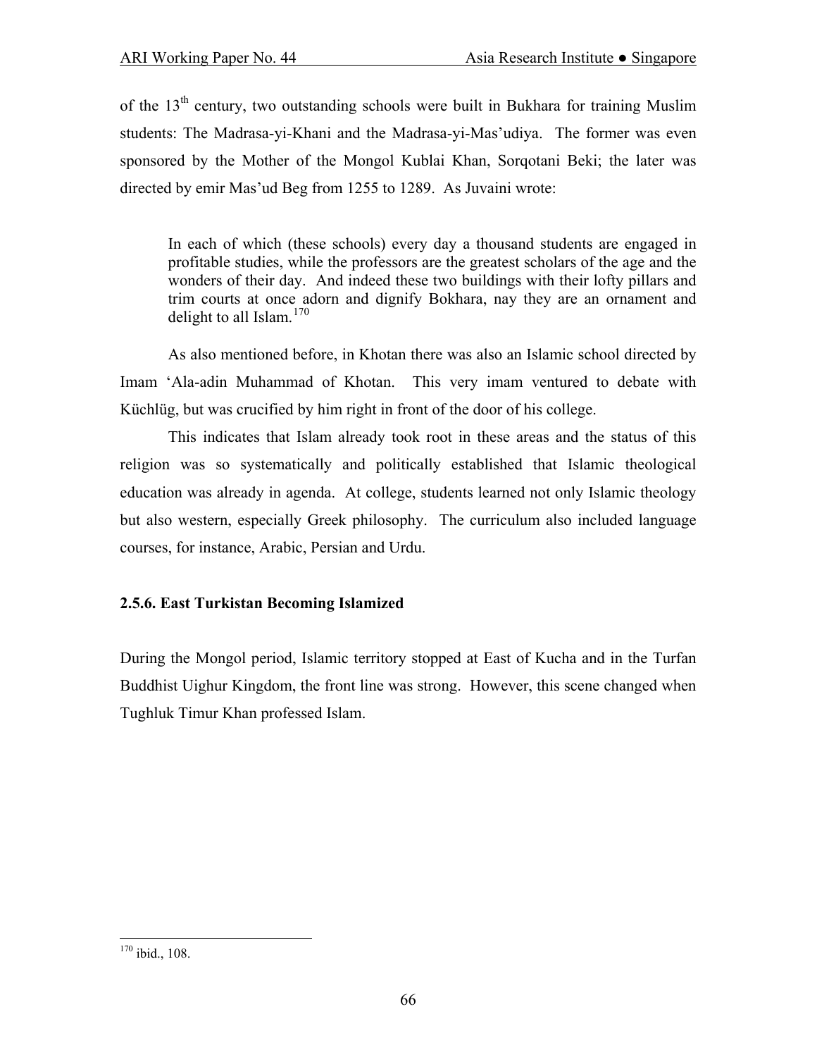of the 13th century, two outstanding schools were built in Bukhara for training Muslim students: The Madrasa-yi-Khani and the Madrasa-yi-Mas'udiya. The former was even sponsored by the Mother of the Mongol Kublai Khan, Sorqotani Beki; the later was directed by emir Mas'ud Beg from 1255 to 1289. As Juvaini wrote:

> In each of which (these schools) every day a thousand students are engaged in profitable studies, while the professors are the greatest scholars of the age and the wonders of their day. And indeed these two buildings with their lofty pillars and trim courts at once adorn and dignify Bokhara, nay they are an ornament and delight to all Islam.[170]

As also mentioned before, in Khotan there was also an Islamic school directed by Imam 'Ala-adin Muhammad of Khotan. This very imam ventured to debate with Küchlüg, but was crucified by him right in front of the door of his college.

This indicates that Islam already took root in these areas and the status of this religion was so systematically and politically established that Islamic theological education was already in agenda. At college, students learned not only Islamic theology but also western, especially Greek philosophy. The curriculum also included language courses, for instance, Arabic, Persian and Urdu.

### 2.5.6. East Turkistan Becoming Islamized

During the Mongol period, Islamic territory stopped at East of Kucha and in the Turfan Buddhist Uighur Kingdom, the front line was strong. However, this scene changed when Tughluk Timur Khan professed Islam.

---

[170] ibid., 108.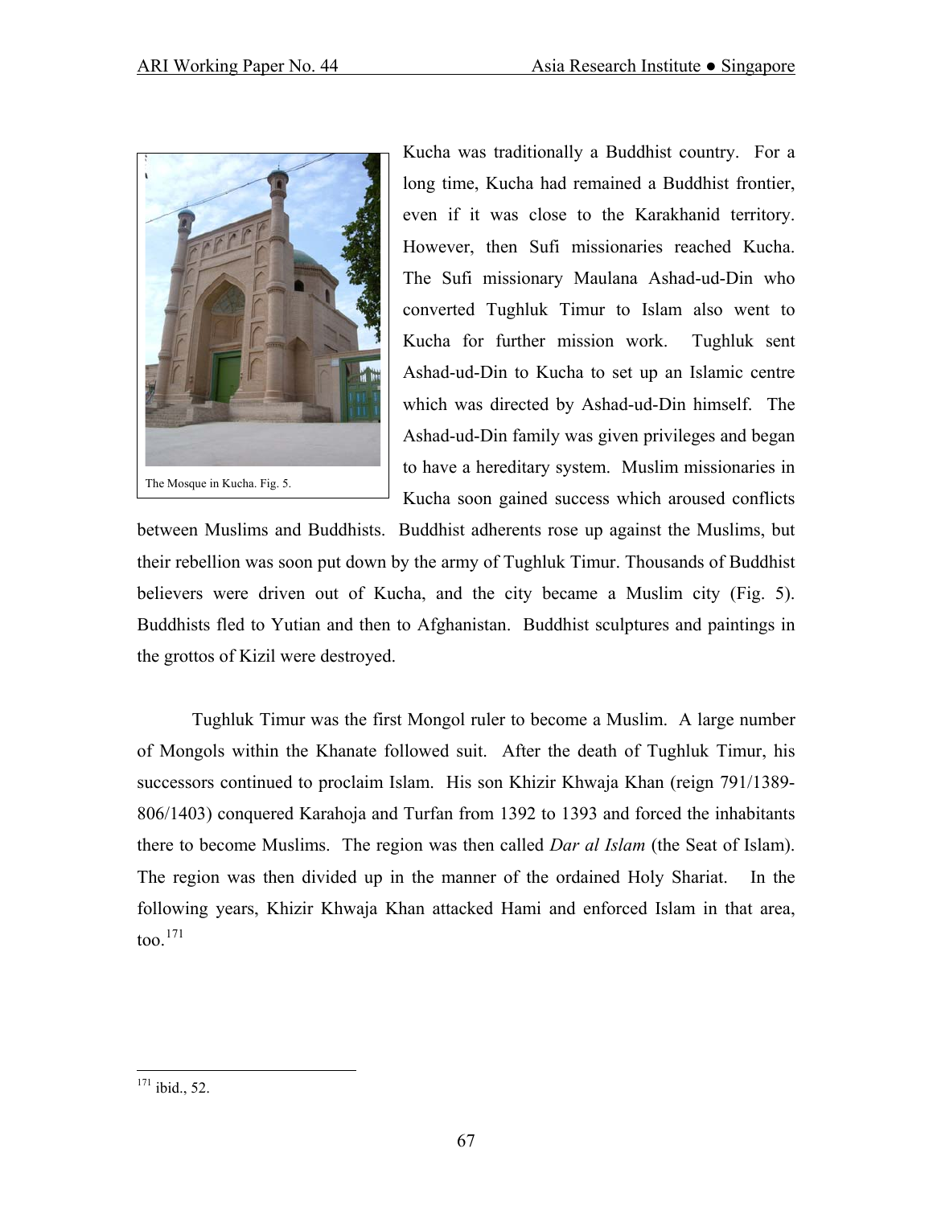The Mosque in Kucha. Fig. 5.

Kucha was traditionally a Buddhist country. For a long time, Kucha had remained a Buddhist frontier, even if it was close to the Karakhanid territory. However, then Sufi missionaries reached Kucha. The Sufi missionary Maulana Ashad-ud-Din who converted Tughluk Timur to Islam also went to Kucha for further mission work. Tughluk sent Ashad-ud-Din to Kucha to set up an Islamic centre which was directed by Ashad-ud-Din himself. The Ashad-ud-Din family was given privileges and began to have a hereditary system. Muslim missionaries in Kucha soon gained success which aroused conflicts between Muslims and Buddhists. Buddhist adherents rose up against the Muslims, but their rebellion was soon put down by the army of Tughluk Timur. Thousands of Buddhist believers were driven out of Kucha, and the city became a Muslim city (Fig. 5). Buddhists fled to Yutian and then to Afghanistan. Buddhist sculptures and paintings in the grottos of Kizil were destroyed.

Tughluk Timur was the first Mongol ruler to become a Muslim. A large number of Mongols within the Khanate followed suit. After the death of Tughluk Timur, his successors continued to proclaim Islam. His son Khizir Khwaja Khan (reign 791/1389-806/1403) conquered Karahoja and Turfan from 1392 to 1393 and forced the inhabitants there to become Muslims. The region was then called *Dar al Islam* (the Seat of Islam). The region was then divided up in the manner of the ordained Holy Shariat. In the following years, Khizir Khwaja Khan attacked Hami and enforced Islam in that area, too.[171]

---

[171] ibid., 52.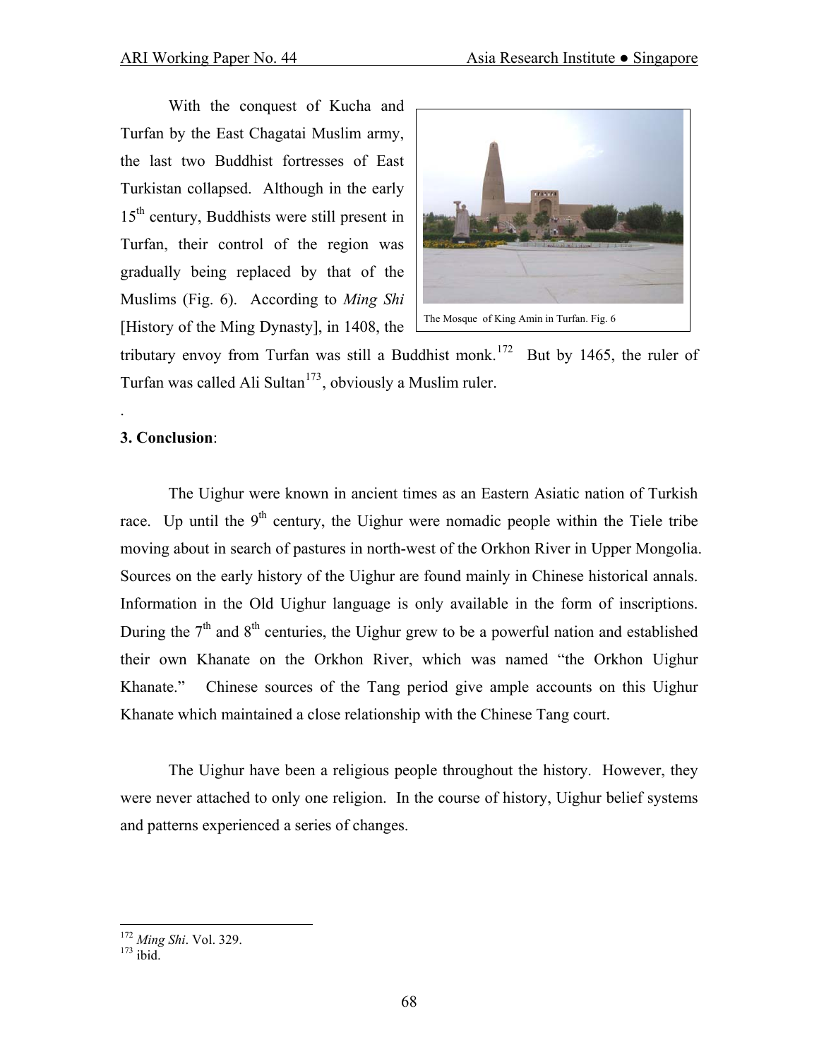With the conquest of Kucha and Turfan by the East Chagatai Muslim army, the last two Buddhist fortresses of East Turkistan collapsed. Although in the early 15th century, Buddhists were still present in Turfan, their control of the region was gradually being replaced by that of the Muslims (Fig. 6). According to *Ming Shi* [History of the Ming Dynasty], in 1408, the tributary envoy from Turfan was still a Buddhist monk.[172] But by 1465, the ruler of Turfan was called Ali Sultan[173], obviously a Muslim ruler.

The Mosque of King Amin in Turfan. Fig. 6

.

**3. Conclusion**:

The Uighur were known in ancient times as an Eastern Asiatic nation of Turkish race. Up until the 9th century, the Uighur were nomadic people within the Tiele tribe moving about in search of pastures in north-west of the Orkhon River in Upper Mongolia. Sources on the early history of the Uighur are found mainly in Chinese historical annals. Information in the Old Uighur language is only available in the form of inscriptions. During the 7th and 8th centuries, the Uighur grew to be a powerful nation and established their own Khanate on the Orkhon River, which was named "the Orkhon Uighur Khanate." Chinese sources of the Tang period give ample accounts on this Uighur Khanate which maintained a close relationship with the Chinese Tang court.

The Uighur have been a religious people throughout the history. However, they were never attached to only one religion. In the course of history, Uighur belief systems and patterns experienced a series of changes.

---

[172] *Ming Shi*. Vol. 329.

[173] ibid.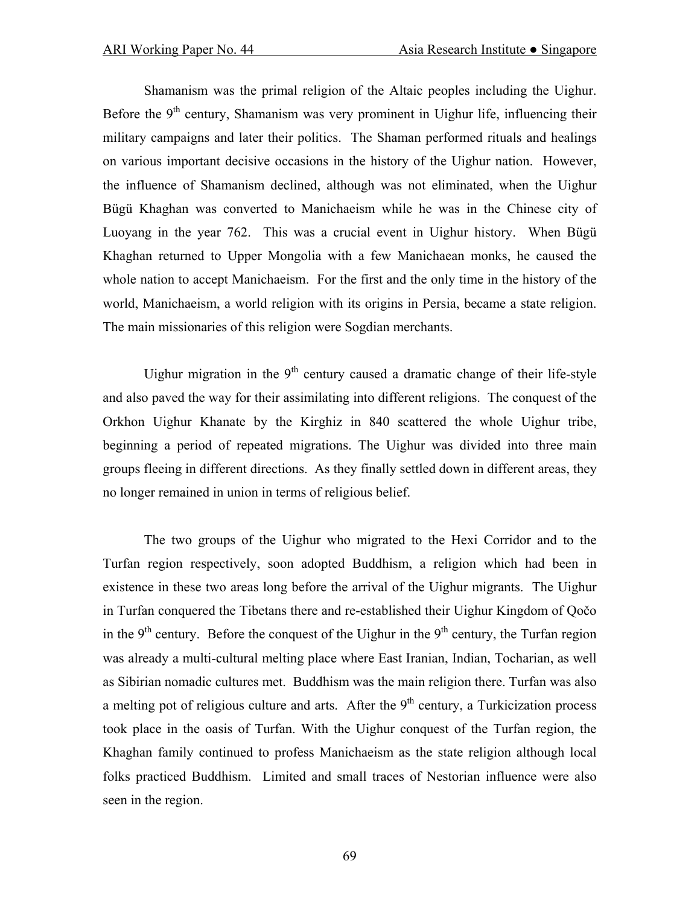Shamanism was the primal religion of the Altaic peoples including the Uighur. Before the 9th century, Shamanism was very prominent in Uighur life, influencing their military campaigns and later their politics. The Shaman performed rituals and healings on various important decisive occasions in the history of the Uighur nation. However, the influence of Shamanism declined, although was not eliminated, when the Uighur Bügü Khaghan was converted to Manichaeism while he was in the Chinese city of Luoyang in the year 762. This was a crucial event in Uighur history. When Bügü Khaghan returned to Upper Mongolia with a few Manichaean monks, he caused the whole nation to accept Manichaeism. For the first and the only time in the history of the world, Manichaeism, a world religion with its origins in Persia, became a state religion. The main missionaries of this religion were Sogdian merchants.

Uighur migration in the 9th century caused a dramatic change of their life-style and also paved the way for their assimilating into different religions. The conquest of the Orkhon Uighur Khanate by the Kirghiz in 840 scattered the whole Uighur tribe, beginning a period of repeated migrations. The Uighur was divided into three main groups fleeing in different directions. As they finally settled down in different areas, they no longer remained in union in terms of religious belief.

The two groups of the Uighur who migrated to the Hexi Corridor and to the Turfan region respectively, soon adopted Buddhism, a religion which had been in existence in these two areas long before the arrival of the Uighur migrants. The Uighur in Turfan conquered the Tibetans there and re-established their Uighur Kingdom of Qočo in the 9th century. Before the conquest of the Uighur in the 9th century, the Turfan region was already a multi-cultural melting place where East Iranian, Indian, Tocharian, as well as Sibirian nomadic cultures met. Buddhism was the main religion there. Turfan was also a melting pot of religious culture and arts. After the 9th century, a Turkicization process took place in the oasis of Turfan. With the Uighur conquest of the Turfan region, the Khaghan family continued to profess Manichaeism as the state religion although local folks practiced Buddhism. Limited and small traces of Nestorian influence were also seen in the region.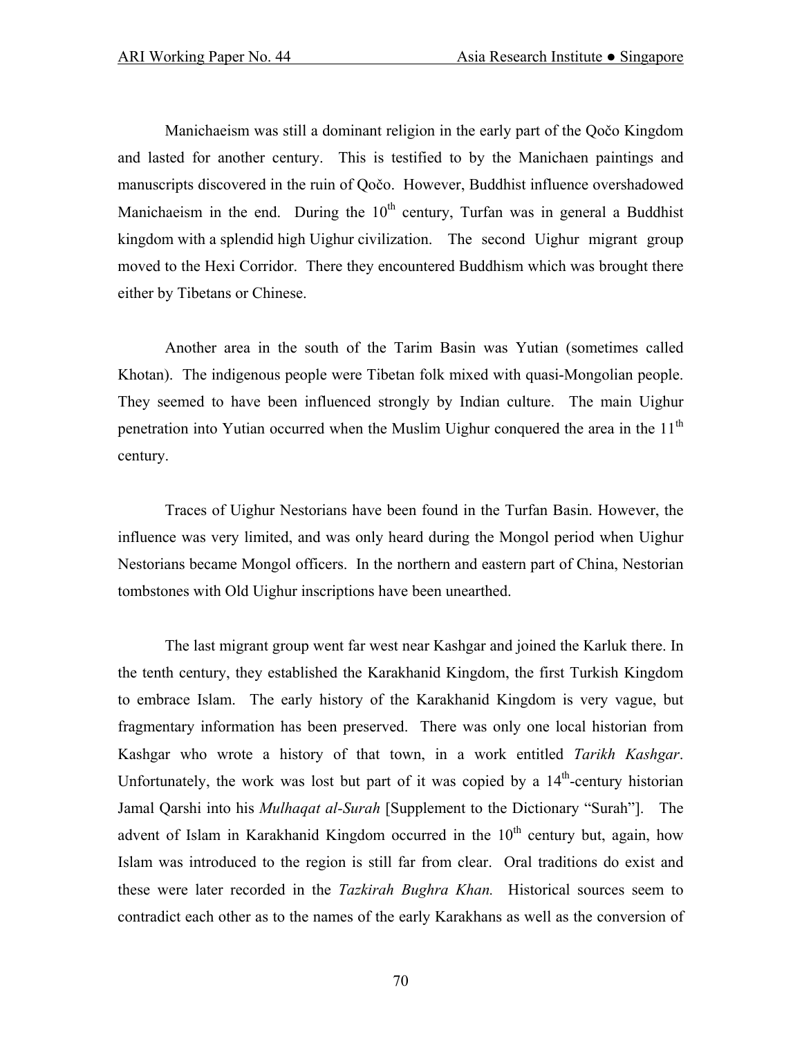Manichaeism was still a dominant religion in the early part of the Qočo Kingdom and lasted for another century. This is testified to by the Manichaen paintings and manuscripts discovered in the ruin of Qočo. However, Buddhist influence overshadowed Manichaeism in the end. During the 10th century, Turfan was in general a Buddhist kingdom with a splendid high Uighur civilization. The second Uighur migrant group moved to the Hexi Corridor. There they encountered Buddhism which was brought there either by Tibetans or Chinese.

Another area in the south of the Tarim Basin was Yutian (sometimes called Khotan). The indigenous people were Tibetan folk mixed with quasi-Mongolian people. They seemed to have been influenced strongly by Indian culture. The main Uighur penetration into Yutian occurred when the Muslim Uighur conquered the area in the 11th century.

Traces of Uighur Nestorians have been found in the Turfan Basin. However, the influence was very limited, and was only heard during the Mongol period when Uighur Nestorians became Mongol officers. In the northern and eastern part of China, Nestorian tombstones with Old Uighur inscriptions have been unearthed.

The last migrant group went far west near Kashgar and joined the Karluk there. In the tenth century, they established the Karakhanid Kingdom, the first Turkish Kingdom to embrace Islam. The early history of the Karakhanid Kingdom is very vague, but fragmentary information has been preserved. There was only one local historian from Kashgar who wrote a history of that town, in a work entitled *Tarikh Kashgar*. Unfortunately, the work was lost but part of it was copied by a 14th-century historian Jamal Qarshi into his *Mulhaqat al-Surah* [Supplement to the Dictionary "Surah"]. The advent of Islam in Karakhanid Kingdom occurred in the 10th century but, again, how Islam was introduced to the region is still far from clear. Oral traditions do exist and these were later recorded in the *Tazkirah Bughra Khan.* Historical sources seem to contradict each other as to the names of the early Karakhans as well as the conversion of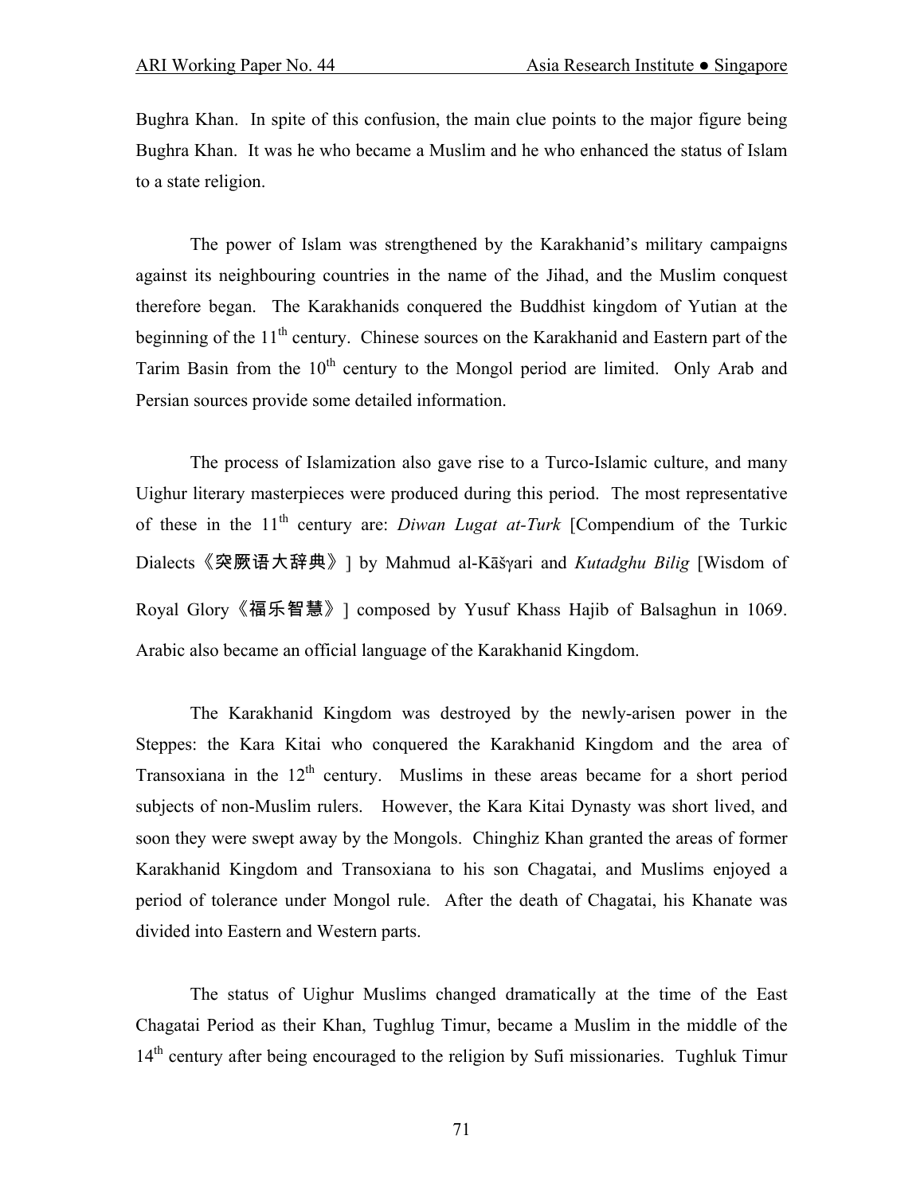Bughra Khan. In spite of this confusion, the main clue points to the major figure being Bughra Khan. It was he who became a Muslim and he who enhanced the status of Islam to a state religion.

The power of Islam was strengthened by the Karakhanid's military campaigns against its neighbouring countries in the name of the Jihad, and the Muslim conquest therefore began. The Karakhanids conquered the Buddhist kingdom of Yutian at the beginning of the 11th century. Chinese sources on the Karakhanid and Eastern part of the Tarim Basin from the 10th century to the Mongol period are limited. Only Arab and Persian sources provide some detailed information.

The process of Islamization also gave rise to a Turco-Islamic culture, and many Uighur literary masterpieces were produced during this period. The most representative of these in the 11th century are: *Diwan Lugat at-Turk* [Compendium of the Turkic Dialects《突厥语大辞典》] by Mahmud al-Kāšγari and *Kutadghu Bilig* [Wisdom of Royal Glory《福乐智慧》] composed by Yusuf Khass Hajib of Balsaghun in 1069. Arabic also became an official language of the Karakhanid Kingdom.

The Karakhanid Kingdom was destroyed by the newly-arisen power in the Steppes: the Kara Kitai who conquered the Karakhanid Kingdom and the area of Transoxiana in the 12th century. Muslims in these areas became for a short period subjects of non-Muslim rulers. However, the Kara Kitai Dynasty was short lived, and soon they were swept away by the Mongols. Chinghiz Khan granted the areas of former Karakhanid Kingdom and Transoxiana to his son Chagatai, and Muslims enjoyed a period of tolerance under Mongol rule. After the death of Chagatai, his Khanate was divided into Eastern and Western parts.

The status of Uighur Muslims changed dramatically at the time of the East Chagatai Period as their Khan, Tughlug Timur, became a Muslim in the middle of the 14th century after being encouraged to the religion by Sufi missionaries. Tughluk Timur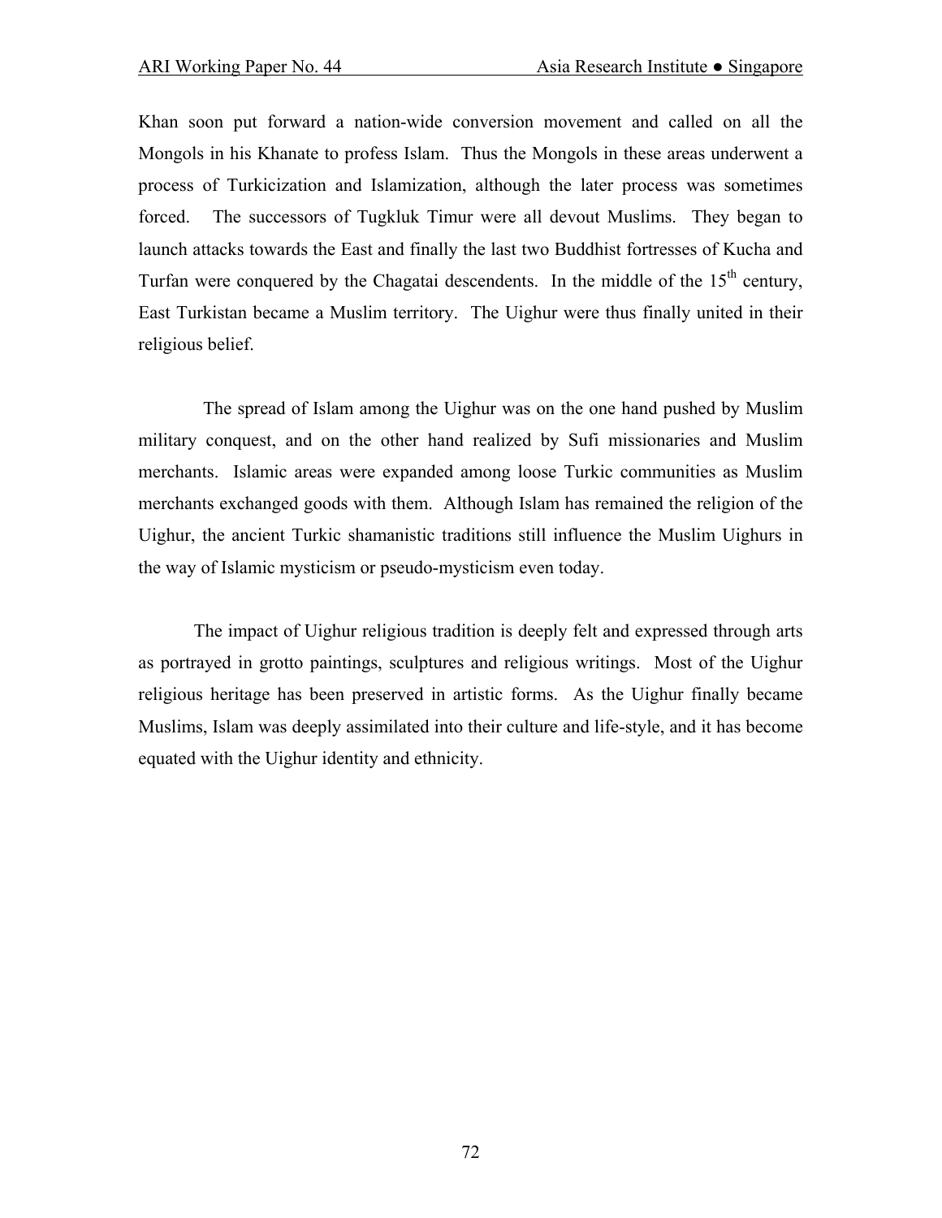Khan soon put forward a nation-wide conversion movement and called on all the Mongols in his Khanate to profess Islam. Thus the Mongols in these areas underwent a process of Turkicization and Islamization, although the later process was sometimes forced. The successors of Tugkluk Timur were all devout Muslims. They began to launch attacks towards the East and finally the last two Buddhist fortresses of Kucha and Turfan were conquered by the Chagatai descendents. In the middle of the 15th century, East Turkistan became a Muslim territory. The Uighur were thus finally united in their religious belief.

The spread of Islam among the Uighur was on the one hand pushed by Muslim military conquest, and on the other hand realized by Sufi missionaries and Muslim merchants. Islamic areas were expanded among loose Turkic communities as Muslim merchants exchanged goods with them. Although Islam has remained the religion of the Uighur, the ancient Turkic shamanistic traditions still influence the Muslim Uighurs in the way of Islamic mysticism or pseudo-mysticism even today.

The impact of Uighur religious tradition is deeply felt and expressed through arts as portrayed in grotto paintings, sculptures and religious writings. Most of the Uighur religious heritage has been preserved in artistic forms. As the Uighur finally became Muslims, Islam was deeply assimilated into their culture and life-style, and it has become equated with the Uighur identity and ethnicity.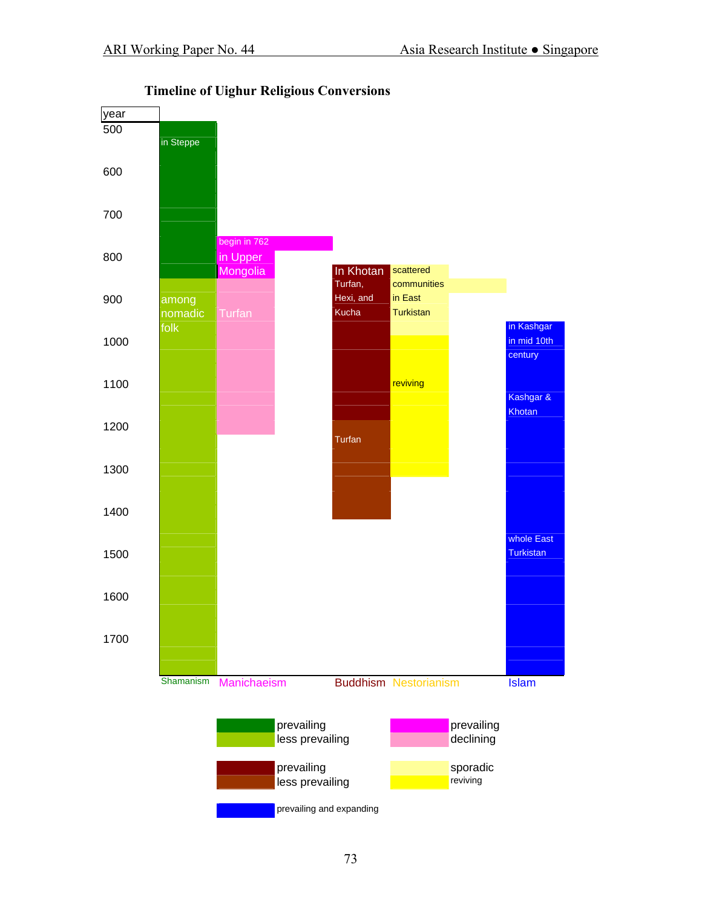**Timeline of Uighur Religious Conversions**

| year | Shamanism | Manichaeism | Buddhism | Nestorianism | Islam |
|---|---|---|---|---|---|
| 500 | in Steppe | | | | |
| 600 | | | | | |
| 700 | | | | | |
| 800 | | begin in 762 in Upper Mongolia | In Khotan | scattered | |
| 900 | among nomadic folk | Turfan | Turfan, Hexi, and Kucha | communities in East Turkistan | |
| 1000 | | | | | in Kashgar in mid 10th century |
| 1100 | | | | reviving | Kashgar & Khotan |
| 1200 | | | Turfan | | |
| 1300 | | | | | |
| 1400 | | | | | |
| 1500 | | | | | whole East Turkistan |
| 1600 | | | | | |
| 1700 | | | | | |

Legend:

- Shamanism: prevailing / less prevailing
- Manichaeism: prevailing / declining
- Buddhism: prevailing / less prevailing
- Nestorianism: sporadic / reviving
- Islam: prevailing and expanding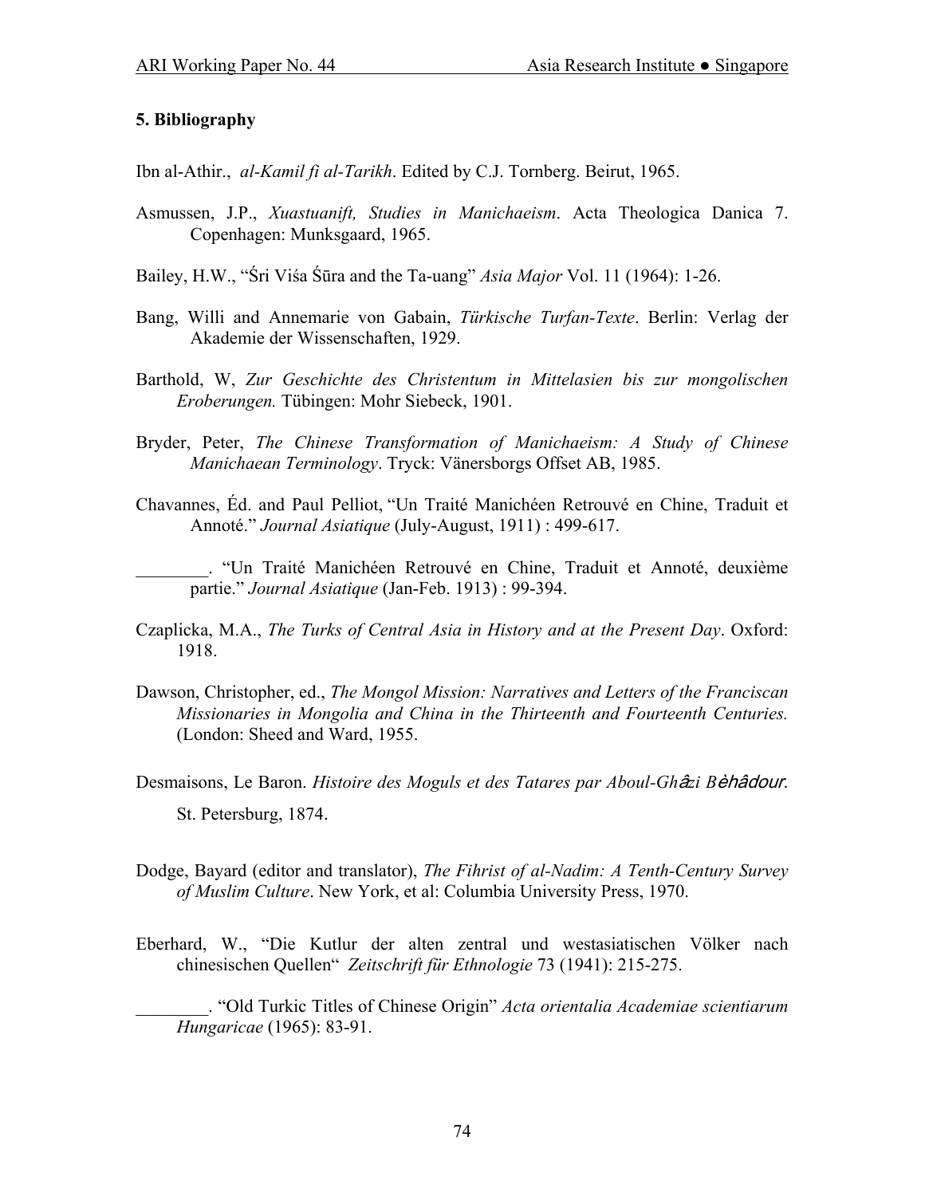### 5. Bibliography

Ibn al-Athir., *al-Kamil fi al-Tarikh*. Edited by C.J. Tornberg. Beirut, 1965.

Asmussen, J.P., *Xuastuanift, Studies in Manichaeism*. Acta Theologica Danica 7. Copenhagen: Munksgaard, 1965.

Bailey, H.W., "Śri Viśa Śūra and the Ta-uang" *Asia Major* Vol. 11 (1964): 1-26.

Bang, Willi and Annemarie von Gabain, *Türkische Turfan-Texte*. Berlin: Verlag der Akademie der Wissenschaften, 1929.

Barthold, W, *Zur Geschichte des Christentum in Mittelasien bis zur mongolischen Eroberungen.* Tübingen: Mohr Siebeck, 1901.

Bryder, Peter, *The Chinese Transformation of Manichaeism: A Study of Chinese Manichaean Terminology*. Tryck: Vänersborgs Offset AB, 1985.

Chavannes, Éd. and Paul Pelliot, "Un Traité Manichéen Retrouvé en Chine, Traduit et Annoté." *Journal Asiatique* (July-August, 1911) : 499-617.

________. "Un Traité Manichéen Retrouvé en Chine, Traduit et Annoté, deuxième partie." *Journal Asiatique* (Jan-Feb. 1913) : 99-394.

Czaplicka, M.A., *The Turks of Central Asia in History and at the Present Day*. Oxford: 1918.

Dawson, Christopher, ed., *The Mongol Mission: Narratives and Letters of the Franciscan Missionaries in Mongolia and China in the Thirteenth and Fourteenth Centuries.* (London: Sheed and Ward, 1955.

Desmaisons, Le Baron. *Histoire des Moguls et des Tatares par Aboul-Ghâzi Bèhâdour*. St. Petersburg, 1874.

Dodge, Bayard (editor and translator), *The Fihrist of al-Nadim: A Tenth-Century Survey of Muslim Culture*. New York, et al: Columbia University Press, 1970.

Eberhard, W., "Die Kutlur der alten zentral und westasiatischen Völker nach chinesischen Quellen" *Zeitschrift für Ethnologie* 73 (1941): 215-275.

________. "Old Turkic Titles of Chinese Origin" *Acta orientalia Academiae scientiarum Hungaricae* (1965): 83-91.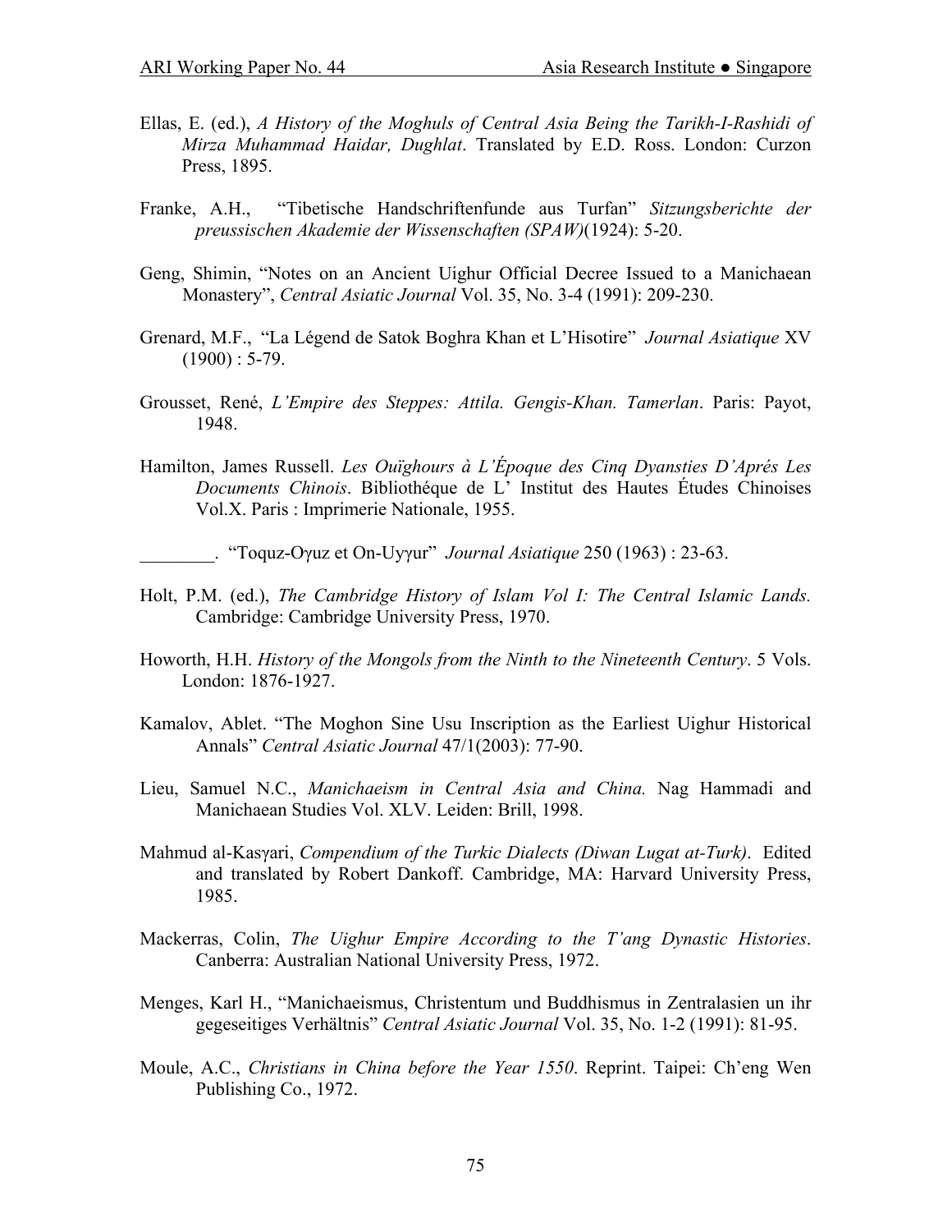Ellas, E. (ed.), *A History of the Moghuls of Central Asia Being the Tarikh-I-Rashidi of Mirza Muhammad Haidar, Dughlat*. Translated by E.D. Ross. London: Curzon Press, 1895.

Franke, A.H., "Tibetische Handschriftenfunde aus Turfan" *Sitzungsberichte der preussischen Akademie der Wissenschaften (SPAW)*(1924): 5-20.

Geng, Shimin, "Notes on an Ancient Uighur Official Decree Issued to a Manichaean Monastery", *Central Asiatic Journal* Vol. 35, No. 3-4 (1991): 209-230.

Grenard, M.F., "La Légend de Satok Boghra Khan et L'Hisotire" *Journal Asiatique* XV (1900) : 5-79.

Grousset, René, *L'Empire des Steppes: Attila. Gengis-Khan. Tamerlan*. Paris: Payot, 1948.

Hamilton, James Russell. *Les Ouïghours à L'Époque des Cinq Dyansties D'Aprés Les Documents Chinois*. Bibliothéque de L' Institut des Hautes Études Chinoises Vol.X. Paris : Imprimerie Nationale, 1955.

________. "Toquz-Oγuz et On-Uyγur" *Journal Asiatique* 250 (1963) : 23-63.

Holt, P.M. (ed.), *The Cambridge History of Islam Vol I: The Central Islamic Lands.* Cambridge: Cambridge University Press, 1970.

Howorth, H.H. *History of the Mongols from the Ninth to the Nineteenth Century*. 5 Vols. London: 1876-1927.

Kamalov, Ablet. "The Moghon Sine Usu Inscription as the Earliest Uighur Historical Annals" *Central Asiatic Journal* 47/1(2003): 77-90.

Lieu, Samuel N.C., *Manichaeism in Central Asia and China.* Nag Hammadi and Manichaean Studies Vol. XLV. Leiden: Brill, 1998.

Mahmud al-Kasγari, *Compendium of the Turkic Dialects (Diwan Lugat at-Turk)*. Edited and translated by Robert Dankoff. Cambridge, MA: Harvard University Press, 1985.

Mackerras, Colin, *The Uighur Empire According to the T'ang Dynastic Histories*. Canberra: Australian National University Press, 1972.

Menges, Karl H., "Manichaeismus, Christentum und Buddhismus in Zentralasien un ihr gegeseitiges Verhältnis" *Central Asiatic Journal* Vol. 35, No. 1-2 (1991): 81-95.

Moule, A.C., *Christians in China before the Year 1550*. Reprint. Taipei: Ch'eng Wen Publishing Co., 1972.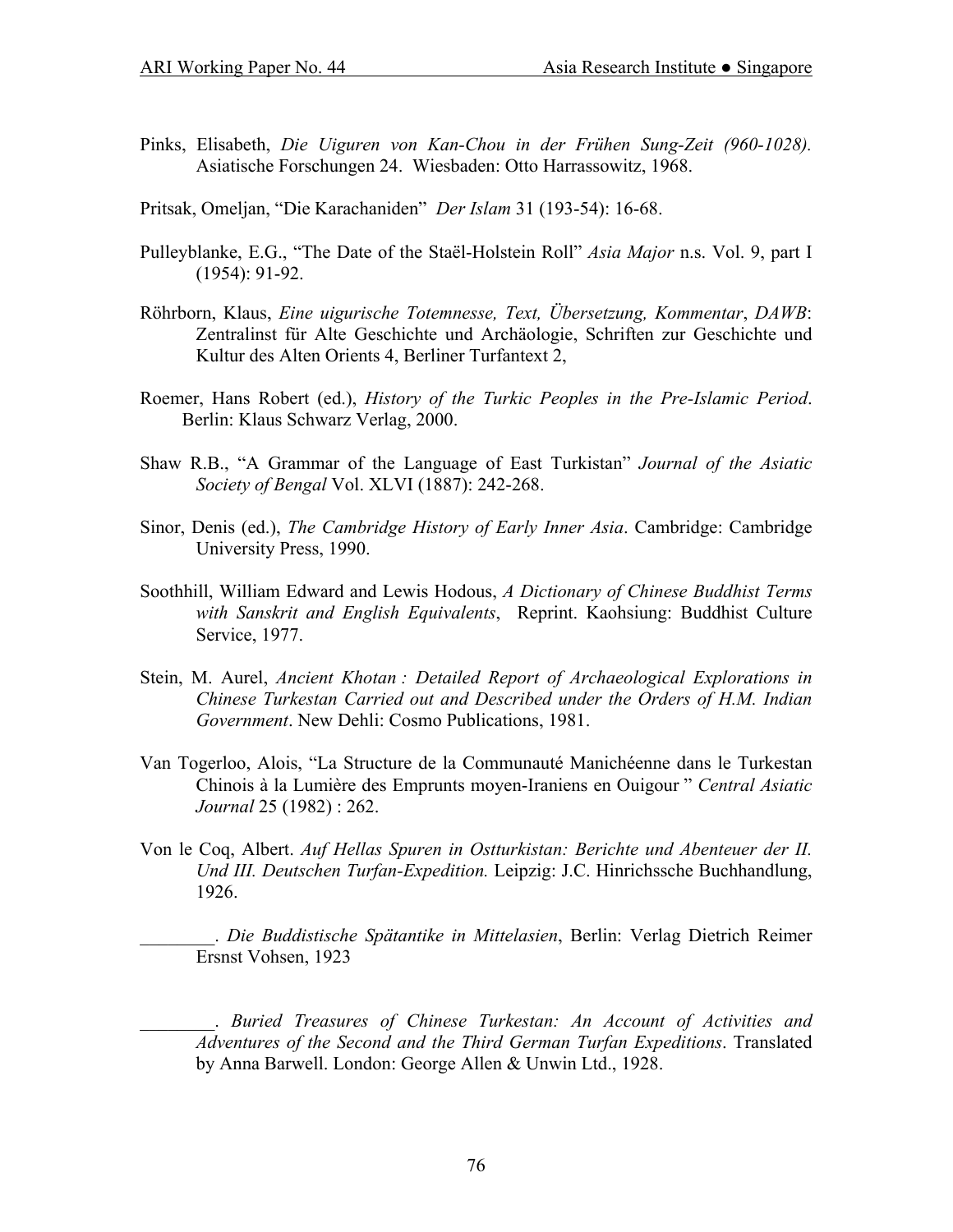Pinks, Elisabeth, *Die Uiguren von Kan-Chou in der Frühen Sung-Zeit (960-1028).* Asiatische Forschungen 24. Wiesbaden: Otto Harrassowitz, 1968.

Pritsak, Omeljan, "Die Karachaniden" *Der Islam* 31 (193-54): 16-68.

Pulleyblanke, E.G., "The Date of the Staël-Holstein Roll" *Asia Major* n.s. Vol. 9, part I (1954): 91-92.

Röhrborn, Klaus, *Eine uigurische Totemnesse, Text, Übersetzung, Kommentar*, *DAWB*: Zentralinst für Alte Geschichte und Archäologie, Schriften zur Geschichte und Kultur des Alten Orients 4, Berliner Turfantext 2,

Roemer, Hans Robert (ed.), *History of the Turkic Peoples in the Pre-Islamic Period*. Berlin: Klaus Schwarz Verlag, 2000.

Shaw R.B., "A Grammar of the Language of East Turkistan" *Journal of the Asiatic Society of Bengal* Vol. XLVI (1887): 242-268.

Sinor, Denis (ed.), *The Cambridge History of Early Inner Asia*. Cambridge: Cambridge University Press, 1990.

Soothhill, William Edward and Lewis Hodous, *A Dictionary of Chinese Buddhist Terms with Sanskrit and English Equivalents*, Reprint. Kaohsiung: Buddhist Culture Service, 1977.

Stein, M. Aurel, *Ancient Khotan : Detailed Report of Archaeological Explorations in Chinese Turkestan Carried out and Described under the Orders of H.M. Indian Government*. New Dehli: Cosmo Publications, 1981.

Van Togerloo, Alois, "La Structure de la Communauté Manichéenne dans le Turkestan Chinois à la Lumière des Emprunts moyen-Iraniens en Ouigour " *Central Asiatic Journal* 25 (1982) : 262.

Von le Coq, Albert. *Auf Hellas Spuren in Ostturkistan: Berichte und Abenteuer der II. Und III. Deutschen Turfan-Expedition.* Leipzig: J.C. Hinrichssche Buchhandlung, 1926.

________. *Die Buddistische Spätantike in Mittelasien*, Berlin: Verlag Dietrich Reimer Ersnst Vohsen, 1923

________. *Buried Treasures of Chinese Turkestan: An Account of Activities and Adventures of the Second and the Third German Turfan Expeditions*. Translated by Anna Barwell. London: George Allen & Unwin Ltd., 1928.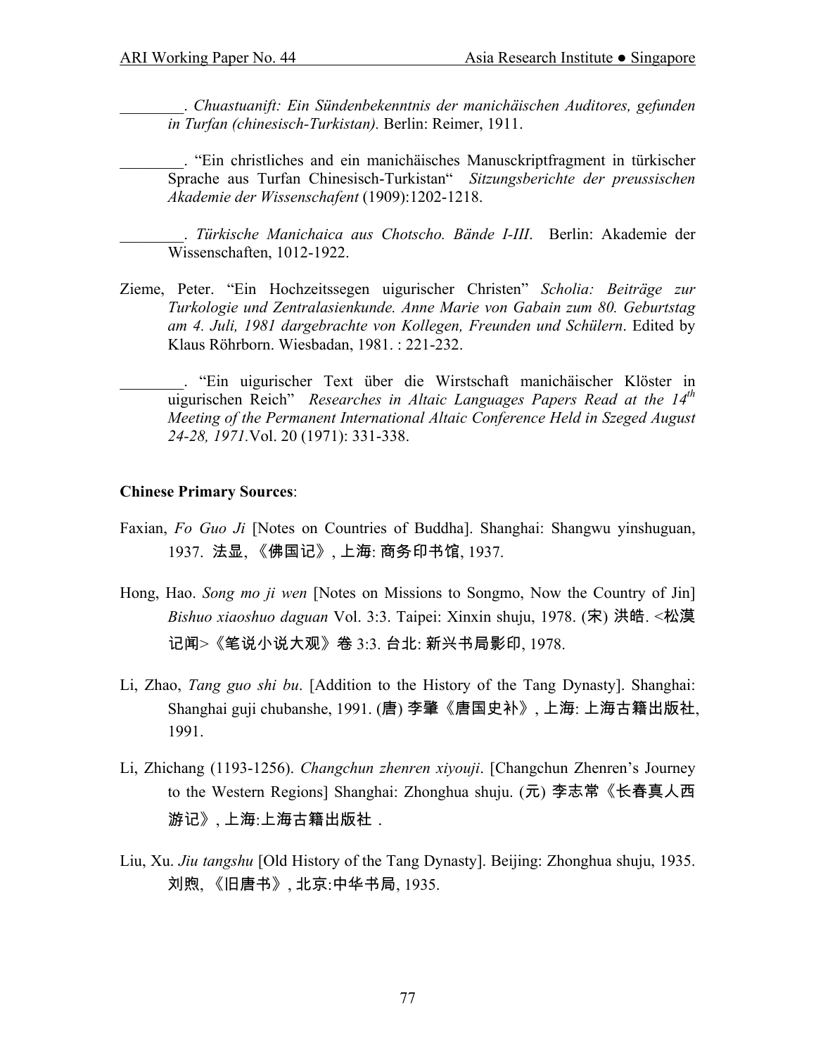________. *Chuastuanift: Ein Sündenbekenntnis der manichäischen Auditores, gefunden in Turfan (chinesisch-Turkistan).* Berlin: Reimer, 1911.

________. "Ein christliches and ein manichäisches Manusckriptfragment in türkischer Sprache aus Turfan Chinesisch-Turkistan" *Sitzungsberichte der preussischen Akademie der Wissenschafent* (1909):1202-1218.

________. *Türkische Manichaica aus Chotscho. Bände I-III.* Berlin: Akademie der Wissenschaften, 1012-1922.

Zieme, Peter. "Ein Hochzeitssegen uigurischer Christen" *Scholia: Beiträge zur Turkologie und Zentralasienkunde. Anne Marie von Gabain zum 80. Geburtstag am 4. Juli, 1981 dargebrachte von Kollegen, Freunden und Schülern*. Edited by Klaus Röhrborn. Wiesbadan, 1981. : 221-232.

________. "Ein uigurischer Text über die Wirstschaft manichäischer Klöster in uigurischen Reich" *Researches in Altaic Languages Papers Read at the 14th Meeting of the Permanent International Altaic Conference Held in Szeged August 24-28, 1971.*Vol. 20 (1971): 331-338.

**Chinese Primary Sources**:

Faxian, *Fo Guo Ji* [Notes on Countries of Buddha]. Shanghai: Shangwu yinshuguan, 1937. 法显, 《佛国记》, 上海: 商务印书馆, 1937.

Hong, Hao. *Song mo ji wen* [Notes on Missions to Songmo, Now the Country of Jin] *Bishuo xiaoshuo daguan* Vol. 3:3. Taipei: Xinxin shuju, 1978. (宋) 洪皓. <松漠记闻>《笔说小说大观》卷 3:3. 台北: 新兴书局影印, 1978.

Li, Zhao, *Tang guo shi bu*. [Addition to the History of the Tang Dynasty]. Shanghai: Shanghai guji chubanshe, 1991. (唐) 李肇《唐国史补》, 上海: 上海古籍出版社, 1991.

Li, Zhichang (1193-1256). *Changchun zhenren xiyouji*. [Changchun Zhenren's Journey to the Western Regions] Shanghai: Zhonghua shuju. (元) 李志常《长春真人西游记》, 上海:上海古籍出版社 .

Liu, Xu. *Jiu tangshu* [Old History of the Tang Dynasty]. Beijing: Zhonghua shuju, 1935. 刘煦, 《旧唐书》, 北京:中华书局, 1935.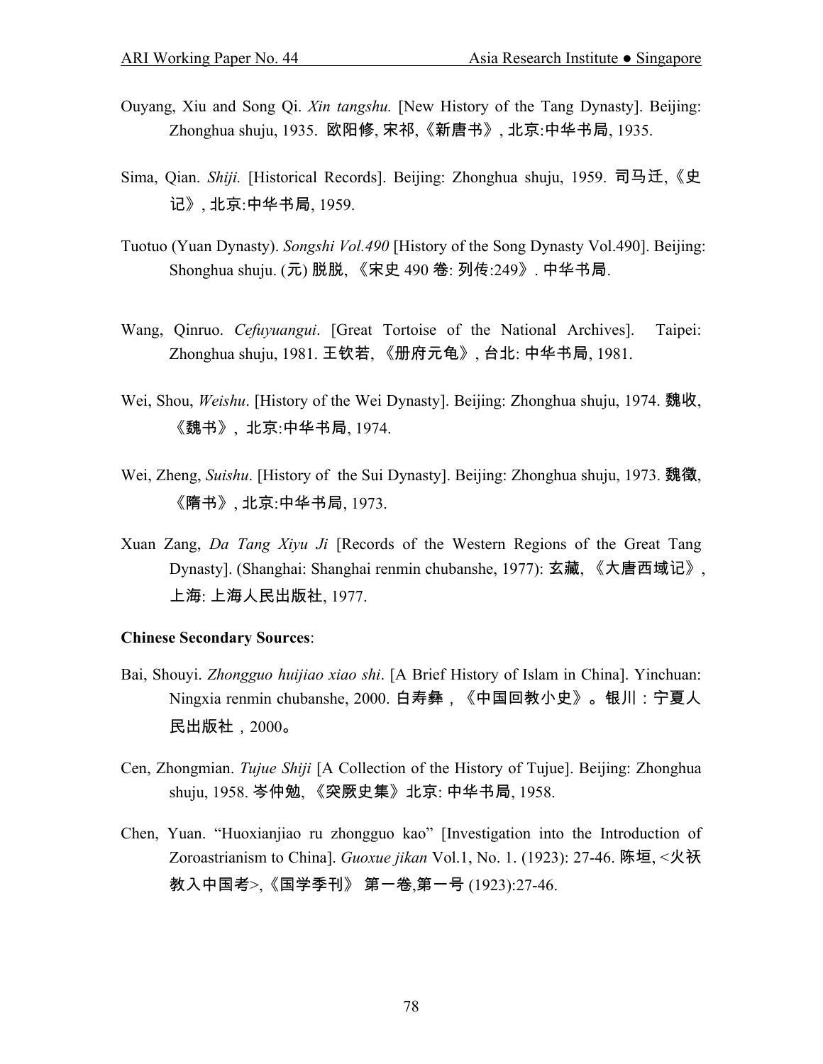Ouyang, Xiu and Song Qi. *Xin tangshu.* [New History of the Tang Dynasty]. Beijing: Zhonghua shuju, 1935. 欧阳修, 宋祁,《新唐书》, 北京:中华书局, 1935.

Sima, Qian. *Shiji.* [Historical Records]. Beijing: Zhonghua shuju, 1959. 司马迁,《史记》, 北京:中华书局, 1959.

Tuotuo (Yuan Dynasty). *Songshi Vol.490* [History of the Song Dynasty Vol.490]. Beijing: Shonghua shuju. (元) 脱脱, 《宋史 490 卷: 列传:249》. 中华书局.

Wang, Qinruo. *Cefuyuangui*. [Great Tortoise of the National Archives]. Taipei: Zhonghua shuju, 1981. 王钦若, 《册府元龟》, 台北: 中华书局, 1981.

Wei, Shou, *Weishu*. [History of the Wei Dynasty]. Beijing: Zhonghua shuju, 1974. 魏收, 《魏书》, 北京:中华书局, 1974.

Wei, Zheng, *Suishu*. [History of the Sui Dynasty]. Beijing: Zhonghua shuju, 1973. 魏徵, 《隋书》, 北京:中华书局, 1973.

Xuan Zang, *Da Tang Xiyu Ji* [Records of the Western Regions of the Great Tang Dynasty]. (Shanghai: Shanghai renmin chubanshe, 1977): 玄藏, 《大唐西域记》, 上海: 上海人民出版社, 1977.

**Chinese Secondary Sources**:

Bai, Shouyi. *Zhongguo huijiao xiao shi*. [A Brief History of Islam in China]. Yinchuan: Ningxia renmin chubanshe, 2000. 白寿彝，《中国回教小史》。银川：宁夏人民出版社，2000。

Cen, Zhongmian. *Tujue Shiji* [A Collection of the History of Tujue]. Beijing: Zhonghua shuju, 1958. 岑仲勉, 《突厥史集》北京: 中华书局, 1958.

Chen, Yuan. "Huoxianjiao ru zhongguo kao" [Investigation into the Introduction of Zoroastrianism to China]. *Guoxue jikan* Vol.1, No. 1. (1923): 27-46. 陈垣, <火祆教入中国考>,《国学季刊》 第一卷,第一号 (1923):27-46.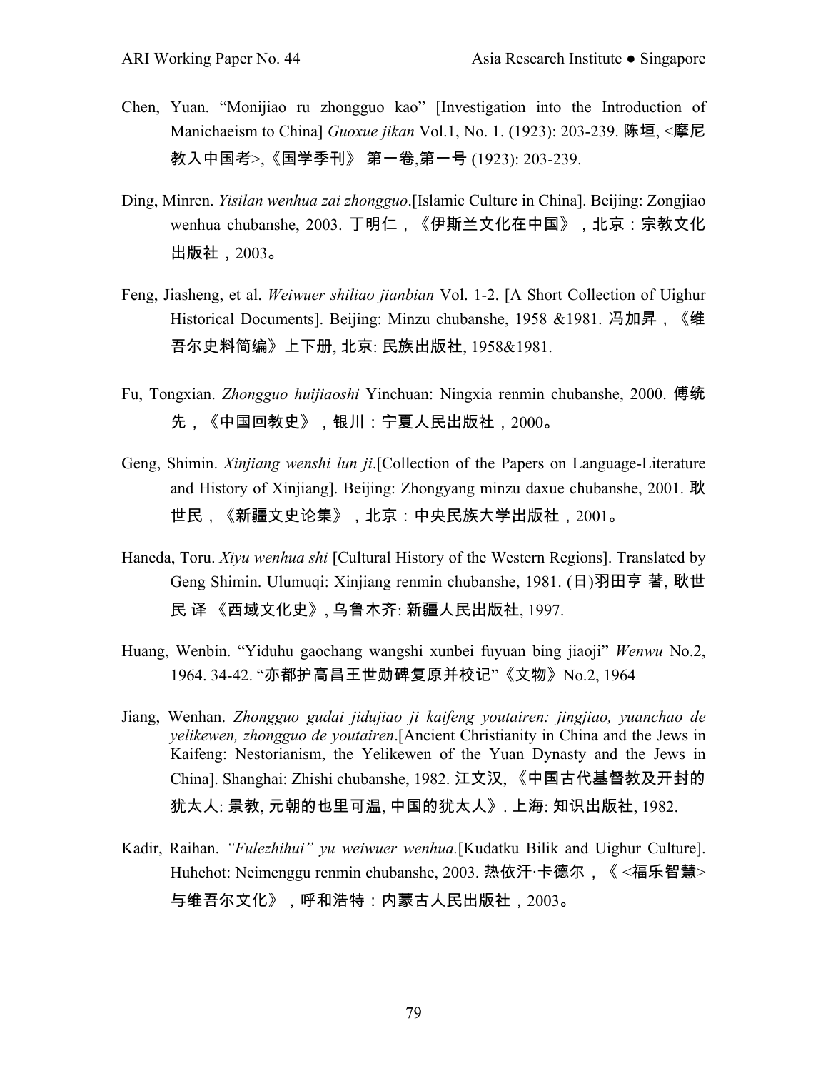Chen, Yuan. "Monijiao ru zhongguo kao" [Investigation into the Introduction of Manichaeism to China] *Guoxue jikan* Vol.1, No. 1. (1923): 203-239. 陈垣, <摩尼教入中国考>,《国学季刊》 第一卷,第一号 (1923): 203-239.

Ding, Minren. *Yisilan wenhua zai zhongguo*.[Islamic Culture in China]. Beijing: Zongjiao wenhua chubanshe, 2003. 丁明仁，《伊斯兰文化在中国》，北京：宗教文化出版社，2003。

Feng, Jiasheng, et al. *Weiwuer shiliao jianbian* Vol. 1-2. [A Short Collection of Uighur Historical Documents]. Beijing: Minzu chubanshe, 1958 &1981. 冯加昇，《维吾尔史料简编》上下册, 北京: 民族出版社, 1958&1981.

Fu, Tongxian. *Zhongguo huijiaoshi* Yinchuan: Ningxia renmin chubanshe, 2000. 傅统先，《中国回教史》，银川：宁夏人民出版社，2000。

Geng, Shimin. *Xinjiang wenshi lun ji*.[Collection of the Papers on Language-Literature and History of Xinjiang]. Beijing: Zhongyang minzu daxue chubanshe, 2001. 耿世民，《新疆文史论集》，北京：中央民族大学出版社，2001。

Haneda, Toru. *Xiyu wenhua shi* [Cultural History of the Western Regions]. Translated by Geng Shimin. Ulumuqi: Xinjiang renmin chubanshe, 1981. (日)羽田亨 著, 耿世民 译 《西域文化史》, 乌鲁木齐: 新疆人民出版社, 1997.

Huang, Wenbin. "Yiduhu gaochang wangshi xunbei fuyuan bing jiaoji" *Wenwu* No.2, 1964. 34-42. "亦都护高昌王世勋碑复原并校记"《文物》No.2, 1964

Jiang, Wenhan. *Zhongguo gudai jidujiao ji kaifeng youtairen: jingjiao, yuanchao de yelikewen, zhongguo de youtairen*.[Ancient Christianity in China and the Jews in Kaifeng: Nestorianism, the Yelikewen of the Yuan Dynasty and the Jews in China]. Shanghai: Zhishi chubanshe, 1982. 江文汉, 《中国古代基督教及开封的犹太人: 景教, 元朝的也里可温, 中国的犹太人》. 上海: 知识出版社, 1982.

Kadir, Raihan. *"Fulezhihui" yu weiwuer wenhua.*[Kudatku Bilik and Uighur Culture]. Huhehot: Neimenggu renmin chubanshe, 2003. 热依汗·卡德尔，《 <福乐智慧>与维吾尔文化》，呼和浩特：内蒙古人民出版社，2003。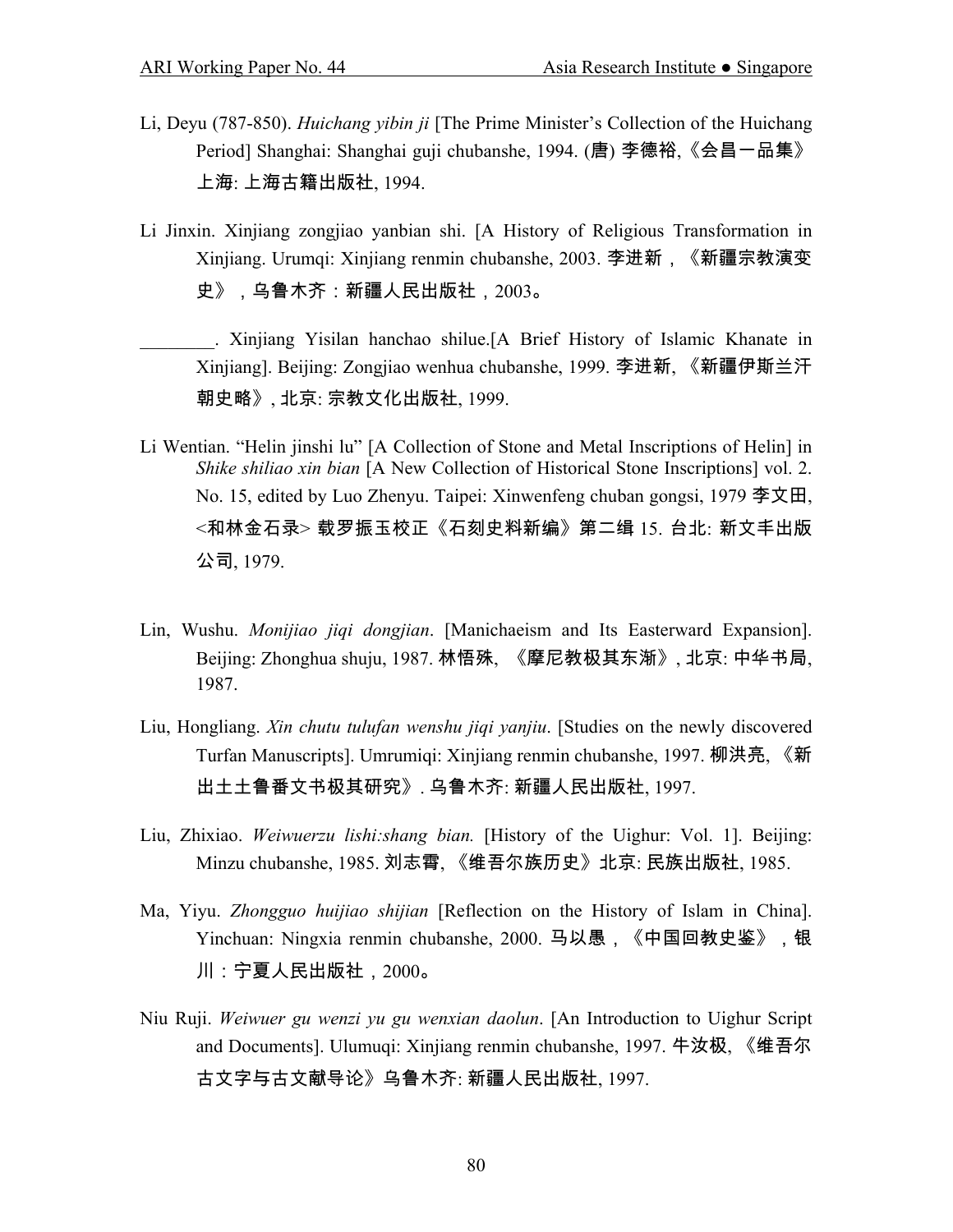Li, Deyu (787-850). *Huichang yibin ji* [The Prime Minister's Collection of the Huichang Period] Shanghai: Shanghai guji chubanshe, 1994. (唐) 李德裕,《会昌一品集》上海: 上海古籍出版社, 1994.

Li Jinxin. Xinjiang zongjiao yanbian shi. [A History of Religious Transformation in Xinjiang. Urumqi: Xinjiang renmin chubanshe, 2003. 李进新，《新疆宗教演变史》，乌鲁木齐：新疆人民出版社，2003。

________. Xinjiang Yisilan hanchao shilue.[A Brief History of Islamic Khanate in Xinjiang]. Beijing: Zongjiao wenhua chubanshe, 1999. 李进新, 《新疆伊斯兰汗朝史略》, 北京: 宗教文化出版社, 1999.

Li Wentian. "Helin jinshi lu" [A Collection of Stone and Metal Inscriptions of Helin] in *Shike shiliao xin bian* [A New Collection of Historical Stone Inscriptions] vol. 2. No. 15, edited by Luo Zhenyu. Taipei: Xinwenfeng chuban gongsi, 1979 李文田, <和林金石录> 载罗振玉校正《石刻史料新编》第二缉 15. 台北: 新文丰出版公司, 1979.

Lin, Wushu. *Monijiao jiqi dongjian*. [Manichaeism and Its Easterward Expansion]. Beijing: Zhonghua shuju, 1987. 林悟殊, 《摩尼教极其东渐》, 北京: 中华书局, 1987.

Liu, Hongliang. *Xin chutu tulufan wenshu jiqi yanjiu*. [Studies on the newly discovered Turfan Manuscripts]. Umrumiqi: Xinjiang renmin chubanshe, 1997. 柳洪亮, 《新出土土鲁番文书极其研究》. 乌鲁木齐: 新疆人民出版社, 1997.

Liu, Zhixiao. *Weiwuerzu lishi:shang bian.* [History of the Uighur: Vol. 1]. Beijing: Minzu chubanshe, 1985. 刘志霄, 《维吾尔族历史》北京: 民族出版社, 1985.

Ma, Yiyu. *Zhongguo huijiao shijian* [Reflection on the History of Islam in China]. Yinchuan: Ningxia renmin chubanshe, 2000. 马以愚，《中国回教史鉴》，银川：宁夏人民出版社，2000。

Niu Ruji. *Weiwuer gu wenzi yu gu wenxian daolun*. [An Introduction to Uighur Script and Documents]. Ulumuqi: Xinjiang renmin chubanshe, 1997. 牛汝极, 《维吾尔古文字与古文献导论》乌鲁木齐: 新疆人民出版社, 1997.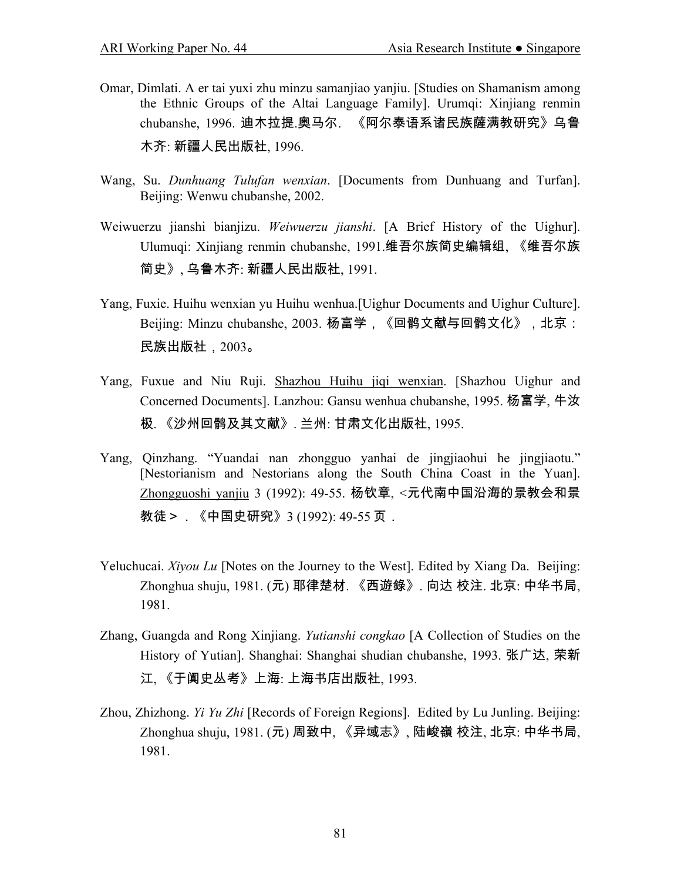Omar, Dimlati. A er tai yuxi zhu minzu samanjiao yanjiu. [Studies on Shamanism among the Ethnic Groups of the Altai Language Family]. Urumqi: Xinjiang renmin chubanshe, 1996. 迪木拉提.奥马尔. 《阿尔泰语系诸民族薩满教研究》乌鲁木齐: 新疆人民出版社, 1996.

Wang, Su. *Dunhuang Tulufan wenxian*. [Documents from Dunhuang and Turfan]. Beijing: Wenwu chubanshe, 2002.

Weiwuerzu jianshi bianjizu. *Weiwuerzu jianshi*. [A Brief History of the Uighur]. Ulumuqi: Xinjiang renmin chubanshe, 1991.维吾尔族简史编辑组, 《维吾尔族简史》, 乌鲁木齐: 新疆人民出版社, 1991.

Yang, Fuxie. Huihu wenxian yu Huihu wenhua.[Uighur Documents and Uighur Culture]. Beijing: Minzu chubanshe, 2003. 杨富学，《回鹘文献与回鹘文化》，北京：民族出版社，2003。

Yang, Fuxue and Niu Ruji. Shazhou Huihu jiqi wenxian. [Shazhou Uighur and Concerned Documents]. Lanzhou: Gansu wenhua chubanshe, 1995. 杨富学, 牛汝极. 《沙州回鹘及其文献》. 兰州: 甘肃文化出版社, 1995.

Yang, Qinzhang. "Yuandai nan zhongguo yanhai de jingjiaohui he jingjiaotu." [Nestorianism and Nestorians along the South China Coast in the Yuan]. Zhongguoshi yanjiu 3 (1992): 49-55. 杨钦章, <元代南中国沿海的景教会和景教徒>. 《中国史研究》3 (1992): 49-55 页.

Yeluchucai. *Xiyou Lu* [Notes on the Journey to the West]. Edited by Xiang Da. Beijing: Zhonghua shuju, 1981. (元) 耶律楚材. 《西遊錄》. 向达 校注. 北京: 中华书局, 1981.

Zhang, Guangda and Rong Xinjiang. *Yutianshi congkao* [A Collection of Studies on the History of Yutian]. Shanghai: Shanghai shudian chubanshe, 1993. 张广达, 荣新江, 《于阗史丛考》上海: 上海书店出版社, 1993.

Zhou, Zhizhong. *Yi Yu Zhi* [Records of Foreign Regions]. Edited by Lu Junling. Beijing: Zhonghua shuju, 1981. (元) 周致中, 《异域志》, 陆峻嶺 校注, 北京: 中华书局, 1981.